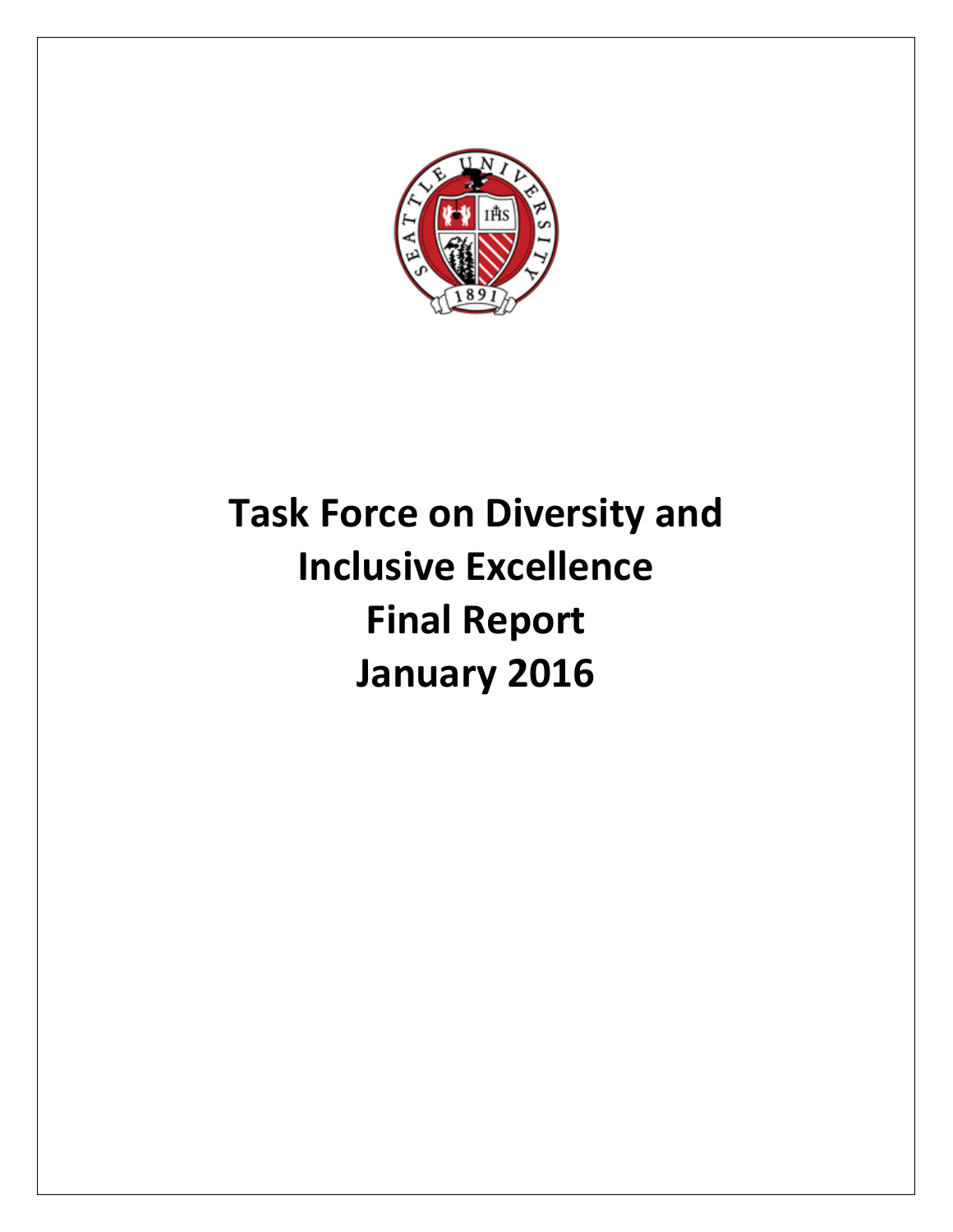# Task Force on Diversity and Inclusive Excellence Final Report January 2016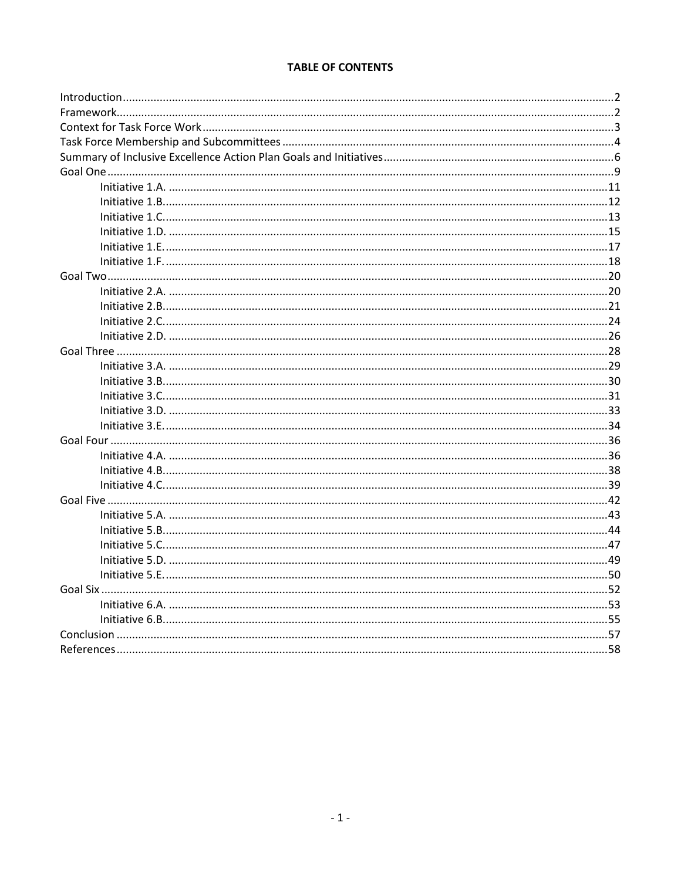**TABLE OF CONTENTS**

Introduction .......... 2
Framework .......... 2
Context for Task Force Work .......... 3
Task Force Membership and Subcommittees .......... 4
Summary of Inclusive Excellence Action Plan Goals and Initiatives .......... 6
Goal One .......... 9
- Initiative 1.A. .......... 11
- Initiative 1.B. .......... 12
- Initiative 1.C. .......... 13
- Initiative 1.D. .......... 15
- Initiative 1.E. .......... 17
- Initiative 1.F. .......... 18

Goal Two .......... 20
- Initiative 2.A. .......... 20
- Initiative 2.B. .......... 21
- Initiative 2.C. .......... 24
- Initiative 2.D. .......... 26

Goal Three .......... 28
- Initiative 3.A. .......... 29
- Initiative 3.B. .......... 30
- Initiative 3.C. .......... 31
- Initiative 3.D. .......... 33
- Initiative 3.E. .......... 34

Goal Four .......... 36
- Initiative 4.A. .......... 36
- Initiative 4.B. .......... 38
- Initiative 4.C. .......... 39

Goal Five .......... 42
- Initiative 5.A. .......... 43
- Initiative 5.B. .......... 44
- Initiative 5.C. .......... 47
- Initiative 5.D. .......... 49
- Initiative 5.E. .......... 50

Goal Six .......... 52
- Initiative 6.A. .......... 53
- Initiative 6.B. .......... 55

Conclusion .......... 57
References .......... 58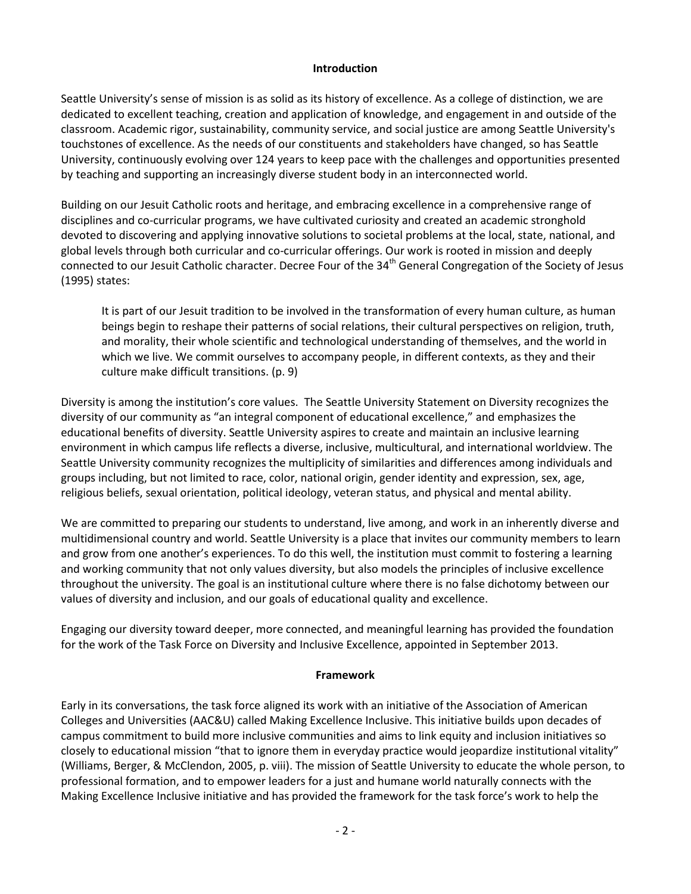## Introduction

Seattle University's sense of mission is as solid as its history of excellence. As a college of distinction, we are dedicated to excellent teaching, creation and application of knowledge, and engagement in and outside of the classroom. Academic rigor, sustainability, community service, and social justice are among Seattle University's touchstones of excellence. As the needs of our constituents and stakeholders have changed, so has Seattle University, continuously evolving over 124 years to keep pace with the challenges and opportunities presented by teaching and supporting an increasingly diverse student body in an interconnected world.

Building on our Jesuit Catholic roots and heritage, and embracing excellence in a comprehensive range of disciplines and co-curricular programs, we have cultivated curiosity and created an academic stronghold devoted to discovering and applying innovative solutions to societal problems at the local, state, national, and global levels through both curricular and co-curricular offerings. Our work is rooted in mission and deeply connected to our Jesuit Catholic character. Decree Four of the 34th General Congregation of the Society of Jesus (1995) states:

> It is part of our Jesuit tradition to be involved in the transformation of every human culture, as human beings begin to reshape their patterns of social relations, their cultural perspectives on religion, truth, and morality, their whole scientific and technological understanding of themselves, and the world in which we live. We commit ourselves to accompany people, in different contexts, as they and their culture make difficult transitions. (p. 9)

Diversity is among the institution's core values. The Seattle University Statement on Diversity recognizes the diversity of our community as "an integral component of educational excellence," and emphasizes the educational benefits of diversity. Seattle University aspires to create and maintain an inclusive learning environment in which campus life reflects a diverse, inclusive, multicultural, and international worldview. The Seattle University community recognizes the multiplicity of similarities and differences among individuals and groups including, but not limited to race, color, national origin, gender identity and expression, sex, age, religious beliefs, sexual orientation, political ideology, veteran status, and physical and mental ability.

We are committed to preparing our students to understand, live among, and work in an inherently diverse and multidimensional country and world. Seattle University is a place that invites our community members to learn and grow from one another's experiences. To do this well, the institution must commit to fostering a learning and working community that not only values diversity, but also models the principles of inclusive excellence throughout the university. The goal is an institutional culture where there is no false dichotomy between our values of diversity and inclusion, and our goals of educational quality and excellence.

Engaging our diversity toward deeper, more connected, and meaningful learning has provided the foundation for the work of the Task Force on Diversity and Inclusive Excellence, appointed in September 2013.

## Framework

Early in its conversations, the task force aligned its work with an initiative of the Association of American Colleges and Universities (AAC&U) called Making Excellence Inclusive. This initiative builds upon decades of campus commitment to build more inclusive communities and aims to link equity and inclusion initiatives so closely to educational mission "that to ignore them in everyday practice would jeopardize institutional vitality" (Williams, Berger, & McClendon, 2005, p. viii). The mission of Seattle University to educate the whole person, to professional formation, and to empower leaders for a just and humane world naturally connects with the Making Excellence Inclusive initiative and has provided the framework for the task force's work to help the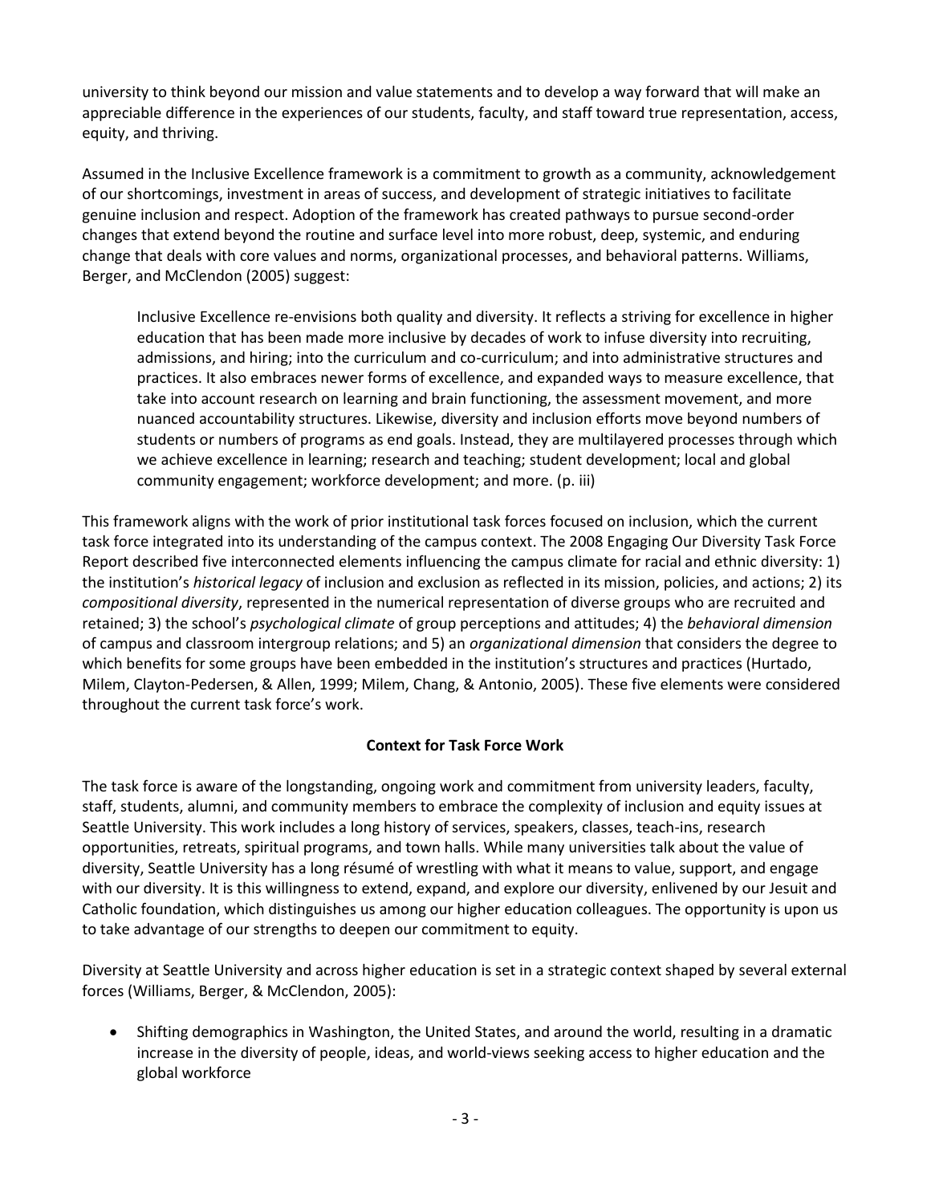university to think beyond our mission and value statements and to develop a way forward that will make an appreciable difference in the experiences of our students, faculty, and staff toward true representation, access, equity, and thriving.

Assumed in the Inclusive Excellence framework is a commitment to growth as a community, acknowledgement of our shortcomings, investment in areas of success, and development of strategic initiatives to facilitate genuine inclusion and respect. Adoption of the framework has created pathways to pursue second-order changes that extend beyond the routine and surface level into more robust, deep, systemic, and enduring change that deals with core values and norms, organizational processes, and behavioral patterns. Williams, Berger, and McClendon (2005) suggest:

> Inclusive Excellence re-envisions both quality and diversity. It reflects a striving for excellence in higher education that has been made more inclusive by decades of work to infuse diversity into recruiting, admissions, and hiring; into the curriculum and co-curriculum; and into administrative structures and practices. It also embraces newer forms of excellence, and expanded ways to measure excellence, that take into account research on learning and brain functioning, the assessment movement, and more nuanced accountability structures. Likewise, diversity and inclusion efforts move beyond numbers of students or numbers of programs as end goals. Instead, they are multilayered processes through which we achieve excellence in learning; research and teaching; student development; local and global community engagement; workforce development; and more. (p. iii)

This framework aligns with the work of prior institutional task forces focused on inclusion, which the current task force integrated into its understanding of the campus context. The 2008 Engaging Our Diversity Task Force Report described five interconnected elements influencing the campus climate for racial and ethnic diversity: 1) the institution's *historical legacy* of inclusion and exclusion as reflected in its mission, policies, and actions; 2) its *compositional diversity*, represented in the numerical representation of diverse groups who are recruited and retained; 3) the school's *psychological climate* of group perceptions and attitudes; 4) the *behavioral dimension* of campus and classroom intergroup relations; and 5) an *organizational dimension* that considers the degree to which benefits for some groups have been embedded in the institution's structures and practices (Hurtado, Milem, Clayton-Pedersen, & Allen, 1999; Milem, Chang, & Antonio, 2005). These five elements were considered throughout the current task force's work.

## Context for Task Force Work

The task force is aware of the longstanding, ongoing work and commitment from university leaders, faculty, staff, students, alumni, and community members to embrace the complexity of inclusion and equity issues at Seattle University. This work includes a long history of services, speakers, classes, teach-ins, research opportunities, retreats, spiritual programs, and town halls. While many universities talk about the value of diversity, Seattle University has a long résumé of wrestling with what it means to value, support, and engage with our diversity. It is this willingness to extend, expand, and explore our diversity, enlivened by our Jesuit and Catholic foundation, which distinguishes us among our higher education colleagues. The opportunity is upon us to take advantage of our strengths to deepen our commitment to equity.

Diversity at Seattle University and across higher education is set in a strategic context shaped by several external forces (Williams, Berger, & McClendon, 2005):

- Shifting demographics in Washington, the United States, and around the world, resulting in a dramatic increase in the diversity of people, ideas, and world-views seeking access to higher education and the global workforce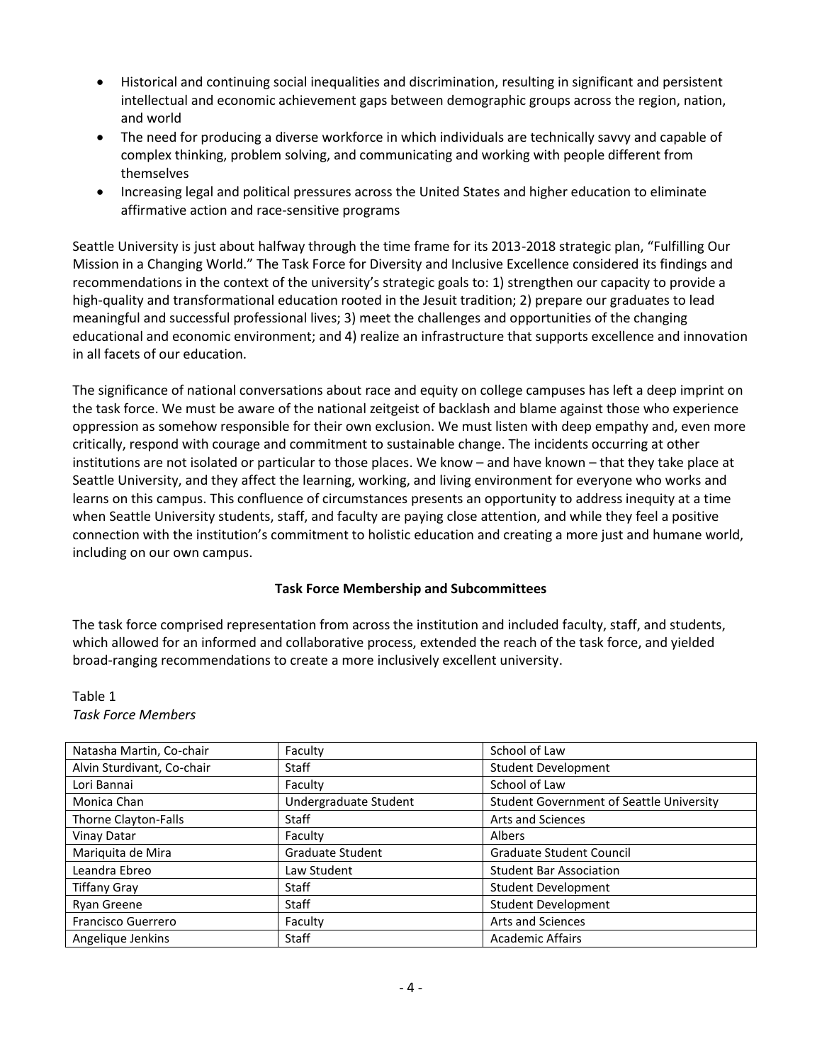- Historical and continuing social inequalities and discrimination, resulting in significant and persistent intellectual and economic achievement gaps between demographic groups across the region, nation, and world
- The need for producing a diverse workforce in which individuals are technically savvy and capable of complex thinking, problem solving, and communicating and working with people different from themselves
- Increasing legal and political pressures across the United States and higher education to eliminate affirmative action and race-sensitive programs

Seattle University is just about halfway through the time frame for its 2013-2018 strategic plan, "Fulfilling Our Mission in a Changing World." The Task Force for Diversity and Inclusive Excellence considered its findings and recommendations in the context of the university's strategic goals to: 1) strengthen our capacity to provide a high-quality and transformational education rooted in the Jesuit tradition; 2) prepare our graduates to lead meaningful and successful professional lives; 3) meet the challenges and opportunities of the changing educational and economic environment; and 4) realize an infrastructure that supports excellence and innovation in all facets of our education.

The significance of national conversations about race and equity on college campuses has left a deep imprint on the task force. We must be aware of the national zeitgeist of backlash and blame against those who experience oppression as somehow responsible for their own exclusion. We must listen with deep empathy and, even more critically, respond with courage and commitment to sustainable change. The incidents occurring at other institutions are not isolated or particular to those places. We know – and have known – that they take place at Seattle University, and they affect the learning, working, and living environment for everyone who works and learns on this campus. This confluence of circumstances presents an opportunity to address inequity at a time when Seattle University students, staff, and faculty are paying close attention, and while they feel a positive connection with the institution's commitment to holistic education and creating a more just and humane world, including on our own campus.

### Task Force Membership and Subcommittees

The task force comprised representation from across the institution and included faculty, staff, and students, which allowed for an informed and collaborative process, extended the reach of the task force, and yielded broad-ranging recommendations to create a more inclusively excellent university.

Table 1
*Task Force Members*

| | | |
|---|---|---|
| Natasha Martin, Co-chair | Faculty | School of Law |
| Alvin Sturdivant, Co-chair | Staff | Student Development |
| Lori Bannai | Faculty | School of Law |
| Monica Chan | Undergraduate Student | Student Government of Seattle University |
| Thorne Clayton-Falls | Staff | Arts and Sciences |
| Vinay Datar | Faculty | Albers |
| Mariquita de Mira | Graduate Student | Graduate Student Council |
| Leandra Ebreo | Law Student | Student Bar Association |
| Tiffany Gray | Staff | Student Development |
| Ryan Greene | Staff | Student Development |
| Francisco Guerrero | Faculty | Arts and Sciences |
| Angelique Jenkins | Staff | Academic Affairs |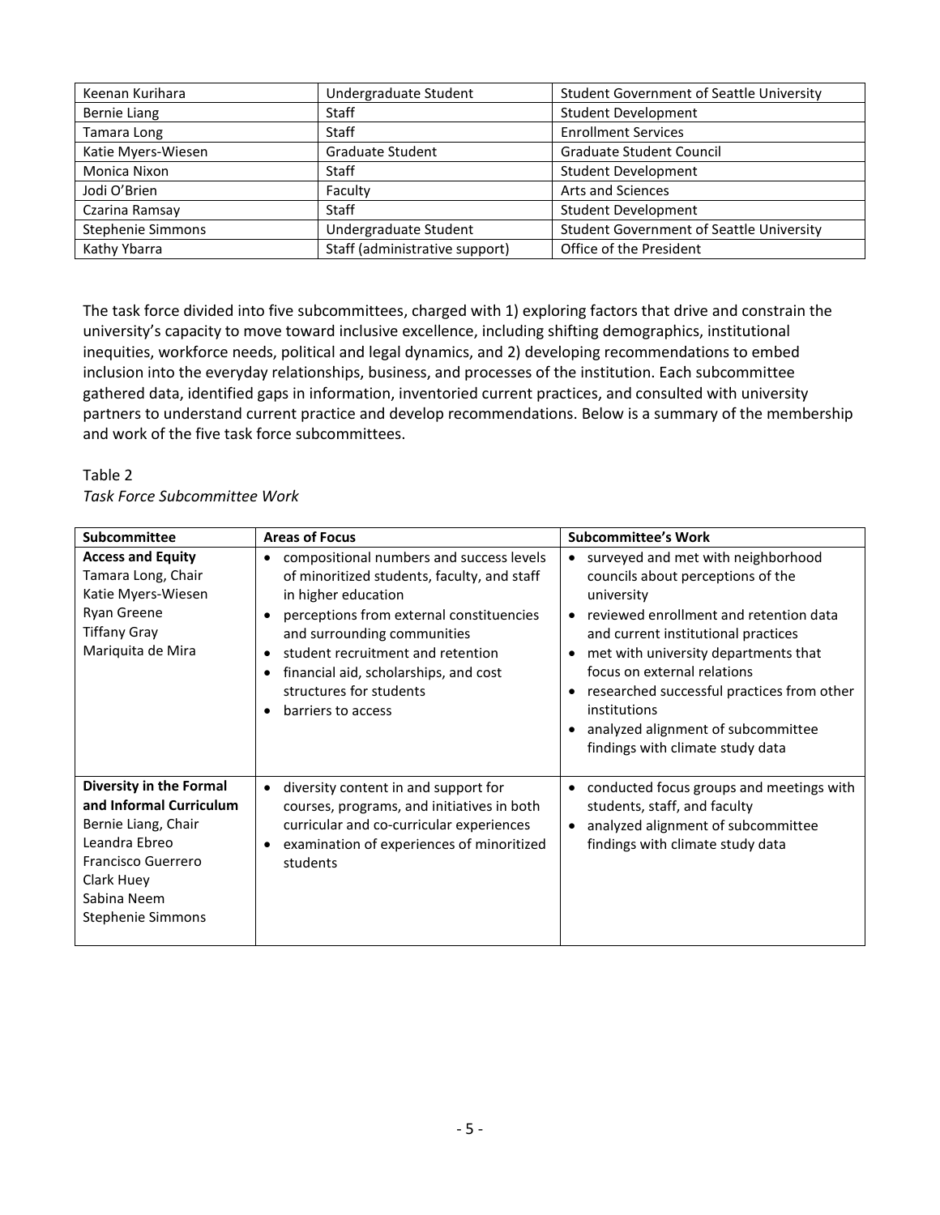| | | |
|---|---|---|
| Keenan Kurihara | Undergraduate Student | Student Government of Seattle University |
| Bernie Liang | Staff | Student Development |
| Tamara Long | Staff | Enrollment Services |
| Katie Myers-Wiesen | Graduate Student | Graduate Student Council |
| Monica Nixon | Staff | Student Development |
| Jodi O'Brien | Faculty | Arts and Sciences |
| Czarina Ramsay | Staff | Student Development |
| Stephenie Simmons | Undergraduate Student | Student Government of Seattle University |
| Kathy Ybarra | Staff (administrative support) | Office of the President |

The task force divided into five subcommittees, charged with 1) exploring factors that drive and constrain the university's capacity to move toward inclusive excellence, including shifting demographics, institutional inequities, workforce needs, political and legal dynamics, and 2) developing recommendations to embed inclusion into the everyday relationships, business, and processes of the institution. Each subcommittee gathered data, identified gaps in information, inventoried current practices, and consulted with university partners to understand current practice and develop recommendations. Below is a summary of the membership and work of the five task force subcommittees.

Table 2
*Task Force Subcommittee Work*

| Subcommittee | Areas of Focus | Subcommittee's Work |
|---|---|---|
| **Access and Equity**<br>Tamara Long, Chair<br>Katie Myers-Wiesen<br>Ryan Greene<br>Tiffany Gray<br>Mariquita de Mira | • compositional numbers and success levels of minoritized students, faculty, and staff in higher education<br>• perceptions from external constituencies and surrounding communities<br>• student recruitment and retention<br>• financial aid, scholarships, and cost structures for students<br>• barriers to access | • surveyed and met with neighborhood councils about perceptions of the university<br>• reviewed enrollment and retention data and current institutional practices<br>• met with university departments that focus on external relations<br>• researched successful practices from other institutions<br>• analyzed alignment of subcommittee findings with climate study data |
| **Diversity in the Formal and Informal Curriculum**<br>Bernie Liang, Chair<br>Leandra Ebreo<br>Francisco Guerrero<br>Clark Huey<br>Sabina Neem<br>Stephenie Simmons | • diversity content in and support for courses, programs, and initiatives in both curricular and co-curricular experiences<br>• examination of experiences of minoritized students | • conducted focus groups and meetings with students, staff, and faculty<br>• analyzed alignment of subcommittee findings with climate study data |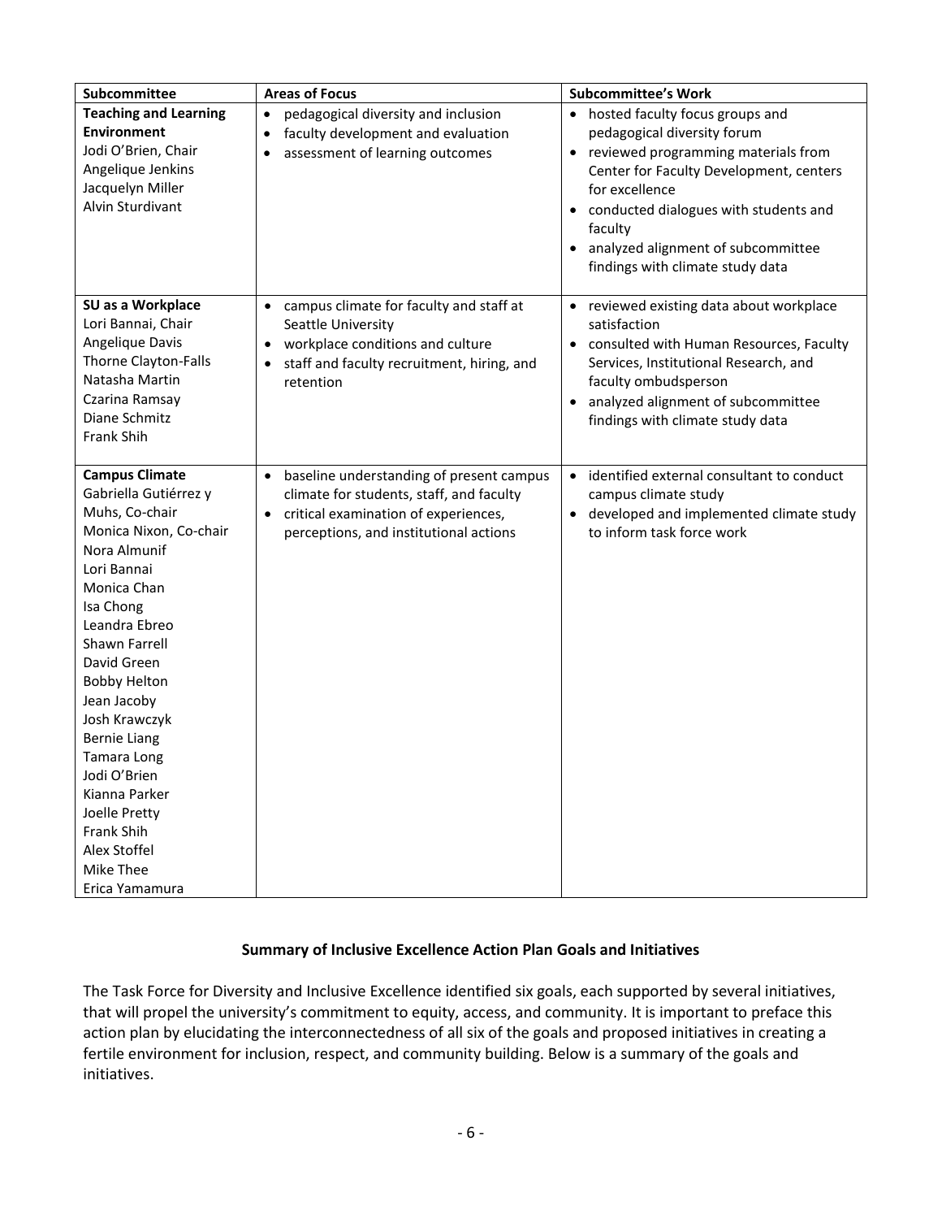| Subcommittee | Areas of Focus | Subcommittee's Work |
|---|---|---|
| **Teaching and Learning Environment**<br>Jodi O'Brien, Chair<br>Angelique Jenkins<br>Jacquelyn Miller<br>Alvin Sturdivant | • pedagogical diversity and inclusion<br>• faculty development and evaluation<br>• assessment of learning outcomes | • hosted faculty focus groups and pedagogical diversity forum<br>• reviewed programming materials from Center for Faculty Development, centers for excellence<br>• conducted dialogues with students and faculty<br>• analyzed alignment of subcommittee findings with climate study data |
| **SU as a Workplace**<br>Lori Bannai, Chair<br>Angelique Davis<br>Thorne Clayton-Falls<br>Natasha Martin<br>Czarina Ramsay<br>Diane Schmitz<br>Frank Shih | • campus climate for faculty and staff at Seattle University<br>• workplace conditions and culture<br>• staff and faculty recruitment, hiring, and retention | • reviewed existing data about workplace satisfaction<br>• consulted with Human Resources, Faculty Services, Institutional Research, and faculty ombudsperson<br>• analyzed alignment of subcommittee findings with climate study data |
| **Campus Climate**<br>Gabriella Gutiérrez y Muhs, Co-chair<br>Monica Nixon, Co-chair<br>Nora Almunif<br>Lori Bannai<br>Monica Chan<br>Isa Chong<br>Leandra Ebreo<br>Shawn Farrell<br>David Green<br>Bobby Helton<br>Jean Jacoby<br>Josh Krawczyk<br>Bernie Liang<br>Tamara Long<br>Jodi O'Brien<br>Kianna Parker<br>Joelle Pretty<br>Frank Shih<br>Alex Stoffel<br>Mike Thee<br>Erica Yamamura | • baseline understanding of present campus climate for students, staff, and faculty<br>• critical examination of experiences, perceptions, and institutional actions | • identified external consultant to conduct campus climate study<br>• developed and implemented climate study to inform task force work |

## Summary of Inclusive Excellence Action Plan Goals and Initiatives

The Task Force for Diversity and Inclusive Excellence identified six goals, each supported by several initiatives, that will propel the university's commitment to equity, access, and community. It is important to preface this action plan by elucidating the interconnectedness of all six of the goals and proposed initiatives in creating a fertile environment for inclusion, respect, and community building. Below is a summary of the goals and initiatives.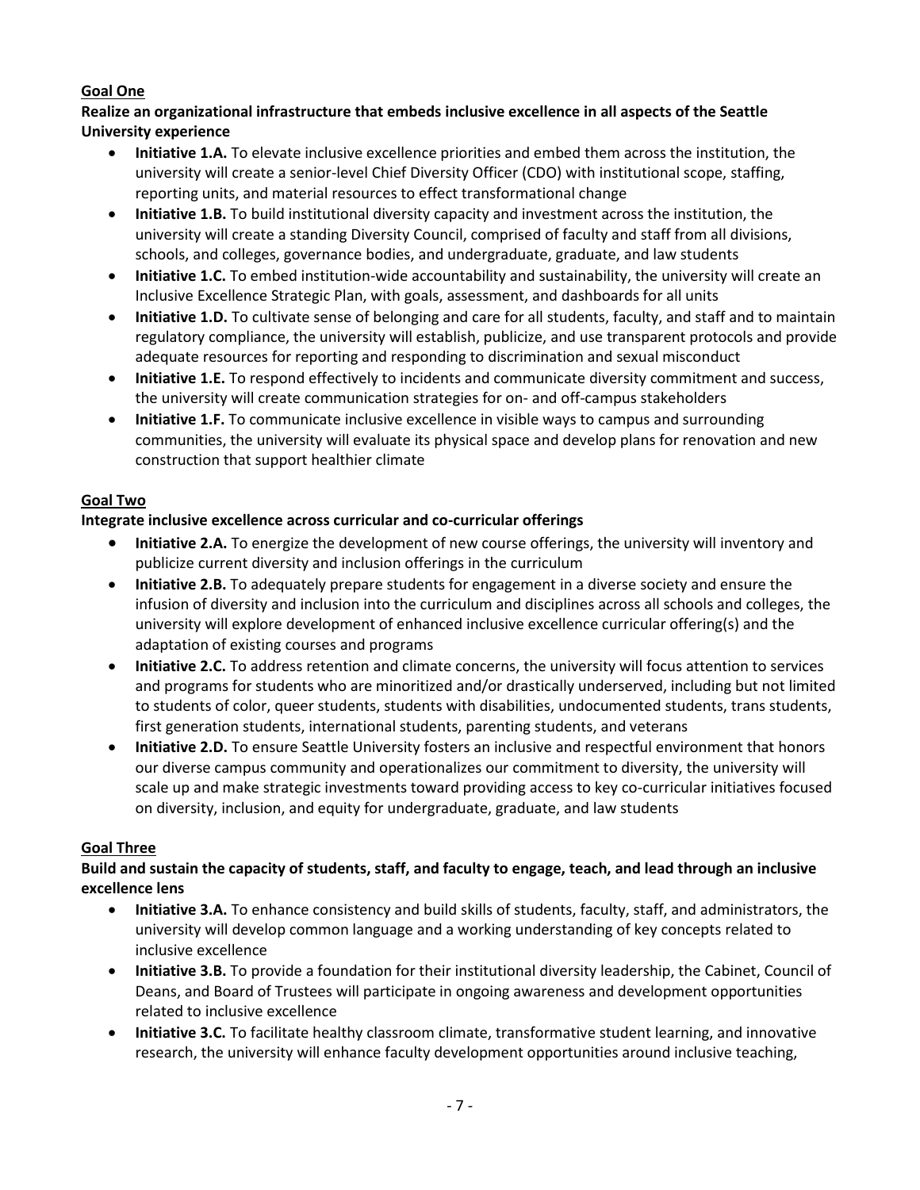**Goal One**

**Realize an organizational infrastructure that embeds inclusive excellence in all aspects of the Seattle University experience**

- **Initiative 1.A.** To elevate inclusive excellence priorities and embed them across the institution, the university will create a senior-level Chief Diversity Officer (CDO) with institutional scope, staffing, reporting units, and material resources to effect transformational change
- **Initiative 1.B.** To build institutional diversity capacity and investment across the institution, the university will create a standing Diversity Council, comprised of faculty and staff from all divisions, schools, and colleges, governance bodies, and undergraduate, graduate, and law students
- **Initiative 1.C.** To embed institution-wide accountability and sustainability, the university will create an Inclusive Excellence Strategic Plan, with goals, assessment, and dashboards for all units
- **Initiative 1.D.** To cultivate sense of belonging and care for all students, faculty, and staff and to maintain regulatory compliance, the university will establish, publicize, and use transparent protocols and provide adequate resources for reporting and responding to discrimination and sexual misconduct
- **Initiative 1.E.** To respond effectively to incidents and communicate diversity commitment and success, the university will create communication strategies for on- and off-campus stakeholders
- **Initiative 1.F.** To communicate inclusive excellence in visible ways to campus and surrounding communities, the university will evaluate its physical space and develop plans for renovation and new construction that support healthier climate

**Goal Two**

**Integrate inclusive excellence across curricular and co-curricular offerings**

- **Initiative 2.A.** To energize the development of new course offerings, the university will inventory and publicize current diversity and inclusion offerings in the curriculum
- **Initiative 2.B.** To adequately prepare students for engagement in a diverse society and ensure the infusion of diversity and inclusion into the curriculum and disciplines across all schools and colleges, the university will explore development of enhanced inclusive excellence curricular offering(s) and the adaptation of existing courses and programs
- **Initiative 2.C.** To address retention and climate concerns, the university will focus attention to services and programs for students who are minoritized and/or drastically underserved, including but not limited to students of color, queer students, students with disabilities, undocumented students, trans students, first generation students, international students, parenting students, and veterans
- **Initiative 2.D.** To ensure Seattle University fosters an inclusive and respectful environment that honors our diverse campus community and operationalizes our commitment to diversity, the university will scale up and make strategic investments toward providing access to key co-curricular initiatives focused on diversity, inclusion, and equity for undergraduate, graduate, and law students

**Goal Three**

**Build and sustain the capacity of students, staff, and faculty to engage, teach, and lead through an inclusive excellence lens**

- **Initiative 3.A.** To enhance consistency and build skills of students, faculty, staff, and administrators, the university will develop common language and a working understanding of key concepts related to inclusive excellence
- **Initiative 3.B.** To provide a foundation for their institutional diversity leadership, the Cabinet, Council of Deans, and Board of Trustees will participate in ongoing awareness and development opportunities related to inclusive excellence
- **Initiative 3.C.** To facilitate healthy classroom climate, transformative student learning, and innovative research, the university will enhance faculty development opportunities around inclusive teaching,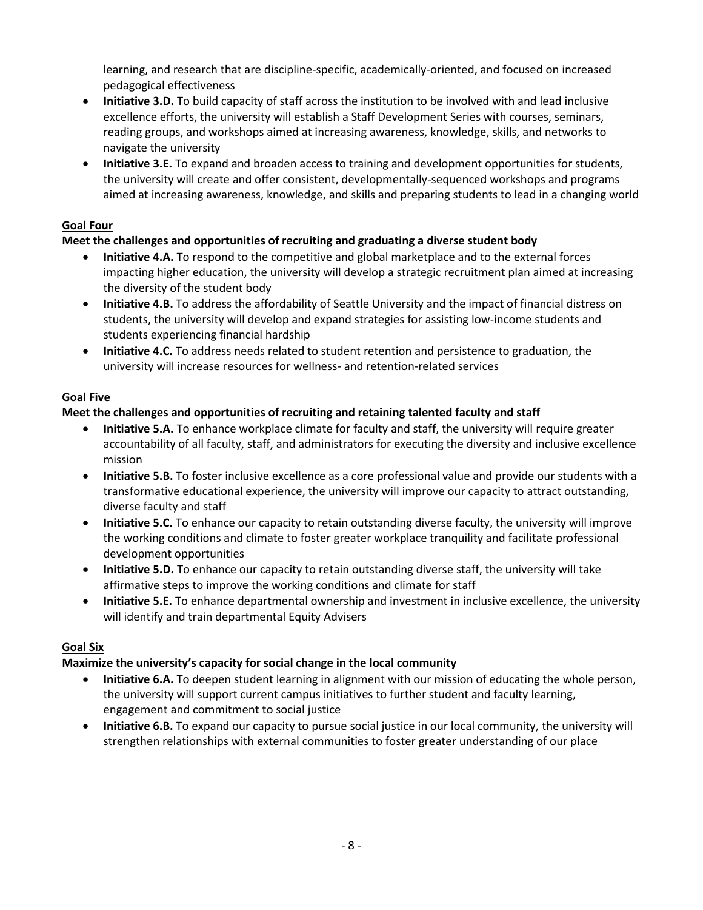learning, and research that are discipline-specific, academically-oriented, and focused on increased pedagogical effectiveness

- **Initiative 3.D.** To build capacity of staff across the institution to be involved with and lead inclusive excellence efforts, the university will establish a Staff Development Series with courses, seminars, reading groups, and workshops aimed at increasing awareness, knowledge, skills, and networks to navigate the university
- **Initiative 3.E.** To expand and broaden access to training and development opportunities for students, the university will create and offer consistent, developmentally-sequenced workshops and programs aimed at increasing awareness, knowledge, and skills and preparing students to lead in a changing world

**Goal Four**

**Meet the challenges and opportunities of recruiting and graduating a diverse student body**

- **Initiative 4.A.** To respond to the competitive and global marketplace and to the external forces impacting higher education, the university will develop a strategic recruitment plan aimed at increasing the diversity of the student body
- **Initiative 4.B.** To address the affordability of Seattle University and the impact of financial distress on students, the university will develop and expand strategies for assisting low-income students and students experiencing financial hardship
- **Initiative 4.C.** To address needs related to student retention and persistence to graduation, the university will increase resources for wellness- and retention-related services

**Goal Five**

**Meet the challenges and opportunities of recruiting and retaining talented faculty and staff**

- **Initiative 5.A.** To enhance workplace climate for faculty and staff, the university will require greater accountability of all faculty, staff, and administrators for executing the diversity and inclusive excellence mission
- **Initiative 5.B.** To foster inclusive excellence as a core professional value and provide our students with a transformative educational experience, the university will improve our capacity to attract outstanding, diverse faculty and staff
- **Initiative 5.C.** To enhance our capacity to retain outstanding diverse faculty, the university will improve the working conditions and climate to foster greater workplace tranquility and facilitate professional development opportunities
- **Initiative 5.D.** To enhance our capacity to retain outstanding diverse staff, the university will take affirmative steps to improve the working conditions and climate for staff
- **Initiative 5.E.** To enhance departmental ownership and investment in inclusive excellence, the university will identify and train departmental Equity Advisers

**Goal Six**

**Maximize the university's capacity for social change in the local community**

- **Initiative 6.A.** To deepen student learning in alignment with our mission of educating the whole person, the university will support current campus initiatives to further student and faculty learning, engagement and commitment to social justice
- **Initiative 6.B.** To expand our capacity to pursue social justice in our local community, the university will strengthen relationships with external communities to foster greater understanding of our place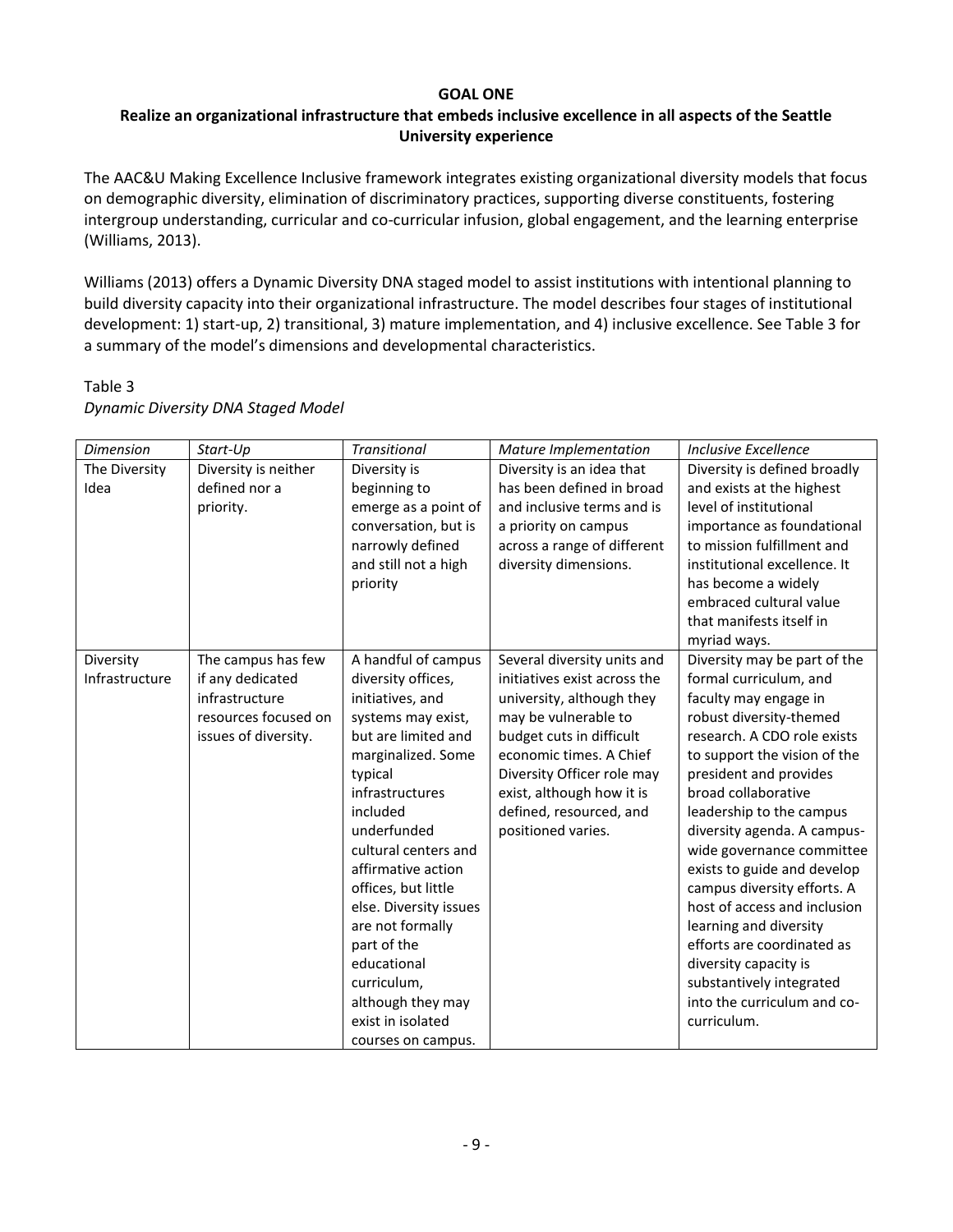**GOAL ONE**

**Realize an organizational infrastructure that embeds inclusive excellence in all aspects of the Seattle University experience**

The AAC&U Making Excellence Inclusive framework integrates existing organizational diversity models that focus on demographic diversity, elimination of discriminatory practices, supporting diverse constituents, fostering intergroup understanding, curricular and co-curricular infusion, global engagement, and the learning enterprise (Williams, 2013).

Williams (2013) offers a Dynamic Diversity DNA staged model to assist institutions with intentional planning to build diversity capacity into their organizational infrastructure. The model describes four stages of institutional development: 1) start-up, 2) transitional, 3) mature implementation, and 4) inclusive excellence. See Table 3 for a summary of the model's dimensions and developmental characteristics.

Table 3
*Dynamic Diversity DNA Staged Model*

| *Dimension* | *Start-Up* | *Transitional* | *Mature Implementation* | *Inclusive Excellence* |
|---|---|---|---|---|
| The Diversity Idea | Diversity is neither defined nor a priority. | Diversity is beginning to emerge as a point of conversation, but is narrowly defined and still not a high priority | Diversity is an idea that has been defined in broad and inclusive terms and is a priority on campus across a range of different diversity dimensions. | Diversity is defined broadly and exists at the highest level of institutional importance as foundational to mission fulfillment and institutional excellence. It has become a widely embraced cultural value that manifests itself in myriad ways. |
| Diversity Infrastructure | The campus has few if any dedicated infrastructure resources focused on issues of diversity. | A handful of campus diversity offices, initiatives, and systems may exist, but are limited and marginalized. Some typical infrastructures included underfunded cultural centers and affirmative action offices, but little else. Diversity issues are not formally part of the educational curriculum, although they may exist in isolated courses on campus. | Several diversity units and initiatives exist across the university, although they may be vulnerable to budget cuts in difficult economic times. A Chief Diversity Officer role may exist, although how it is defined, resourced, and positioned varies. | Diversity may be part of the formal curriculum, and faculty may engage in robust diversity-themed research. A CDO role exists to support the vision of the president and provides broad collaborative leadership to the campus diversity agenda. A campus-wide governance committee exists to guide and develop campus diversity efforts. A host of access and inclusion learning and diversity efforts are coordinated as diversity capacity is substantively integrated into the curriculum and co-curriculum. |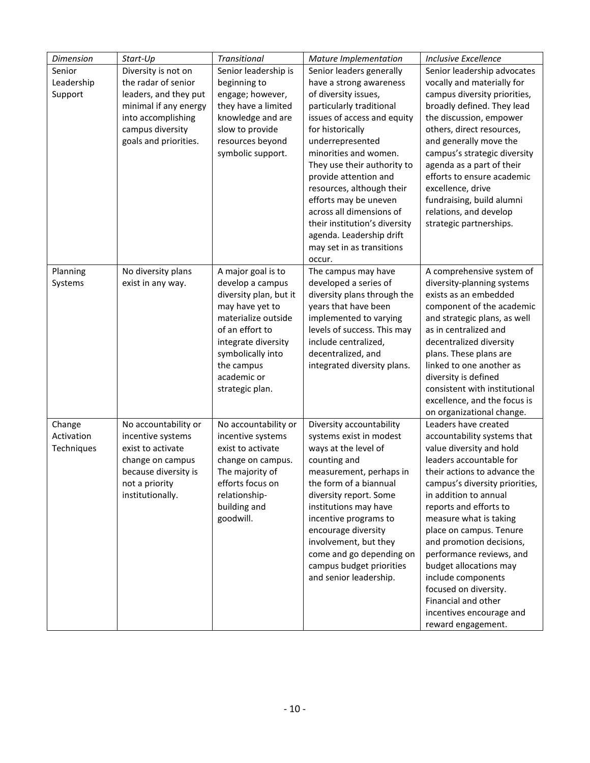| *Dimension* | *Start-Up* | *Transitional* | *Mature Implementation* | *Inclusive Excellence* |
|---|---|---|---|---|
| Senior Leadership Support | Diversity is not on the radar of senior leaders, and they put minimal if any energy into accomplishing campus diversity goals and priorities. | Senior leadership is beginning to engage; however, they have a limited knowledge and are slow to provide resources beyond symbolic support. | Senior leaders generally have a strong awareness of diversity issues, particularly traditional issues of access and equity for historically underrepresented minorities and women. They use their authority to provide attention and resources, although their efforts may be uneven across all dimensions of their institution's diversity agenda. Leadership drift may set in as transitions occur. | Senior leadership advocates vocally and materially for campus diversity priorities, broadly defined. They lead the discussion, empower others, direct resources, and generally move the campus's strategic diversity agenda as a part of their efforts to ensure academic excellence, drive fundraising, build alumni relations, and develop strategic partnerships. |
| Planning Systems | No diversity plans exist in any way. | A major goal is to develop a campus diversity plan, but it may have yet to materialize outside of an effort to integrate diversity symbolically into the campus academic or strategic plan. | The campus may have developed a series of diversity plans through the years that have been implemented to varying levels of success. This may include centralized, decentralized, and integrated diversity plans. | A comprehensive system of diversity-planning systems exists as an embedded component of the academic and strategic plans, as well as in centralized and decentralized diversity plans. These plans are linked to one another as diversity is defined consistent with institutional excellence, and the focus is on organizational change. |
| Change Activation Techniques | No accountability or incentive systems exist to activate change on campus because diversity is not a priority institutionally. | No accountability or incentive systems exist to activate change on campus. The majority of efforts focus on relationship-building and goodwill. | Diversity accountability systems exist in modest ways at the level of counting and measurement, perhaps in the form of a biannual diversity report. Some institutions may have incentive programs to encourage diversity involvement, but they come and go depending on campus budget priorities and senior leadership. | Leaders have created accountability systems that value diversity and hold leaders accountable for their actions to advance the campus's diversity priorities, in addition to annual reports and efforts to measure what is taking place on campus. Tenure and promotion decisions, performance reviews, and budget allocations may include components focused on diversity. Financial and other incentives encourage and reward engagement. |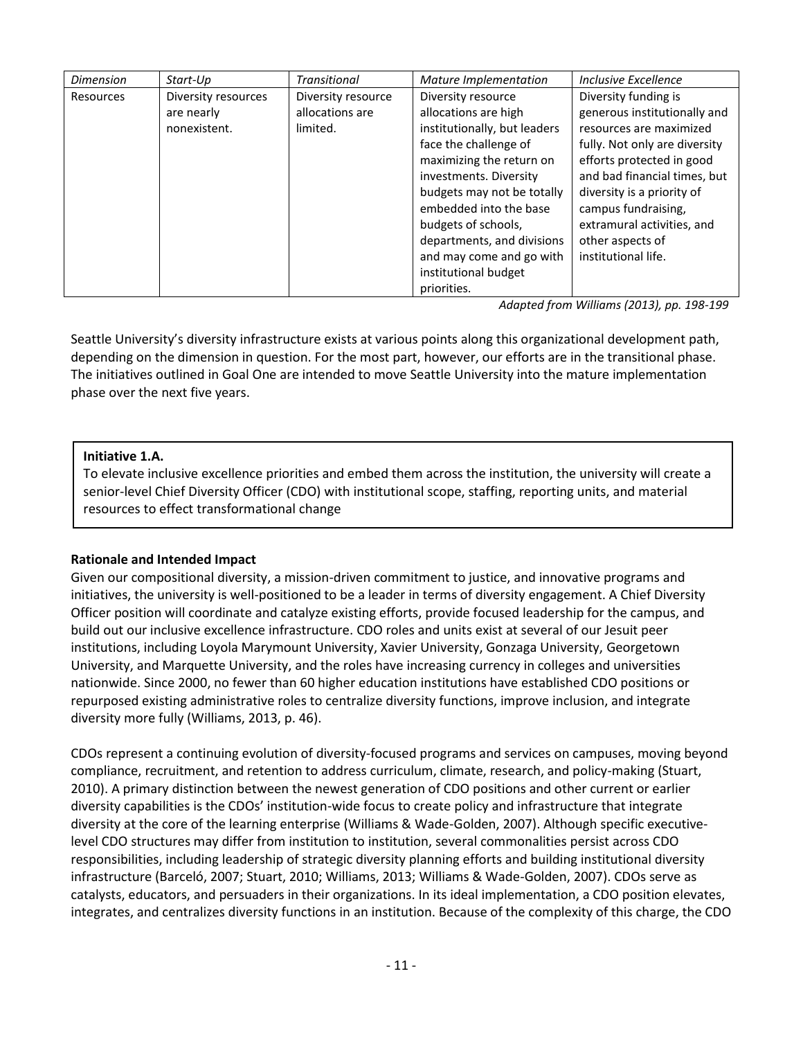| *Dimension* | *Start-Up* | *Transitional* | *Mature Implementation* | *Inclusive Excellence* |
|---|---|---|---|---|
| Resources | Diversity resources are nearly nonexistent. | Diversity resource allocations are limited. | Diversity resource allocations are high institutionally, but leaders face the challenge of maximizing the return on investments. Diversity budgets may not be totally embedded into the base budgets of schools, departments, and divisions and may come and go with institutional budget priorities. | Diversity funding is generous institutionally and resources are maximized fully. Not only are diversity efforts protected in good and bad financial times, but diversity is a priority of campus fundraising, extramural activities, and other aspects of institutional life. |

*Adapted from Williams (2013), pp. 198-199*

Seattle University's diversity infrastructure exists at various points along this organizational development path, depending on the dimension in question. For the most part, however, our efforts are in the transitional phase. The initiatives outlined in Goal One are intended to move Seattle University into the mature implementation phase over the next five years.

**Initiative 1.A.**
To elevate inclusive excellence priorities and embed them across the institution, the university will create a senior-level Chief Diversity Officer (CDO) with institutional scope, staffing, reporting units, and material resources to effect transformational change

**Rationale and Intended Impact**
Given our compositional diversity, a mission-driven commitment to justice, and innovative programs and initiatives, the university is well-positioned to be a leader in terms of diversity engagement. A Chief Diversity Officer position will coordinate and catalyze existing efforts, provide focused leadership for the campus, and build out our inclusive excellence infrastructure. CDO roles and units exist at several of our Jesuit peer institutions, including Loyola Marymount University, Xavier University, Gonzaga University, Georgetown University, and Marquette University, and the roles have increasing currency in colleges and universities nationwide. Since 2000, no fewer than 60 higher education institutions have established CDO positions or repurposed existing administrative roles to centralize diversity functions, improve inclusion, and integrate diversity more fully (Williams, 2013, p. 46).

CDOs represent a continuing evolution of diversity-focused programs and services on campuses, moving beyond compliance, recruitment, and retention to address curriculum, climate, research, and policy-making (Stuart, 2010). A primary distinction between the newest generation of CDO positions and other current or earlier diversity capabilities is the CDOs' institution-wide focus to create policy and infrastructure that integrate diversity at the core of the learning enterprise (Williams & Wade-Golden, 2007). Although specific executive-level CDO structures may differ from institution to institution, several commonalities persist across CDO responsibilities, including leadership of strategic diversity planning efforts and building institutional diversity infrastructure (Barceló, 2007; Stuart, 2010; Williams, 2013; Williams & Wade-Golden, 2007). CDOs serve as catalysts, educators, and persuaders in their organizations. In its ideal implementation, a CDO position elevates, integrates, and centralizes diversity functions in an institution. Because of the complexity of this charge, the CDO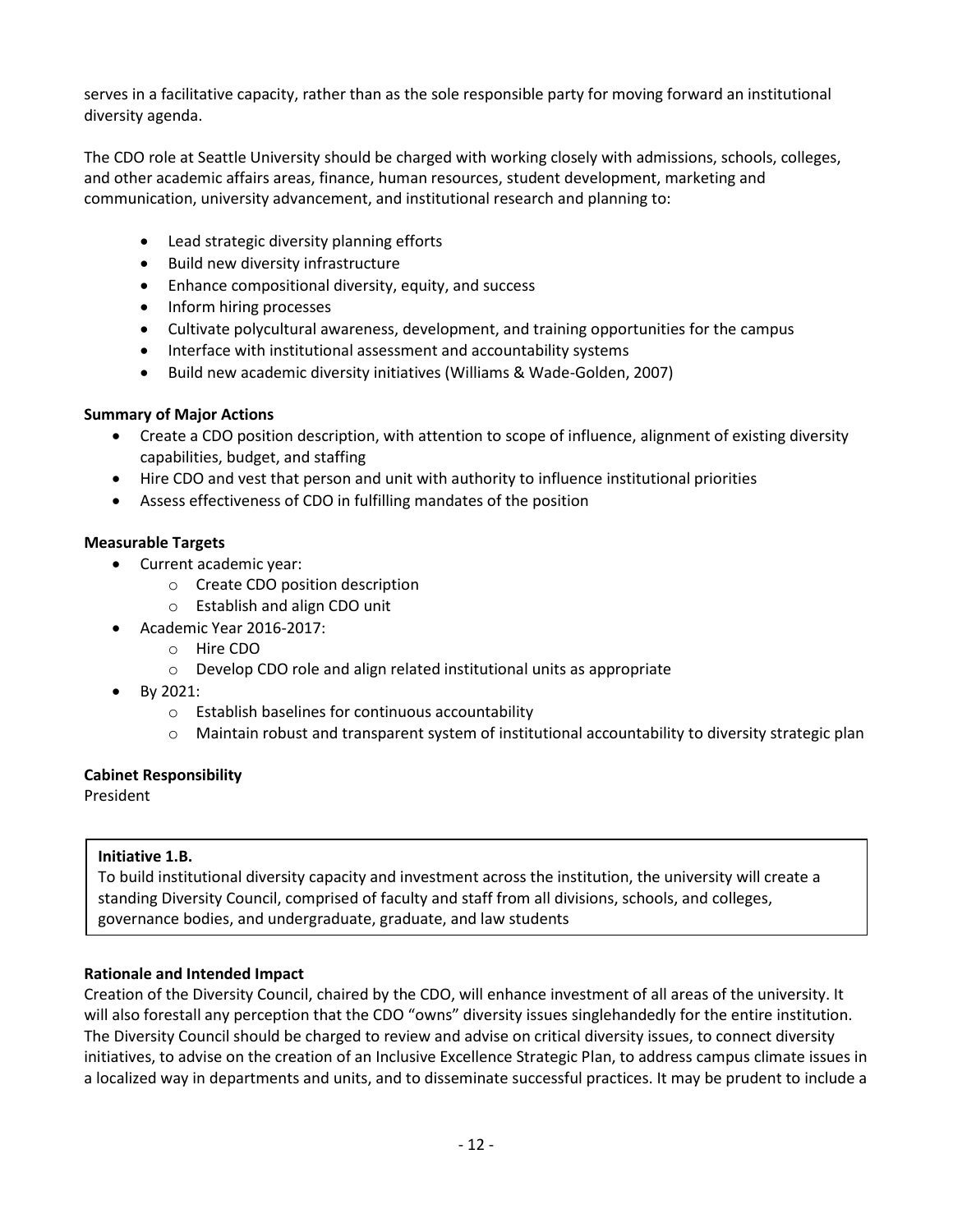serves in a facilitative capacity, rather than as the sole responsible party for moving forward an institutional diversity agenda.

The CDO role at Seattle University should be charged with working closely with admissions, schools, colleges, and other academic affairs areas, finance, human resources, student development, marketing and communication, university advancement, and institutional research and planning to:

- Lead strategic diversity planning efforts
- Build new diversity infrastructure
- Enhance compositional diversity, equity, and success
- Inform hiring processes
- Cultivate polycultural awareness, development, and training opportunities for the campus
- Interface with institutional assessment and accountability systems
- Build new academic diversity initiatives (Williams & Wade-Golden, 2007)

**Summary of Major Actions**

- Create a CDO position description, with attention to scope of influence, alignment of existing diversity capabilities, budget, and staffing
- Hire CDO and vest that person and unit with authority to influence institutional priorities
- Assess effectiveness of CDO in fulfilling mandates of the position

**Measurable Targets**

- Current academic year:
  - Create CDO position description
  - Establish and align CDO unit
- Academic Year 2016-2017:
  - Hire CDO
  - Develop CDO role and align related institutional units as appropriate
- By 2021:
  - Establish baselines for continuous accountability
  - Maintain robust and transparent system of institutional accountability to diversity strategic plan

**Cabinet Responsibility**

President

**Initiative 1.B.**

To build institutional diversity capacity and investment across the institution, the university will create a standing Diversity Council, comprised of faculty and staff from all divisions, schools, and colleges, governance bodies, and undergraduate, graduate, and law students

**Rationale and Intended Impact**

Creation of the Diversity Council, chaired by the CDO, will enhance investment of all areas of the university. It will also forestall any perception that the CDO "owns" diversity issues singlehandedly for the entire institution. The Diversity Council should be charged to review and advise on critical diversity issues, to connect diversity initiatives, to advise on the creation of an Inclusive Excellence Strategic Plan, to address campus climate issues in a localized way in departments and units, and to disseminate successful practices. It may be prudent to include a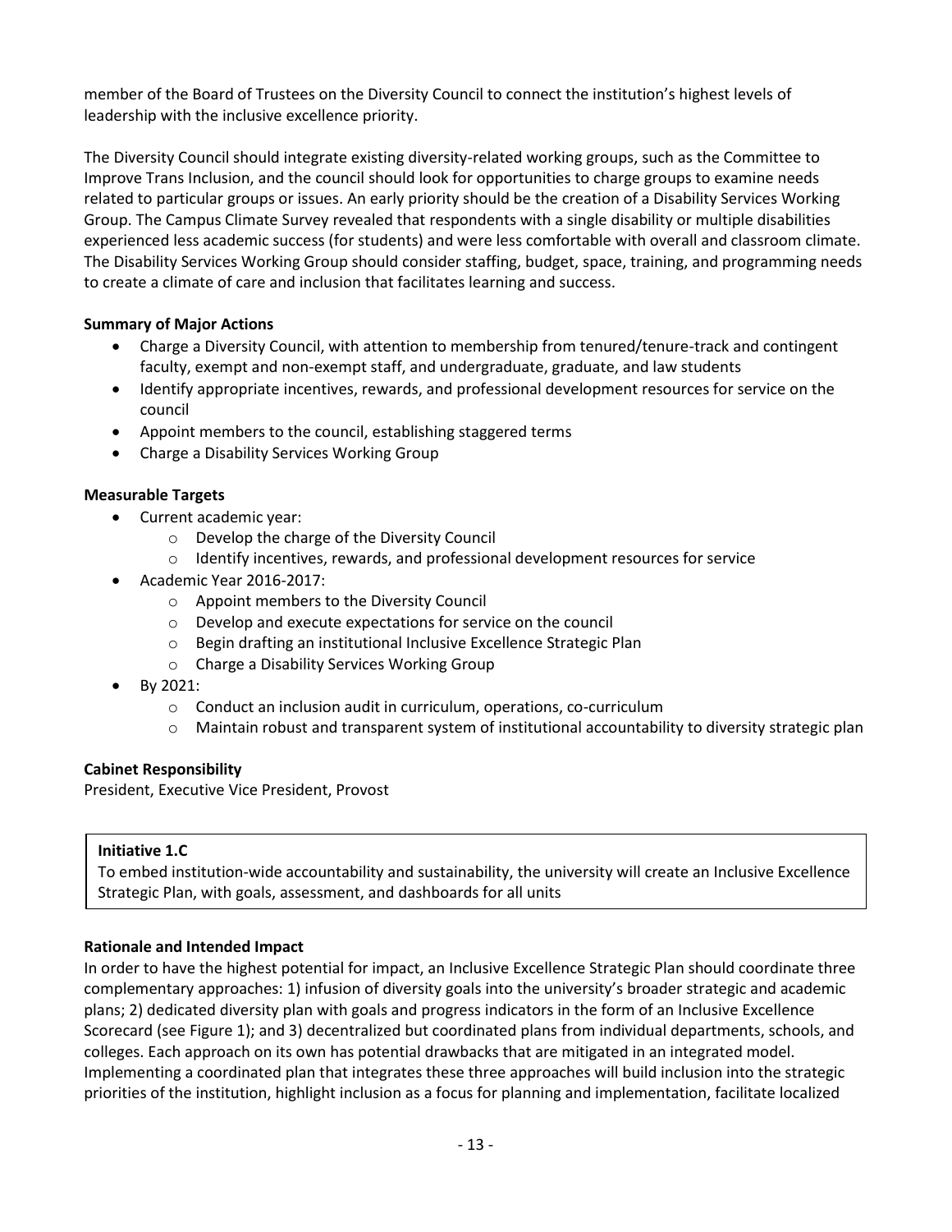member of the Board of Trustees on the Diversity Council to connect the institution's highest levels of leadership with the inclusive excellence priority.

The Diversity Council should integrate existing diversity-related working groups, such as the Committee to Improve Trans Inclusion, and the council should look for opportunities to charge groups to examine needs related to particular groups or issues. An early priority should be the creation of a Disability Services Working Group. The Campus Climate Survey revealed that respondents with a single disability or multiple disabilities experienced less academic success (for students) and were less comfortable with overall and classroom climate. The Disability Services Working Group should consider staffing, budget, space, training, and programming needs to create a climate of care and inclusion that facilitates learning and success.

**Summary of Major Actions**

- Charge a Diversity Council, with attention to membership from tenured/tenure-track and contingent faculty, exempt and non-exempt staff, and undergraduate, graduate, and law students
- Identify appropriate incentives, rewards, and professional development resources for service on the council
- Appoint members to the council, establishing staggered terms
- Charge a Disability Services Working Group

**Measurable Targets**

- Current academic year:
  - Develop the charge of the Diversity Council
  - Identify incentives, rewards, and professional development resources for service
- Academic Year 2016-2017:
  - Appoint members to the Diversity Council
  - Develop and execute expectations for service on the council
  - Begin drafting an institutional Inclusive Excellence Strategic Plan
  - Charge a Disability Services Working Group
- By 2021:
  - Conduct an inclusion audit in curriculum, operations, co-curriculum
  - Maintain robust and transparent system of institutional accountability to diversity strategic plan

**Cabinet Responsibility**

President, Executive Vice President, Provost

**Initiative 1.C**

To embed institution-wide accountability and sustainability, the university will create an Inclusive Excellence Strategic Plan, with goals, assessment, and dashboards for all units

**Rationale and Intended Impact**

In order to have the highest potential for impact, an Inclusive Excellence Strategic Plan should coordinate three complementary approaches: 1) infusion of diversity goals into the university's broader strategic and academic plans; 2) dedicated diversity plan with goals and progress indicators in the form of an Inclusive Excellence Scorecard (see Figure 1); and 3) decentralized but coordinated plans from individual departments, schools, and colleges. Each approach on its own has potential drawbacks that are mitigated in an integrated model. Implementing a coordinated plan that integrates these three approaches will build inclusion into the strategic priorities of the institution, highlight inclusion as a focus for planning and implementation, facilitate localized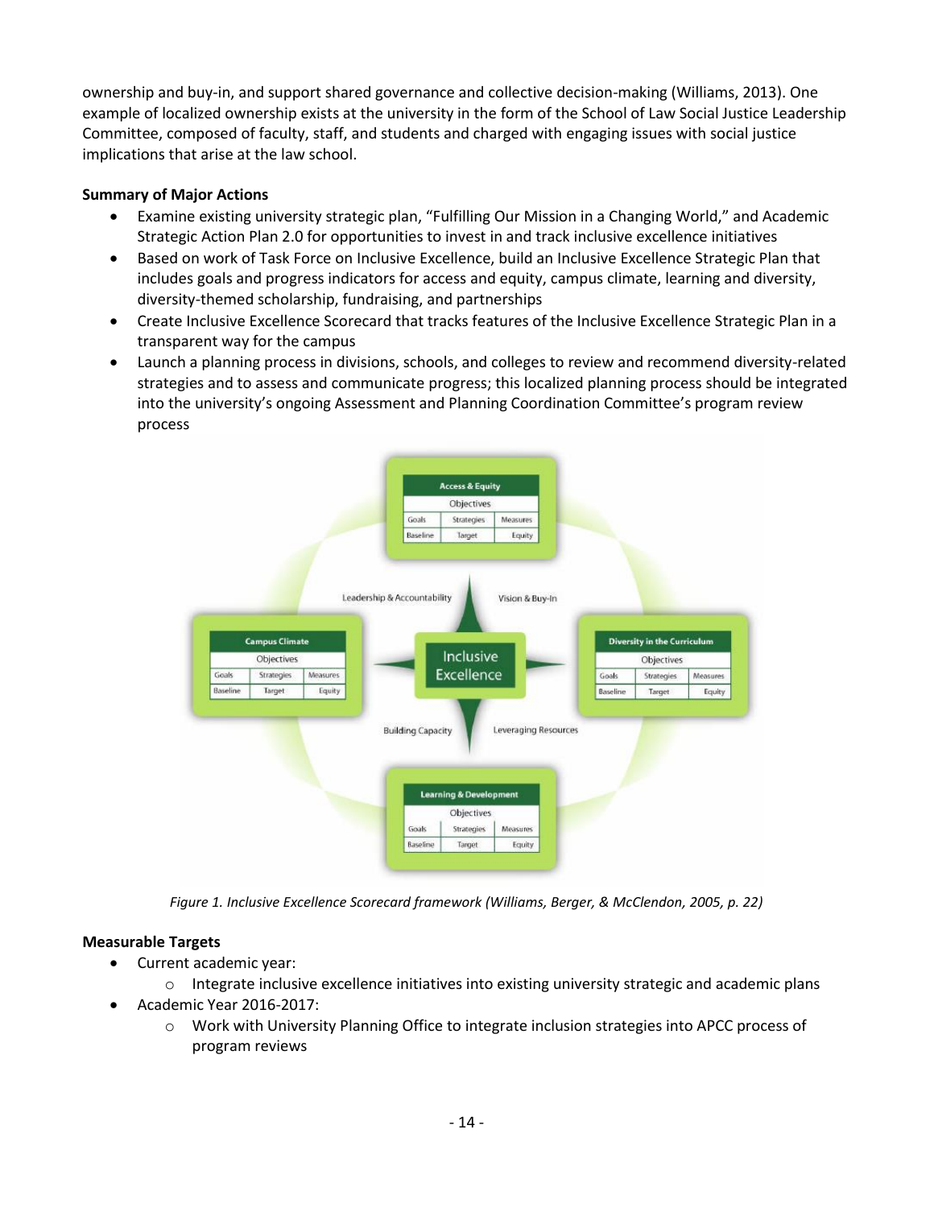ownership and buy-in, and support shared governance and collective decision-making (Williams, 2013). One example of localized ownership exists at the university in the form of the School of Law Social Justice Leadership Committee, composed of faculty, staff, and students and charged with engaging issues with social justice implications that arise at the law school.

**Summary of Major Actions**

- Examine existing university strategic plan, "Fulfilling Our Mission in a Changing World," and Academic Strategic Action Plan 2.0 for opportunities to invest in and track inclusive excellence initiatives
- Based on work of Task Force on Inclusive Excellence, build an Inclusive Excellence Strategic Plan that includes goals and progress indicators for access and equity, campus climate, learning and diversity, diversity-themed scholarship, fundraising, and partnerships
- Create Inclusive Excellence Scorecard that tracks features of the Inclusive Excellence Strategic Plan in a transparent way for the campus
- Launch a planning process in divisions, schools, and colleges to review and recommend diversity-related strategies and to assess and communicate progress; this localized planning process should be integrated into the university's ongoing Assessment and Planning Coordination Committee's program review process

*Figure 1. Inclusive Excellence Scorecard framework (Williams, Berger, & McClendon, 2005, p. 22)*

**Measurable Targets**

- Current academic year:
  - Integrate inclusive excellence initiatives into existing university strategic and academic plans
- Academic Year 2016-2017:
  - Work with University Planning Office to integrate inclusion strategies into APCC process of program reviews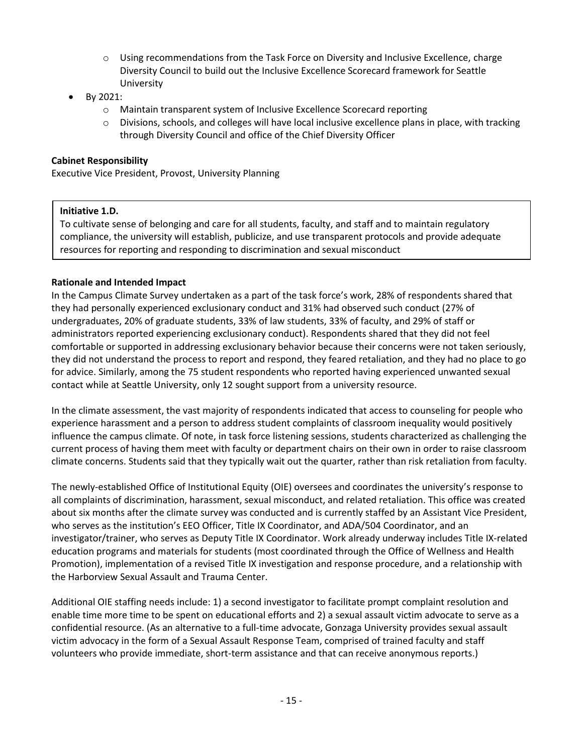- Using recommendations from the Task Force on Diversity and Inclusive Excellence, charge Diversity Council to build out the Inclusive Excellence Scorecard framework for Seattle University
- By 2021:
  - Maintain transparent system of Inclusive Excellence Scorecard reporting
  - Divisions, schools, and colleges will have local inclusive excellence plans in place, with tracking through Diversity Council and office of the Chief Diversity Officer

**Cabinet Responsibility**

Executive Vice President, Provost, University Planning

**Initiative 1.D.**

To cultivate sense of belonging and care for all students, faculty, and staff and to maintain regulatory compliance, the university will establish, publicize, and use transparent protocols and provide adequate resources for reporting and responding to discrimination and sexual misconduct

**Rationale and Intended Impact**

In the Campus Climate Survey undertaken as a part of the task force's work, 28% of respondents shared that they had personally experienced exclusionary conduct and 31% had observed such conduct (27% of undergraduates, 20% of graduate students, 33% of law students, 33% of faculty, and 29% of staff or administrators reported experiencing exclusionary conduct). Respondents shared that they did not feel comfortable or supported in addressing exclusionary behavior because their concerns were not taken seriously, they did not understand the process to report and respond, they feared retaliation, and they had no place to go for advice. Similarly, among the 75 student respondents who reported having experienced unwanted sexual contact while at Seattle University, only 12 sought support from a university resource.

In the climate assessment, the vast majority of respondents indicated that access to counseling for people who experience harassment and a person to address student complaints of classroom inequality would positively influence the campus climate. Of note, in task force listening sessions, students characterized as challenging the current process of having them meet with faculty or department chairs on their own in order to raise classroom climate concerns. Students said that they typically wait out the quarter, rather than risk retaliation from faculty.

The newly-established Office of Institutional Equity (OIE) oversees and coordinates the university's response to all complaints of discrimination, harassment, sexual misconduct, and related retaliation. This office was created about six months after the climate survey was conducted and is currently staffed by an Assistant Vice President, who serves as the institution's EEO Officer, Title IX Coordinator, and ADA/504 Coordinator, and an investigator/trainer, who serves as Deputy Title IX Coordinator. Work already underway includes Title IX-related education programs and materials for students (most coordinated through the Office of Wellness and Health Promotion), implementation of a revised Title IX investigation and response procedure, and a relationship with the Harborview Sexual Assault and Trauma Center.

Additional OIE staffing needs include: 1) a second investigator to facilitate prompt complaint resolution and enable time more time to be spent on educational efforts and 2) a sexual assault victim advocate to serve as a confidential resource. (As an alternative to a full-time advocate, Gonzaga University provides sexual assault victim advocacy in the form of a Sexual Assault Response Team, comprised of trained faculty and staff volunteers who provide immediate, short-term assistance and that can receive anonymous reports.)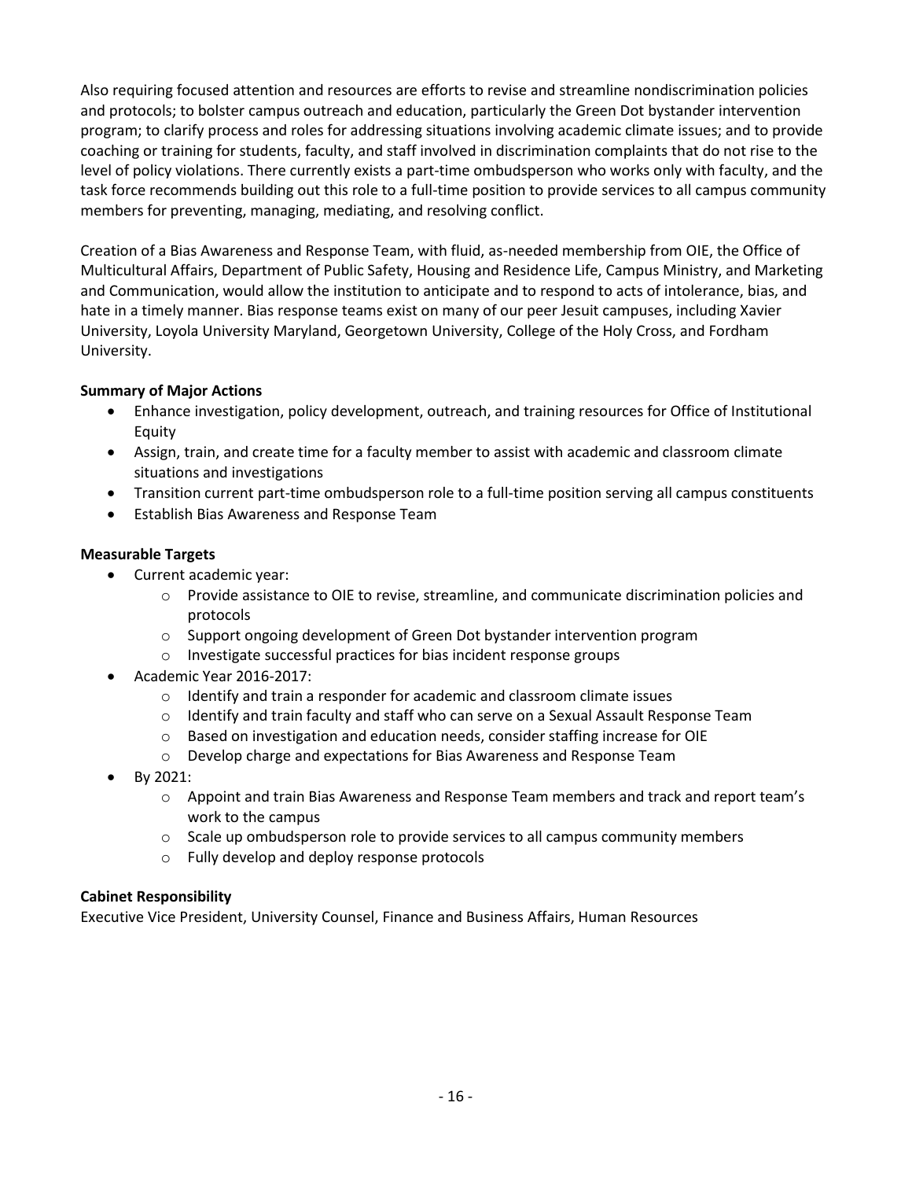Also requiring focused attention and resources are efforts to revise and streamline nondiscrimination policies and protocols; to bolster campus outreach and education, particularly the Green Dot bystander intervention program; to clarify process and roles for addressing situations involving academic climate issues; and to provide coaching or training for students, faculty, and staff involved in discrimination complaints that do not rise to the level of policy violations. There currently exists a part-time ombudsperson who works only with faculty, and the task force recommends building out this role to a full-time position to provide services to all campus community members for preventing, managing, mediating, and resolving conflict.

Creation of a Bias Awareness and Response Team, with fluid, as-needed membership from OIE, the Office of Multicultural Affairs, Department of Public Safety, Housing and Residence Life, Campus Ministry, and Marketing and Communication, would allow the institution to anticipate and to respond to acts of intolerance, bias, and hate in a timely manner. Bias response teams exist on many of our peer Jesuit campuses, including Xavier University, Loyola University Maryland, Georgetown University, College of the Holy Cross, and Fordham University.

**Summary of Major Actions**

- Enhance investigation, policy development, outreach, and training resources for Office of Institutional Equity
- Assign, train, and create time for a faculty member to assist with academic and classroom climate situations and investigations
- Transition current part-time ombudsperson role to a full-time position serving all campus constituents
- Establish Bias Awareness and Response Team

**Measurable Targets**

- Current academic year:
  - Provide assistance to OIE to revise, streamline, and communicate discrimination policies and protocols
  - Support ongoing development of Green Dot bystander intervention program
  - Investigate successful practices for bias incident response groups
- Academic Year 2016-2017:
  - Identify and train a responder for academic and classroom climate issues
  - Identify and train faculty and staff who can serve on a Sexual Assault Response Team
  - Based on investigation and education needs, consider staffing increase for OIE
  - Develop charge and expectations for Bias Awareness and Response Team
- By 2021:
  - Appoint and train Bias Awareness and Response Team members and track and report team's work to the campus
  - Scale up ombudsperson role to provide services to all campus community members
  - Fully develop and deploy response protocols

**Cabinet Responsibility**

Executive Vice President, University Counsel, Finance and Business Affairs, Human Resources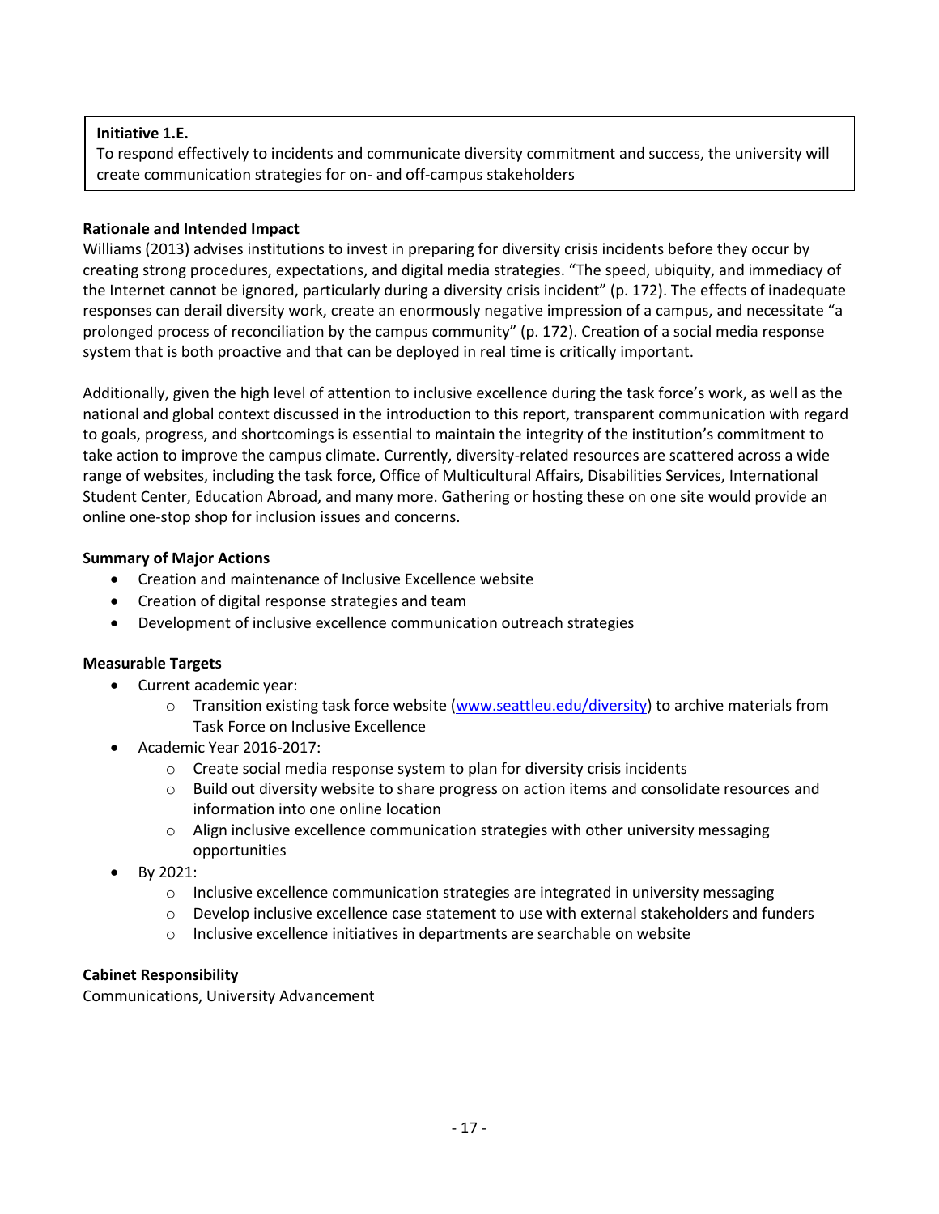**Initiative 1.E.**
To respond effectively to incidents and communicate diversity commitment and success, the university will create communication strategies for on- and off-campus stakeholders

**Rationale and Intended Impact**
Williams (2013) advises institutions to invest in preparing for diversity crisis incidents before they occur by creating strong procedures, expectations, and digital media strategies. "The speed, ubiquity, and immediacy of the Internet cannot be ignored, particularly during a diversity crisis incident" (p. 172). The effects of inadequate responses can derail diversity work, create an enormously negative impression of a campus, and necessitate "a prolonged process of reconciliation by the campus community" (p. 172). Creation of a social media response system that is both proactive and that can be deployed in real time is critically important.

Additionally, given the high level of attention to inclusive excellence during the task force's work, as well as the national and global context discussed in the introduction to this report, transparent communication with regard to goals, progress, and shortcomings is essential to maintain the integrity of the institution's commitment to take action to improve the campus climate. Currently, diversity-related resources are scattered across a wide range of websites, including the task force, Office of Multicultural Affairs, Disabilities Services, International Student Center, Education Abroad, and many more. Gathering or hosting these on one site would provide an online one-stop shop for inclusion issues and concerns.

**Summary of Major Actions**
- Creation and maintenance of Inclusive Excellence website
- Creation of digital response strategies and team
- Development of inclusive excellence communication outreach strategies

**Measurable Targets**
- Current academic year:
  - Transition existing task force website (www.seattleu.edu/diversity) to archive materials from Task Force on Inclusive Excellence
- Academic Year 2016-2017:
  - Create social media response system to plan for diversity crisis incidents
  - Build out diversity website to share progress on action items and consolidate resources and information into one online location
  - Align inclusive excellence communication strategies with other university messaging opportunities
- By 2021:
  - Inclusive excellence communication strategies are integrated in university messaging
  - Develop inclusive excellence case statement to use with external stakeholders and funders
  - Inclusive excellence initiatives in departments are searchable on website

**Cabinet Responsibility**
Communications, University Advancement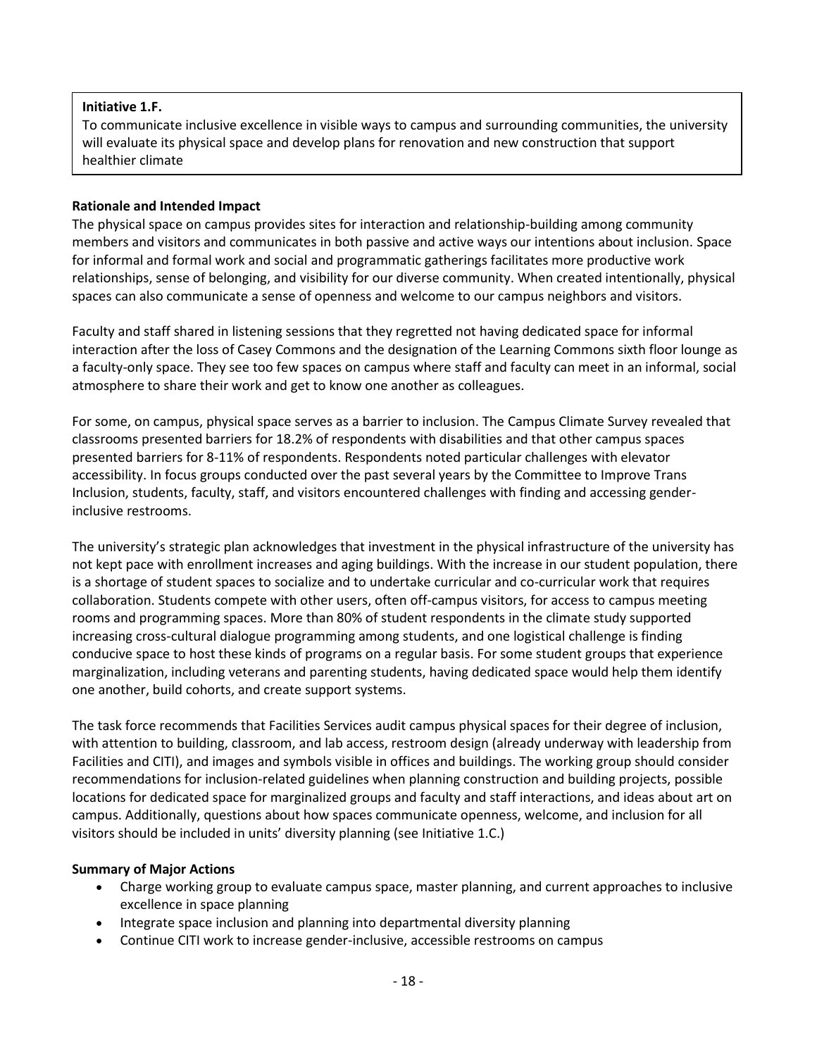**Initiative 1.F.**
To communicate inclusive excellence in visible ways to campus and surrounding communities, the university will evaluate its physical space and develop plans for renovation and new construction that support healthier climate

**Rationale and Intended Impact**

The physical space on campus provides sites for interaction and relationship-building among community members and visitors and communicates in both passive and active ways our intentions about inclusion. Space for informal and formal work and social and programmatic gatherings facilitates more productive work relationships, sense of belonging, and visibility for our diverse community. When created intentionally, physical spaces can also communicate a sense of openness and welcome to our campus neighbors and visitors.

Faculty and staff shared in listening sessions that they regretted not having dedicated space for informal interaction after the loss of Casey Commons and the designation of the Learning Commons sixth floor lounge as a faculty-only space. They see too few spaces on campus where staff and faculty can meet in an informal, social atmosphere to share their work and get to know one another as colleagues.

For some, on campus, physical space serves as a barrier to inclusion. The Campus Climate Survey revealed that classrooms presented barriers for 18.2% of respondents with disabilities and that other campus spaces presented barriers for 8-11% of respondents. Respondents noted particular challenges with elevator accessibility. In focus groups conducted over the past several years by the Committee to Improve Trans Inclusion, students, faculty, staff, and visitors encountered challenges with finding and accessing gender-inclusive restrooms.

The university's strategic plan acknowledges that investment in the physical infrastructure of the university has not kept pace with enrollment increases and aging buildings. With the increase in our student population, there is a shortage of student spaces to socialize and to undertake curricular and co-curricular work that requires collaboration. Students compete with other users, often off-campus visitors, for access to campus meeting rooms and programming spaces. More than 80% of student respondents in the climate study supported increasing cross-cultural dialogue programming among students, and one logistical challenge is finding conducive space to host these kinds of programs on a regular basis. For some student groups that experience marginalization, including veterans and parenting students, having dedicated space would help them identify one another, build cohorts, and create support systems.

The task force recommends that Facilities Services audit campus physical spaces for their degree of inclusion, with attention to building, classroom, and lab access, restroom design (already underway with leadership from Facilities and CITI), and images and symbols visible in offices and buildings. The working group should consider recommendations for inclusion-related guidelines when planning construction and building projects, possible locations for dedicated space for marginalized groups and faculty and staff interactions, and ideas about art on campus. Additionally, questions about how spaces communicate openness, welcome, and inclusion for all visitors should be included in units' diversity planning (see Initiative 1.C.)

**Summary of Major Actions**

- Charge working group to evaluate campus space, master planning, and current approaches to inclusive excellence in space planning
- Integrate space inclusion and planning into departmental diversity planning
- Continue CITI work to increase gender-inclusive, accessible restrooms on campus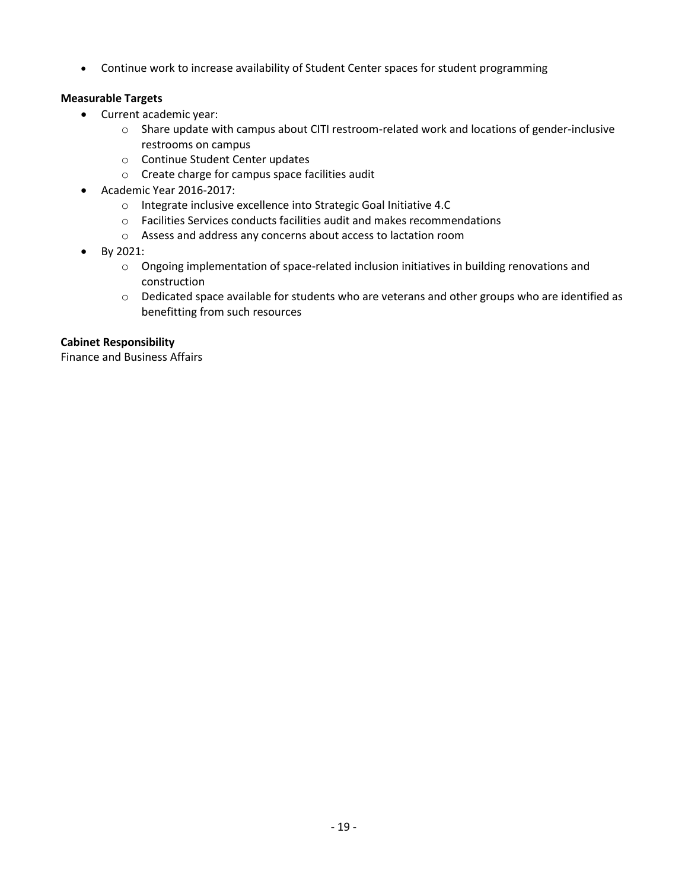- Continue work to increase availability of Student Center spaces for student programming

**Measurable Targets**

- Current academic year:
  - Share update with campus about CITI restroom-related work and locations of gender-inclusive restrooms on campus
  - Continue Student Center updates
  - Create charge for campus space facilities audit
- Academic Year 2016-2017:
  - Integrate inclusive excellence into Strategic Goal Initiative 4.C
  - Facilities Services conducts facilities audit and makes recommendations
  - Assess and address any concerns about access to lactation room
- By 2021:
  - Ongoing implementation of space-related inclusion initiatives in building renovations and construction
  - Dedicated space available for students who are veterans and other groups who are identified as benefitting from such resources

**Cabinet Responsibility**

Finance and Business Affairs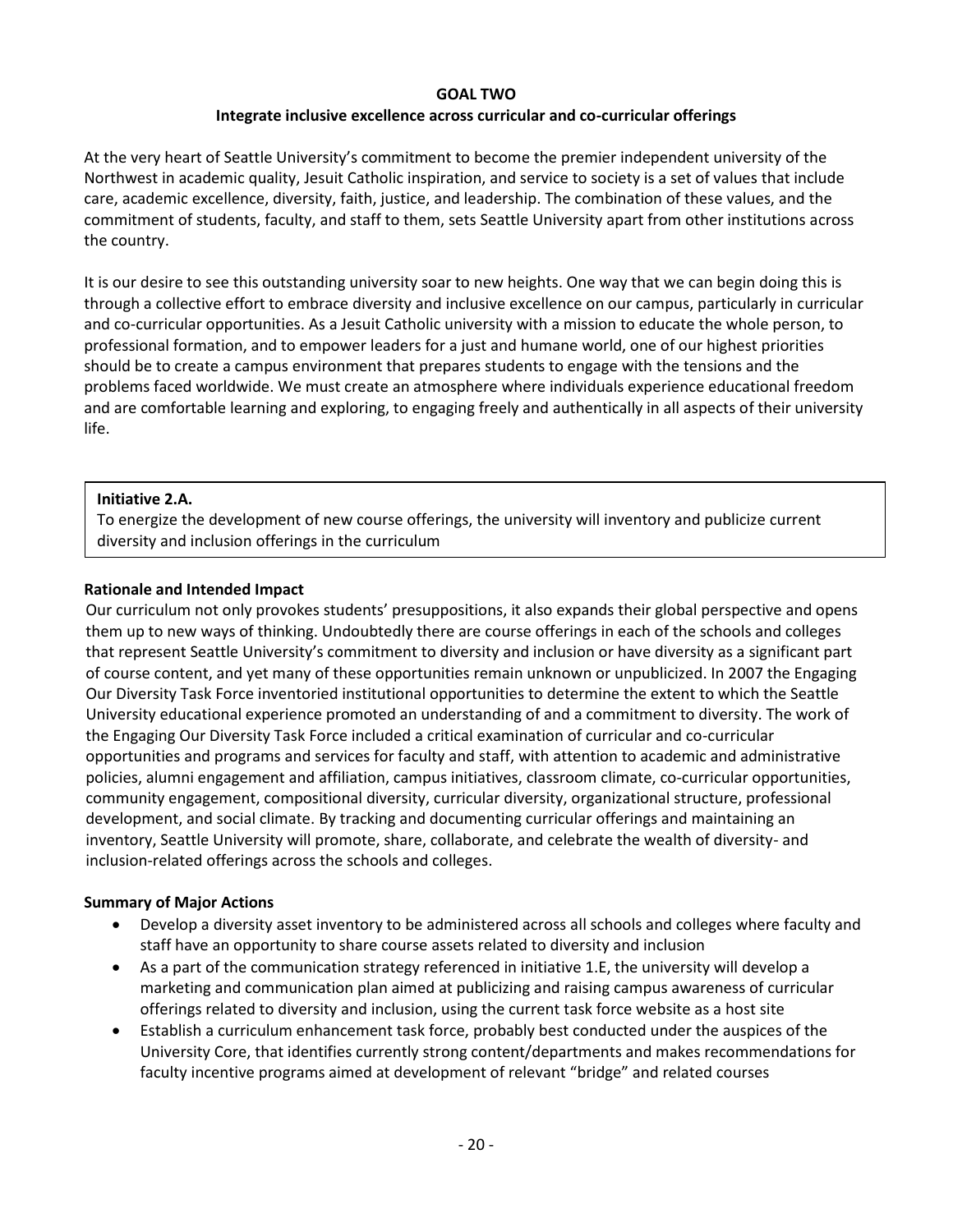## GOAL TWO

### Integrate inclusive excellence across curricular and co-curricular offerings

At the very heart of Seattle University's commitment to become the premier independent university of the Northwest in academic quality, Jesuit Catholic inspiration, and service to society is a set of values that include care, academic excellence, diversity, faith, justice, and leadership. The combination of these values, and the commitment of students, faculty, and staff to them, sets Seattle University apart from other institutions across the country.

It is our desire to see this outstanding university soar to new heights. One way that we can begin doing this is through a collective effort to embrace diversity and inclusive excellence on our campus, particularly in curricular and co-curricular opportunities. As a Jesuit Catholic university with a mission to educate the whole person, to professional formation, and to empower leaders for a just and humane world, one of our highest priorities should be to create a campus environment that prepares students to engage with the tensions and the problems faced worldwide. We must create an atmosphere where individuals experience educational freedom and are comfortable learning and exploring, to engaging freely and authentically in all aspects of their university life.

**Initiative 2.A.**
To energize the development of new course offerings, the university will inventory and publicize current diversity and inclusion offerings in the curriculum

**Rationale and Intended Impact**

Our curriculum not only provokes students' presuppositions, it also expands their global perspective and opens them up to new ways of thinking. Undoubtedly there are course offerings in each of the schools and colleges that represent Seattle University's commitment to diversity and inclusion or have diversity as a significant part of course content, and yet many of these opportunities remain unknown or unpublicized. In 2007 the Engaging Our Diversity Task Force inventoried institutional opportunities to determine the extent to which the Seattle University educational experience promoted an understanding of and a commitment to diversity. The work of the Engaging Our Diversity Task Force included a critical examination of curricular and co-curricular opportunities and programs and services for faculty and staff, with attention to academic and administrative policies, alumni engagement and affiliation, campus initiatives, classroom climate, co-curricular opportunities, community engagement, compositional diversity, curricular diversity, organizational structure, professional development, and social climate. By tracking and documenting curricular offerings and maintaining an inventory, Seattle University will promote, share, collaborate, and celebrate the wealth of diversity- and inclusion-related offerings across the schools and colleges.

**Summary of Major Actions**

- Develop a diversity asset inventory to be administered across all schools and colleges where faculty and staff have an opportunity to share course assets related to diversity and inclusion
- As a part of the communication strategy referenced in initiative 1.E, the university will develop a marketing and communication plan aimed at publicizing and raising campus awareness of curricular offerings related to diversity and inclusion, using the current task force website as a host site
- Establish a curriculum enhancement task force, probably best conducted under the auspices of the University Core, that identifies currently strong content/departments and makes recommendations for faculty incentive programs aimed at development of relevant "bridge" and related courses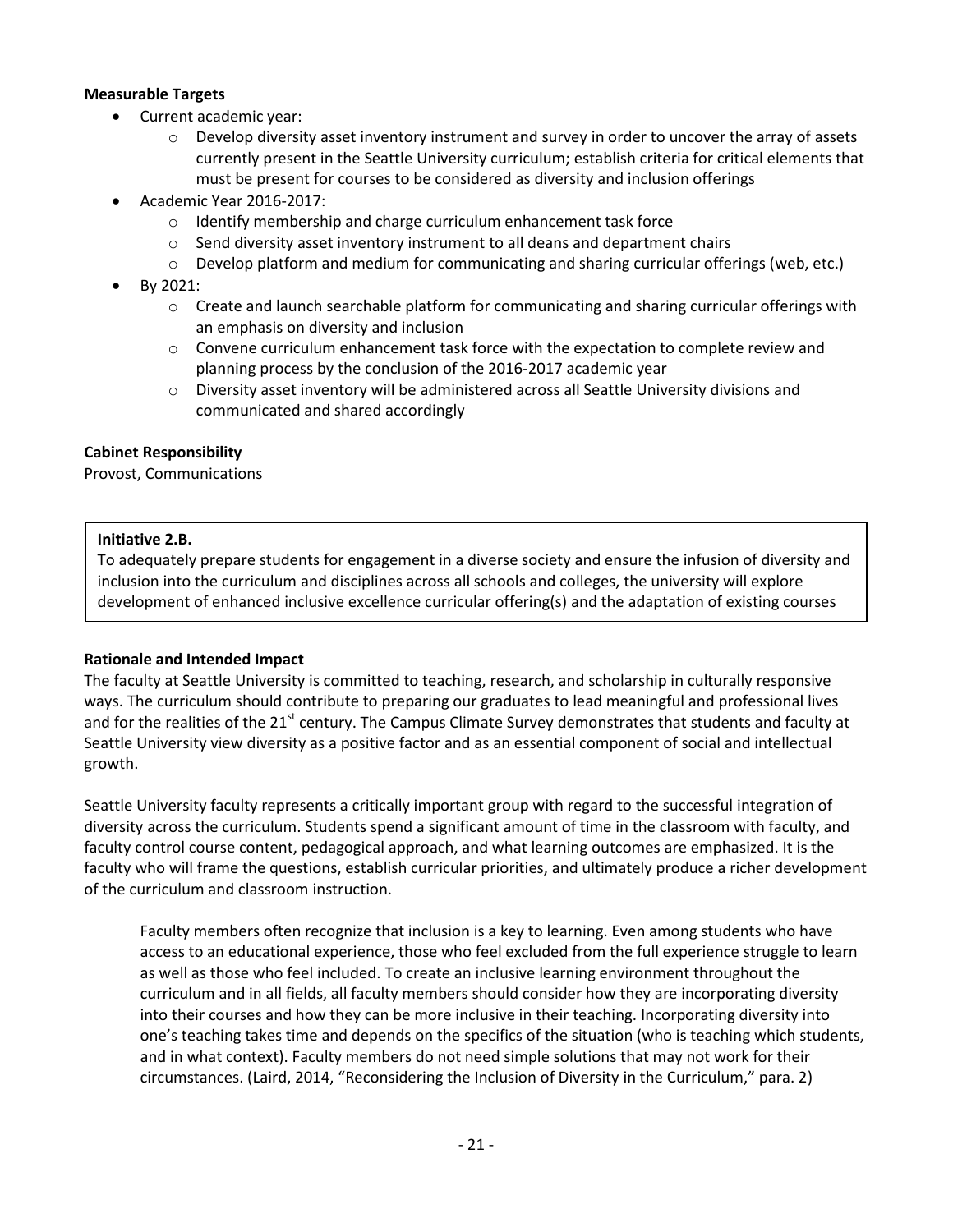**Measurable Targets**

- Current academic year:
  - Develop diversity asset inventory instrument and survey in order to uncover the array of assets currently present in the Seattle University curriculum; establish criteria for critical elements that must be present for courses to be considered as diversity and inclusion offerings
- Academic Year 2016-2017:
  - Identify membership and charge curriculum enhancement task force
  - Send diversity asset inventory instrument to all deans and department chairs
  - Develop platform and medium for communicating and sharing curricular offerings (web, etc.)
- By 2021:
  - Create and launch searchable platform for communicating and sharing curricular offerings with an emphasis on diversity and inclusion
  - Convene curriculum enhancement task force with the expectation to complete review and planning process by the conclusion of the 2016-2017 academic year
  - Diversity asset inventory will be administered across all Seattle University divisions and communicated and shared accordingly

**Cabinet Responsibility**

Provost, Communications

**Initiative 2.B.**

To adequately prepare students for engagement in a diverse society and ensure the infusion of diversity and inclusion into the curriculum and disciplines across all schools and colleges, the university will explore development of enhanced inclusive excellence curricular offering(s) and the adaptation of existing courses

**Rationale and Intended Impact**

The faculty at Seattle University is committed to teaching, research, and scholarship in culturally responsive ways. The curriculum should contribute to preparing our graduates to lead meaningful and professional lives and for the realities of the 21st century. The Campus Climate Survey demonstrates that students and faculty at Seattle University view diversity as a positive factor and as an essential component of social and intellectual growth.

Seattle University faculty represents a critically important group with regard to the successful integration of diversity across the curriculum. Students spend a significant amount of time in the classroom with faculty, and faculty control course content, pedagogical approach, and what learning outcomes are emphasized. It is the faculty who will frame the questions, establish curricular priorities, and ultimately produce a richer development of the curriculum and classroom instruction.

> Faculty members often recognize that inclusion is a key to learning. Even among students who have access to an educational experience, those who feel excluded from the full experience struggle to learn as well as those who feel included. To create an inclusive learning environment throughout the curriculum and in all fields, all faculty members should consider how they are incorporating diversity into their courses and how they can be more inclusive in their teaching. Incorporating diversity into one's teaching takes time and depends on the specifics of the situation (who is teaching which students, and in what context). Faculty members do not need simple solutions that may not work for their circumstances. (Laird, 2014, "Reconsidering the Inclusion of Diversity in the Curriculum," para. 2)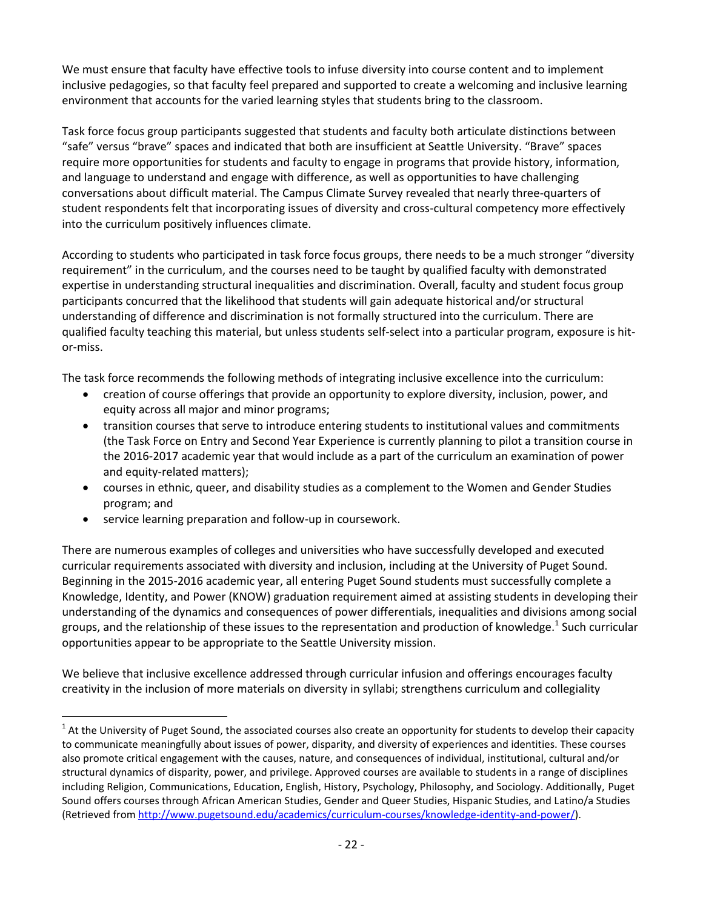We must ensure that faculty have effective tools to infuse diversity into course content and to implement inclusive pedagogies, so that faculty feel prepared and supported to create a welcoming and inclusive learning environment that accounts for the varied learning styles that students bring to the classroom.

Task force focus group participants suggested that students and faculty both articulate distinctions between "safe" versus "brave" spaces and indicated that both are insufficient at Seattle University. "Brave" spaces require more opportunities for students and faculty to engage in programs that provide history, information, and language to understand and engage with difference, as well as opportunities to have challenging conversations about difficult material. The Campus Climate Survey revealed that nearly three-quarters of student respondents felt that incorporating issues of diversity and cross-cultural competency more effectively into the curriculum positively influences climate.

According to students who participated in task force focus groups, there needs to be a much stronger "diversity requirement" in the curriculum, and the courses need to be taught by qualified faculty with demonstrated expertise in understanding structural inequalities and discrimination. Overall, faculty and student focus group participants concurred that the likelihood that students will gain adequate historical and/or structural understanding of difference and discrimination is not formally structured into the curriculum. There are qualified faculty teaching this material, but unless students self-select into a particular program, exposure is hit-or-miss.

The task force recommends the following methods of integrating inclusive excellence into the curriculum:

- creation of course offerings that provide an opportunity to explore diversity, inclusion, power, and equity across all major and minor programs;
- transition courses that serve to introduce entering students to institutional values and commitments (the Task Force on Entry and Second Year Experience is currently planning to pilot a transition course in the 2016-2017 academic year that would include as a part of the curriculum an examination of power and equity-related matters);
- courses in ethnic, queer, and disability studies as a complement to the Women and Gender Studies program; and
- service learning preparation and follow-up in coursework.

There are numerous examples of colleges and universities who have successfully developed and executed curricular requirements associated with diversity and inclusion, including at the University of Puget Sound. Beginning in the 2015-2016 academic year, all entering Puget Sound students must successfully complete a Knowledge, Identity, and Power (KNOW) graduation requirement aimed at assisting students in developing their understanding of the dynamics and consequences of power differentials, inequalities and divisions among social groups, and the relationship of these issues to the representation and production of knowledge.[1] Such curricular opportunities appear to be appropriate to the Seattle University mission.

We believe that inclusive excellence addressed through curricular infusion and offerings encourages faculty creativity in the inclusion of more materials on diversity in syllabi; strengthens curriculum and collegiality

[1] At the University of Puget Sound, the associated courses also create an opportunity for students to develop their capacity to communicate meaningfully about issues of power, disparity, and diversity of experiences and identities. These courses also promote critical engagement with the causes, nature, and consequences of individual, institutional, cultural and/or structural dynamics of disparity, power, and privilege. Approved courses are available to students in a range of disciplines including Religion, Communications, Education, English, History, Psychology, Philosophy, and Sociology. Additionally, Puget Sound offers courses through African American Studies, Gender and Queer Studies, Hispanic Studies, and Latino/a Studies (Retrieved from http://www.pugetsound.edu/academics/curriculum-courses/knowledge-identity-and-power/).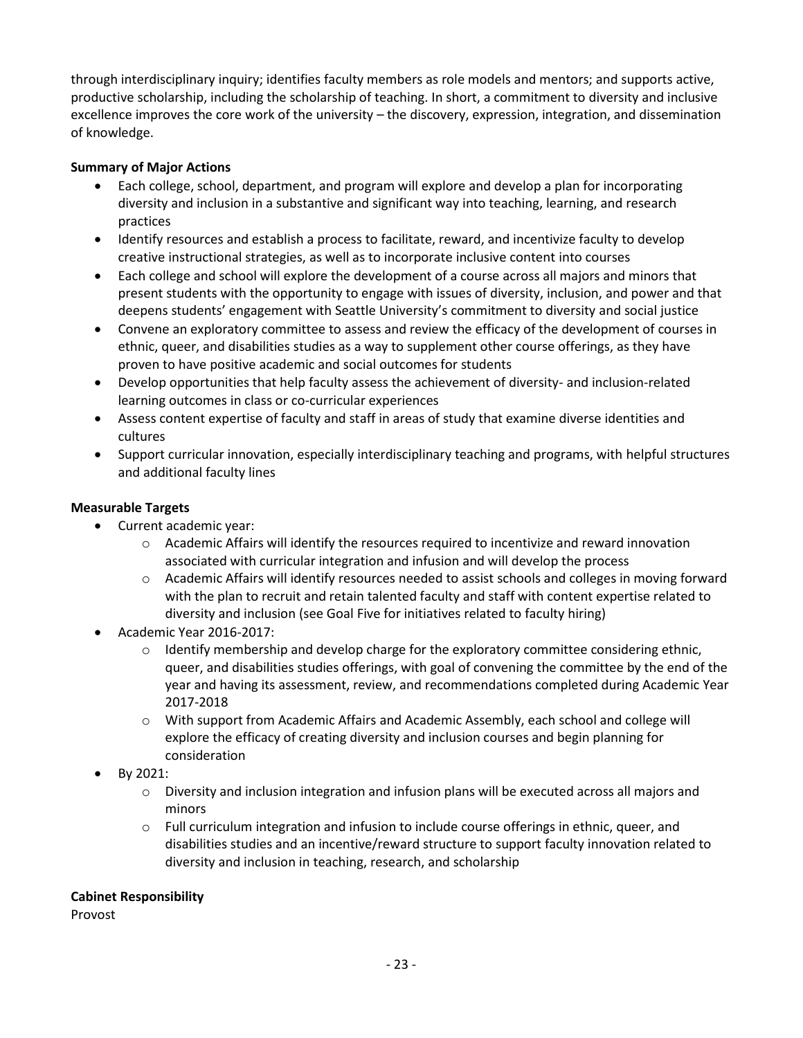through interdisciplinary inquiry; identifies faculty members as role models and mentors; and supports active, productive scholarship, including the scholarship of teaching. In short, a commitment to diversity and inclusive excellence improves the core work of the university – the discovery, expression, integration, and dissemination of knowledge.

**Summary of Major Actions**

- Each college, school, department, and program will explore and develop a plan for incorporating diversity and inclusion in a substantive and significant way into teaching, learning, and research practices
- Identify resources and establish a process to facilitate, reward, and incentivize faculty to develop creative instructional strategies, as well as to incorporate inclusive content into courses
- Each college and school will explore the development of a course across all majors and minors that present students with the opportunity to engage with issues of diversity, inclusion, and power and that deepens students' engagement with Seattle University's commitment to diversity and social justice
- Convene an exploratory committee to assess and review the efficacy of the development of courses in ethnic, queer, and disabilities studies as a way to supplement other course offerings, as they have proven to have positive academic and social outcomes for students
- Develop opportunities that help faculty assess the achievement of diversity- and inclusion-related learning outcomes in class or co-curricular experiences
- Assess content expertise of faculty and staff in areas of study that examine diverse identities and cultures
- Support curricular innovation, especially interdisciplinary teaching and programs, with helpful structures and additional faculty lines

**Measurable Targets**

- Current academic year:
  - Academic Affairs will identify the resources required to incentivize and reward innovation associated with curricular integration and infusion and will develop the process
  - Academic Affairs will identify resources needed to assist schools and colleges in moving forward with the plan to recruit and retain talented faculty and staff with content expertise related to diversity and inclusion (see Goal Five for initiatives related to faculty hiring)
- Academic Year 2016-2017:
  - Identify membership and develop charge for the exploratory committee considering ethnic, queer, and disabilities studies offerings, with goal of convening the committee by the end of the year and having its assessment, review, and recommendations completed during Academic Year 2017-2018
  - With support from Academic Affairs and Academic Assembly, each school and college will explore the efficacy of creating diversity and inclusion courses and begin planning for consideration
- By 2021:
  - Diversity and inclusion integration and infusion plans will be executed across all majors and minors
  - Full curriculum integration and infusion to include course offerings in ethnic, queer, and disabilities studies and an incentive/reward structure to support faculty innovation related to diversity and inclusion in teaching, research, and scholarship

**Cabinet Responsibility**

Provost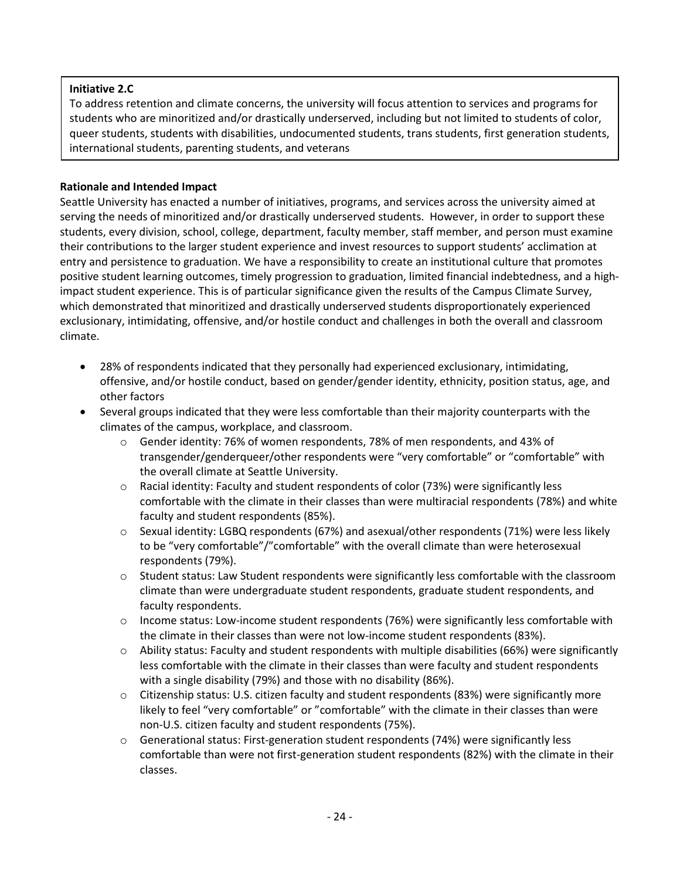**Initiative 2.C**

To address retention and climate concerns, the university will focus attention to services and programs for students who are minoritized and/or drastically underserved, including but not limited to students of color, queer students, students with disabilities, undocumented students, trans students, first generation students, international students, parenting students, and veterans

**Rationale and Intended Impact**

Seattle University has enacted a number of initiatives, programs, and services across the university aimed at serving the needs of minoritized and/or drastically underserved students. However, in order to support these students, every division, school, college, department, faculty member, staff member, and person must examine their contributions to the larger student experience and invest resources to support students' acclimation at entry and persistence to graduation. We have a responsibility to create an institutional culture that promotes positive student learning outcomes, timely progression to graduation, limited financial indebtedness, and a high-impact student experience. This is of particular significance given the results of the Campus Climate Survey, which demonstrated that minoritized and drastically underserved students disproportionately experienced exclusionary, intimidating, offensive, and/or hostile conduct and challenges in both the overall and classroom climate.

- 28% of respondents indicated that they personally had experienced exclusionary, intimidating, offensive, and/or hostile conduct, based on gender/gender identity, ethnicity, position status, age, and other factors
- Several groups indicated that they were less comfortable than their majority counterparts with the climates of the campus, workplace, and classroom.
  - Gender identity: 76% of women respondents, 78% of men respondents, and 43% of transgender/genderqueer/other respondents were "very comfortable" or "comfortable" with the overall climate at Seattle University.
  - Racial identity: Faculty and student respondents of color (73%) were significantly less comfortable with the climate in their classes than were multiracial respondents (78%) and white faculty and student respondents (85%).
  - Sexual identity: LGBQ respondents (67%) and asexual/other respondents (71%) were less likely to be "very comfortable"/"comfortable" with the overall climate than were heterosexual respondents (79%).
  - Student status: Law Student respondents were significantly less comfortable with the classroom climate than were undergraduate student respondents, graduate student respondents, and faculty respondents.
  - Income status: Low-income student respondents (76%) were significantly less comfortable with the climate in their classes than were not low-income student respondents (83%).
  - Ability status: Faculty and student respondents with multiple disabilities (66%) were significantly less comfortable with the climate in their classes than were faculty and student respondents with a single disability (79%) and those with no disability (86%).
  - Citizenship status: U.S. citizen faculty and student respondents (83%) were significantly more likely to feel "very comfortable" or "comfortable" with the climate in their classes than were non-U.S. citizen faculty and student respondents (75%).
  - Generational status: First-generation student respondents (74%) were significantly less comfortable than were not first-generation student respondents (82%) with the climate in their classes.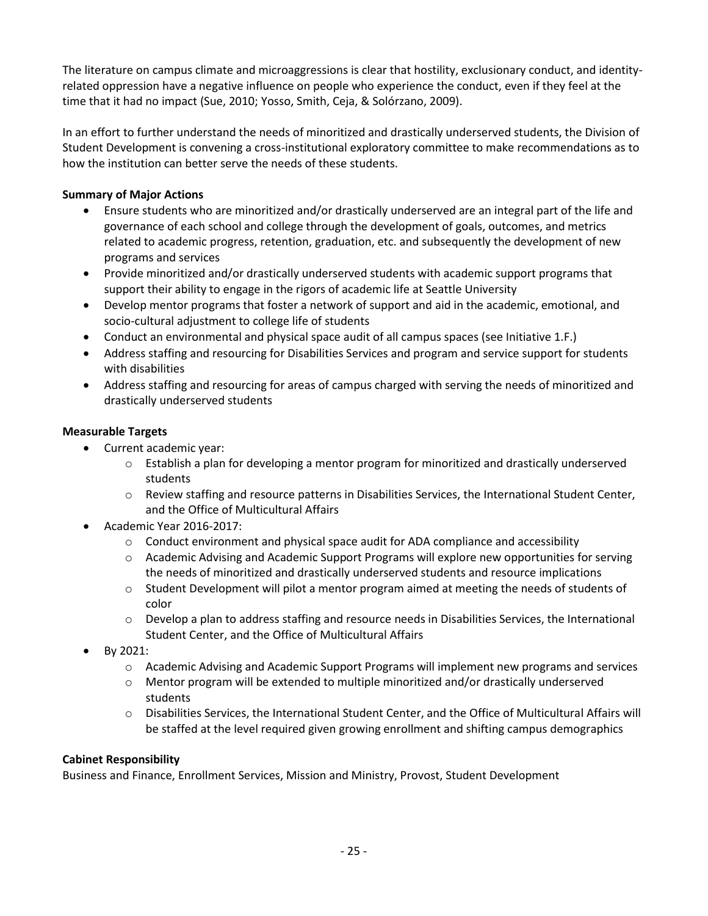The literature on campus climate and microaggressions is clear that hostility, exclusionary conduct, and identity-related oppression have a negative influence on people who experience the conduct, even if they feel at the time that it had no impact (Sue, 2010; Yosso, Smith, Ceja, & Solórzano, 2009).

In an effort to further understand the needs of minoritized and drastically underserved students, the Division of Student Development is convening a cross-institutional exploratory committee to make recommendations as to how the institution can better serve the needs of these students.

**Summary of Major Actions**

- Ensure students who are minoritized and/or drastically underserved are an integral part of the life and governance of each school and college through the development of goals, outcomes, and metrics related to academic progress, retention, graduation, etc. and subsequently the development of new programs and services
- Provide minoritized and/or drastically underserved students with academic support programs that support their ability to engage in the rigors of academic life at Seattle University
- Develop mentor programs that foster a network of support and aid in the academic, emotional, and socio-cultural adjustment to college life of students
- Conduct an environmental and physical space audit of all campus spaces (see Initiative 1.F.)
- Address staffing and resourcing for Disabilities Services and program and service support for students with disabilities
- Address staffing and resourcing for areas of campus charged with serving the needs of minoritized and drastically underserved students

**Measurable Targets**

- Current academic year:
  - Establish a plan for developing a mentor program for minoritized and drastically underserved students
  - Review staffing and resource patterns in Disabilities Services, the International Student Center, and the Office of Multicultural Affairs
- Academic Year 2016-2017:
  - Conduct environment and physical space audit for ADA compliance and accessibility
  - Academic Advising and Academic Support Programs will explore new opportunities for serving the needs of minoritized and drastically underserved students and resource implications
  - Student Development will pilot a mentor program aimed at meeting the needs of students of color
  - Develop a plan to address staffing and resource needs in Disabilities Services, the International Student Center, and the Office of Multicultural Affairs
- By 2021:
  - Academic Advising and Academic Support Programs will implement new programs and services
  - Mentor program will be extended to multiple minoritized and/or drastically underserved students
  - Disabilities Services, the International Student Center, and the Office of Multicultural Affairs will be staffed at the level required given growing enrollment and shifting campus demographics

**Cabinet Responsibility**

Business and Finance, Enrollment Services, Mission and Ministry, Provost, Student Development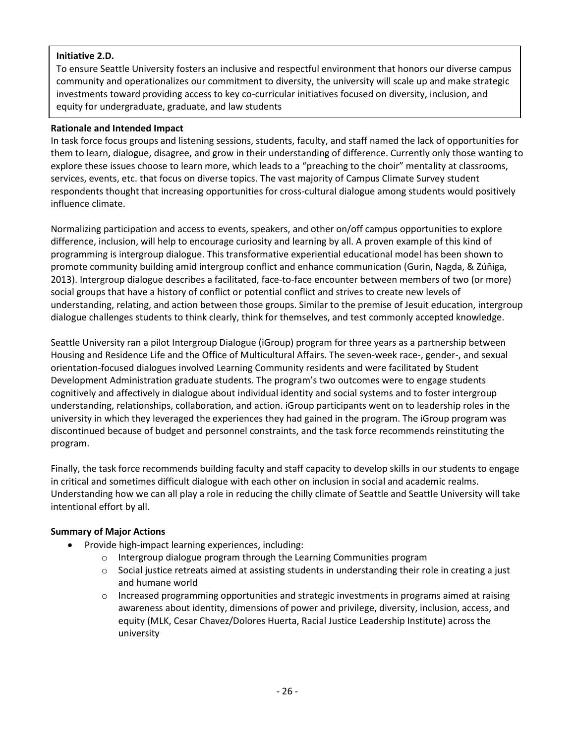**Initiative 2.D.**

To ensure Seattle University fosters an inclusive and respectful environment that honors our diverse campus community and operationalizes our commitment to diversity, the university will scale up and make strategic investments toward providing access to key co-curricular initiatives focused on diversity, inclusion, and equity for undergraduate, graduate, and law students

**Rationale and Intended Impact**

In task force focus groups and listening sessions, students, faculty, and staff named the lack of opportunities for them to learn, dialogue, disagree, and grow in their understanding of difference. Currently only those wanting to explore these issues choose to learn more, which leads to a "preaching to the choir" mentality at classrooms, services, events, etc. that focus on diverse topics. The vast majority of Campus Climate Survey student respondents thought that increasing opportunities for cross-cultural dialogue among students would positively influence climate.

Normalizing participation and access to events, speakers, and other on/off campus opportunities to explore difference, inclusion, will help to encourage curiosity and learning by all. A proven example of this kind of programming is intergroup dialogue. This transformative experiential educational model has been shown to promote community building amid intergroup conflict and enhance communication (Gurin, Nagda, & Zúñiga, 2013). Intergroup dialogue describes a facilitated, face-to-face encounter between members of two (or more) social groups that have a history of conflict or potential conflict and strives to create new levels of understanding, relating, and action between those groups. Similar to the premise of Jesuit education, intergroup dialogue challenges students to think clearly, think for themselves, and test commonly accepted knowledge.

Seattle University ran a pilot Intergroup Dialogue (iGroup) program for three years as a partnership between Housing and Residence Life and the Office of Multicultural Affairs. The seven-week race-, gender-, and sexual orientation-focused dialogues involved Learning Community residents and were facilitated by Student Development Administration graduate students. The program's two outcomes were to engage students cognitively and affectively in dialogue about individual identity and social systems and to foster intergroup understanding, relationships, collaboration, and action. iGroup participants went on to leadership roles in the university in which they leveraged the experiences they had gained in the program. The iGroup program was discontinued because of budget and personnel constraints, and the task force recommends reinstituting the program.

Finally, the task force recommends building faculty and staff capacity to develop skills in our students to engage in critical and sometimes difficult dialogue with each other on inclusion in social and academic realms. Understanding how we can all play a role in reducing the chilly climate of Seattle and Seattle University will take intentional effort by all.

**Summary of Major Actions**

- Provide high-impact learning experiences, including:
  - Intergroup dialogue program through the Learning Communities program
  - Social justice retreats aimed at assisting students in understanding their role in creating a just and humane world
  - Increased programming opportunities and strategic investments in programs aimed at raising awareness about identity, dimensions of power and privilege, diversity, inclusion, access, and equity (MLK, Cesar Chavez/Dolores Huerta, Racial Justice Leadership Institute) across the university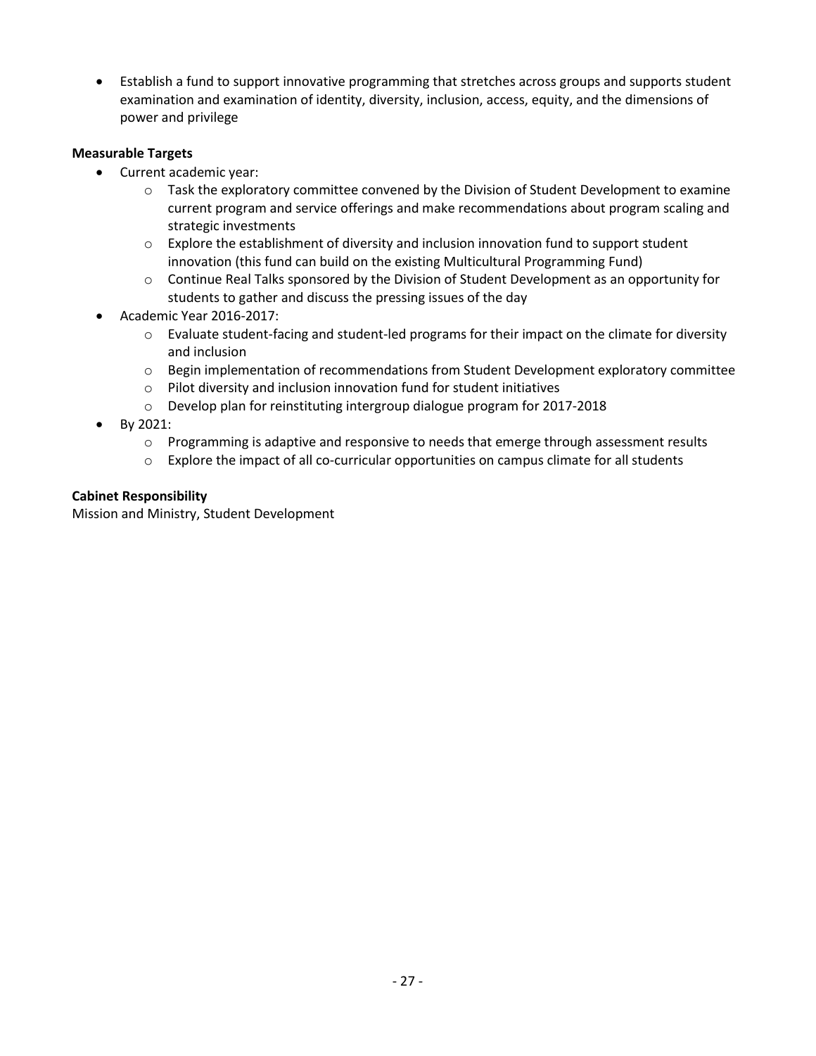- Establish a fund to support innovative programming that stretches across groups and supports student examination and examination of identity, diversity, inclusion, access, equity, and the dimensions of power and privilege

**Measurable Targets**

- Current academic year:
  - Task the exploratory committee convened by the Division of Student Development to examine current program and service offerings and make recommendations about program scaling and strategic investments
  - Explore the establishment of diversity and inclusion innovation fund to support student innovation (this fund can build on the existing Multicultural Programming Fund)
  - Continue Real Talks sponsored by the Division of Student Development as an opportunity for students to gather and discuss the pressing issues of the day
- Academic Year 2016-2017:
  - Evaluate student-facing and student-led programs for their impact on the climate for diversity and inclusion
  - Begin implementation of recommendations from Student Development exploratory committee
  - Pilot diversity and inclusion innovation fund for student initiatives
  - Develop plan for reinstituting intergroup dialogue program for 2017-2018
- By 2021:
  - Programming is adaptive and responsive to needs that emerge through assessment results
  - Explore the impact of all co-curricular opportunities on campus climate for all students

**Cabinet Responsibility**

Mission and Ministry, Student Development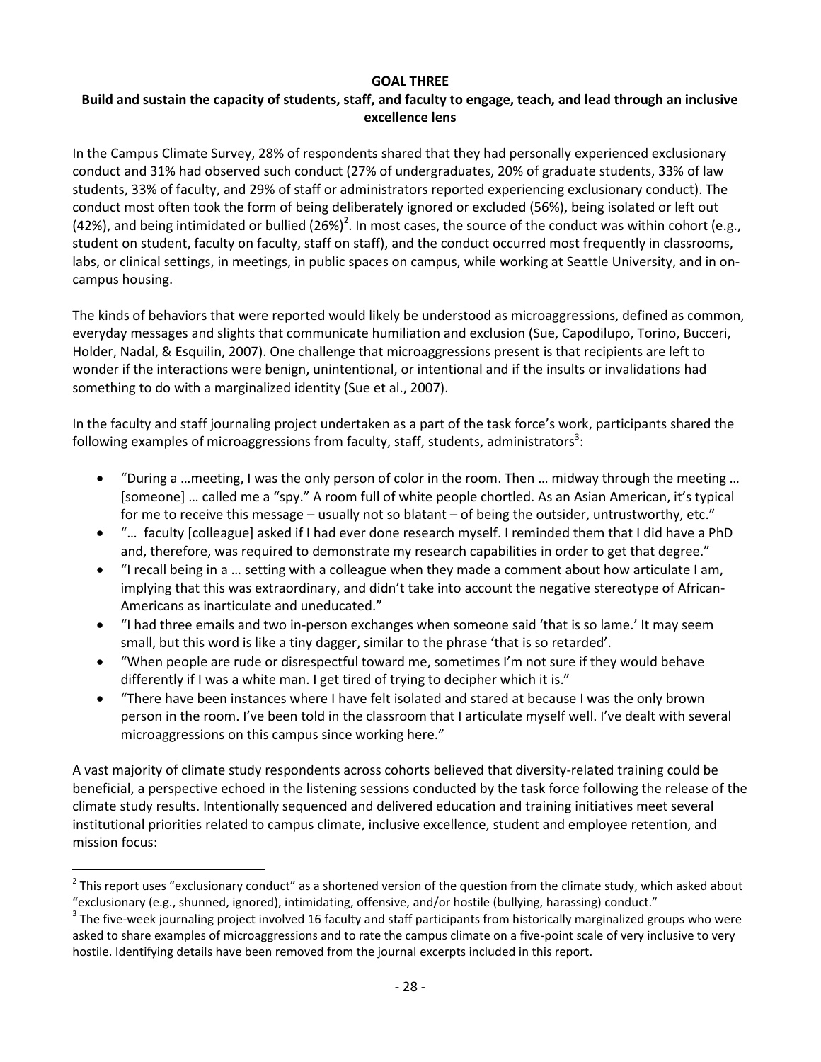**GOAL THREE**

**Build and sustain the capacity of students, staff, and faculty to engage, teach, and lead through an inclusive excellence lens**

In the Campus Climate Survey, 28% of respondents shared that they had personally experienced exclusionary conduct and 31% had observed such conduct (27% of undergraduates, 20% of graduate students, 33% of law students, 33% of faculty, and 29% of staff or administrators reported experiencing exclusionary conduct). The conduct most often took the form of being deliberately ignored or excluded (56%), being isolated or left out (42%), and being intimidated or bullied (26%)[2]. In most cases, the source of the conduct was within cohort (e.g., student on student, faculty on faculty, staff on staff), and the conduct occurred most frequently in classrooms, labs, or clinical settings, in meetings, in public spaces on campus, while working at Seattle University, and in on-campus housing.

The kinds of behaviors that were reported would likely be understood as microaggressions, defined as common, everyday messages and slights that communicate humiliation and exclusion (Sue, Capodilupo, Torino, Bucceri, Holder, Nadal, & Esquilin, 2007). One challenge that microaggressions present is that recipients are left to wonder if the interactions were benign, unintentional, or intentional and if the insults or invalidations had something to do with a marginalized identity (Sue et al., 2007).

In the faculty and staff journaling project undertaken as a part of the task force's work, participants shared the following examples of microaggressions from faculty, staff, students, administrators[3]:

- "During a …meeting, I was the only person of color in the room. Then … midway through the meeting … [someone] … called me a "spy." A room full of white people chortled. As an Asian American, it's typical for me to receive this message – usually not so blatant – of being the outsider, untrustworthy, etc."
- "… faculty [colleague] asked if I had ever done research myself. I reminded them that I did have a PhD and, therefore, was required to demonstrate my research capabilities in order to get that degree."
- "I recall being in a … setting with a colleague when they made a comment about how articulate I am, implying that this was extraordinary, and didn't take into account the negative stereotype of African-Americans as inarticulate and uneducated."
- "I had three emails and two in-person exchanges when someone said 'that is so lame.' It may seem small, but this word is like a tiny dagger, similar to the phrase 'that is so retarded'.
- "When people are rude or disrespectful toward me, sometimes I'm not sure if they would behave differently if I was a white man. I get tired of trying to decipher which it is."
- "There have been instances where I have felt isolated and stared at because I was the only brown person in the room. I've been told in the classroom that I articulate myself well. I've dealt with several microaggressions on this campus since working here."

A vast majority of climate study respondents across cohorts believed that diversity-related training could be beneficial, a perspective echoed in the listening sessions conducted by the task force following the release of the climate study results. Intentionally sequenced and delivered education and training initiatives meet several institutional priorities related to campus climate, inclusive excellence, student and employee retention, and mission focus:

---

[2] This report uses "exclusionary conduct" as a shortened version of the question from the climate study, which asked about "exclusionary (e.g., shunned, ignored), intimidating, offensive, and/or hostile (bullying, harassing) conduct."

[3] The five-week journaling project involved 16 faculty and staff participants from historically marginalized groups who were asked to share examples of microaggressions and to rate the campus climate on a five-point scale of very inclusive to very hostile. Identifying details have been removed from the journal excerpts included in this report.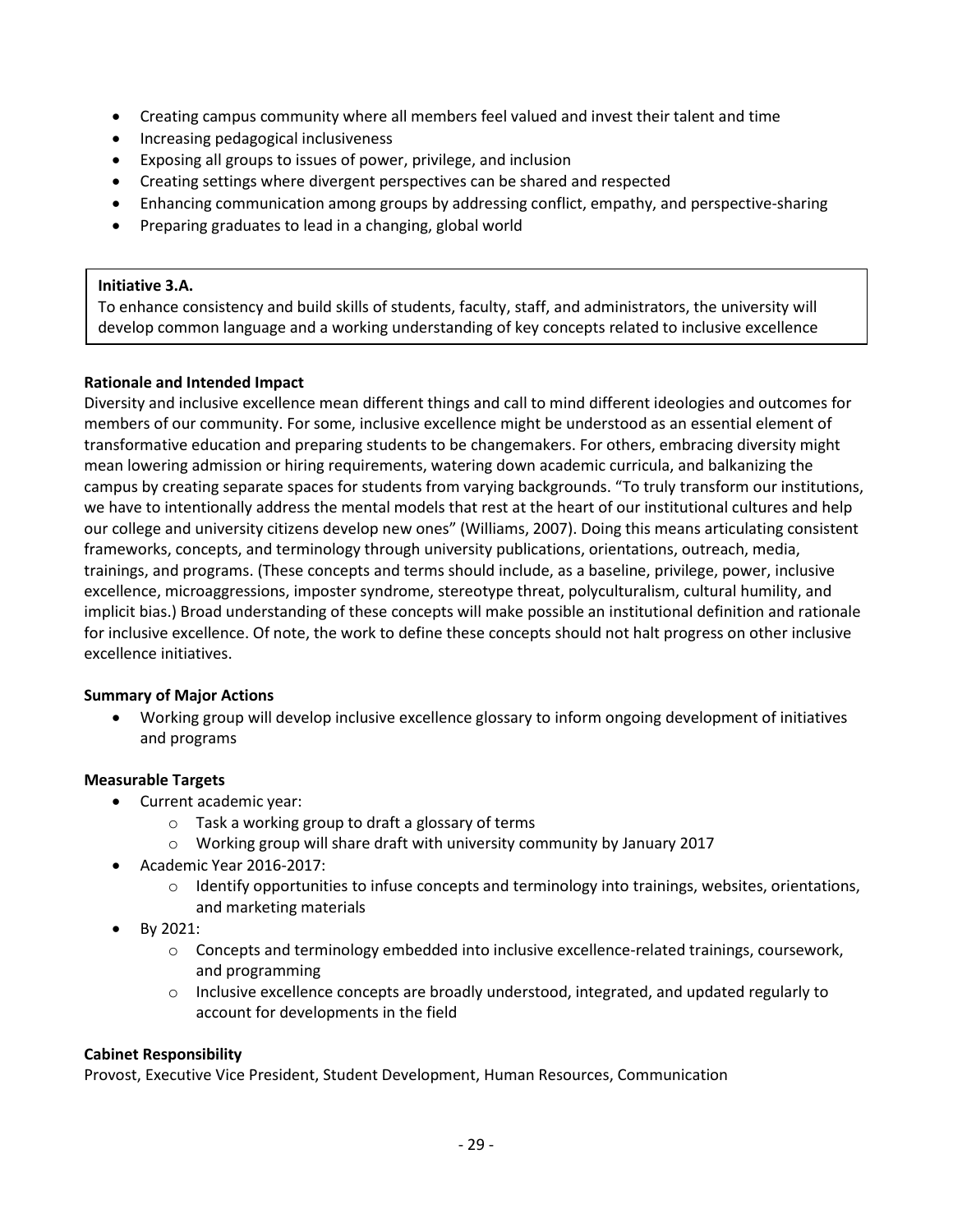- Creating campus community where all members feel valued and invest their talent and time
- Increasing pedagogical inclusiveness
- Exposing all groups to issues of power, privilege, and inclusion
- Creating settings where divergent perspectives can be shared and respected
- Enhancing communication among groups by addressing conflict, empathy, and perspective-sharing
- Preparing graduates to lead in a changing, global world

**Initiative 3.A.**
To enhance consistency and build skills of students, faculty, staff, and administrators, the university will develop common language and a working understanding of key concepts related to inclusive excellence

**Rationale and Intended Impact**

Diversity and inclusive excellence mean different things and call to mind different ideologies and outcomes for members of our community. For some, inclusive excellence might be understood as an essential element of transformative education and preparing students to be changemakers. For others, embracing diversity might mean lowering admission or hiring requirements, watering down academic curricula, and balkanizing the campus by creating separate spaces for students from varying backgrounds. "To truly transform our institutions, we have to intentionally address the mental models that rest at the heart of our institutional cultures and help our college and university citizens develop new ones" (Williams, 2007). Doing this means articulating consistent frameworks, concepts, and terminology through university publications, orientations, outreach, media, trainings, and programs. (These concepts and terms should include, as a baseline, privilege, power, inclusive excellence, microaggressions, imposter syndrome, stereotype threat, polyculturalism, cultural humility, and implicit bias.) Broad understanding of these concepts will make possible an institutional definition and rationale for inclusive excellence. Of note, the work to define these concepts should not halt progress on other inclusive excellence initiatives.

**Summary of Major Actions**

- Working group will develop inclusive excellence glossary to inform ongoing development of initiatives and programs

**Measurable Targets**

- Current academic year:
  - Task a working group to draft a glossary of terms
  - Working group will share draft with university community by January 2017
- Academic Year 2016-2017:
  - Identify opportunities to infuse concepts and terminology into trainings, websites, orientations, and marketing materials
- By 2021:
  - Concepts and terminology embedded into inclusive excellence-related trainings, coursework, and programming
  - Inclusive excellence concepts are broadly understood, integrated, and updated regularly to account for developments in the field

**Cabinet Responsibility**

Provost, Executive Vice President, Student Development, Human Resources, Communication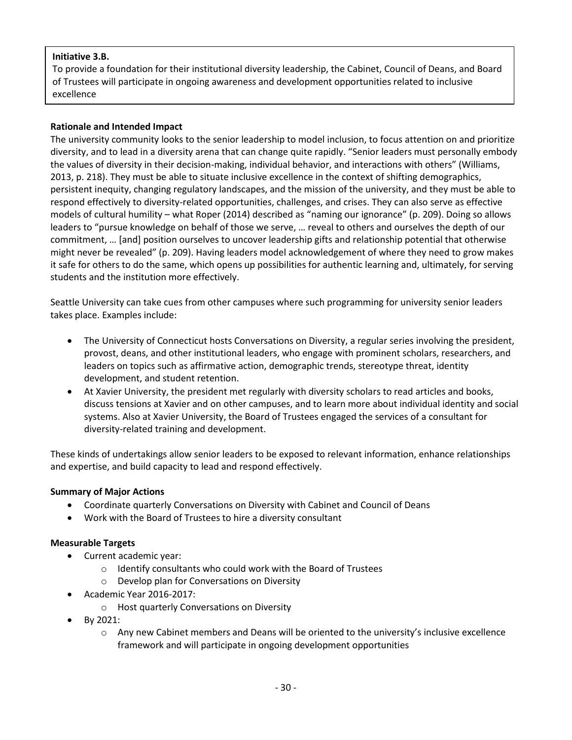**Initiative 3.B.**
To provide a foundation for their institutional diversity leadership, the Cabinet, Council of Deans, and Board of Trustees will participate in ongoing awareness and development opportunities related to inclusive excellence

**Rationale and Intended Impact**

The university community looks to the senior leadership to model inclusion, to focus attention on and prioritize diversity, and to lead in a diversity arena that can change quite rapidly. "Senior leaders must personally embody the values of diversity in their decision-making, individual behavior, and interactions with others" (Williams, 2013, p. 218). They must be able to situate inclusive excellence in the context of shifting demographics, persistent inequity, changing regulatory landscapes, and the mission of the university, and they must be able to respond effectively to diversity-related opportunities, challenges, and crises. They can also serve as effective models of cultural humility – what Roper (2014) described as "naming our ignorance" (p. 209). Doing so allows leaders to "pursue knowledge on behalf of those we serve, … reveal to others and ourselves the depth of our commitment, … [and] position ourselves to uncover leadership gifts and relationship potential that otherwise might never be revealed" (p. 209). Having leaders model acknowledgement of where they need to grow makes it safe for others to do the same, which opens up possibilities for authentic learning and, ultimately, for serving students and the institution more effectively.

Seattle University can take cues from other campuses where such programming for university senior leaders takes place. Examples include:

- The University of Connecticut hosts Conversations on Diversity, a regular series involving the president, provost, deans, and other institutional leaders, who engage with prominent scholars, researchers, and leaders on topics such as affirmative action, demographic trends, stereotype threat, identity development, and student retention.
- At Xavier University, the president met regularly with diversity scholars to read articles and books, discuss tensions at Xavier and on other campuses, and to learn more about individual identity and social systems. Also at Xavier University, the Board of Trustees engaged the services of a consultant for diversity-related training and development.

These kinds of undertakings allow senior leaders to be exposed to relevant information, enhance relationships and expertise, and build capacity to lead and respond effectively.

**Summary of Major Actions**

- Coordinate quarterly Conversations on Diversity with Cabinet and Council of Deans
- Work with the Board of Trustees to hire a diversity consultant

**Measurable Targets**

- Current academic year:
  - Identify consultants who could work with the Board of Trustees
  - Develop plan for Conversations on Diversity
- Academic Year 2016-2017:
  - Host quarterly Conversations on Diversity
- By 2021:
  - Any new Cabinet members and Deans will be oriented to the university's inclusive excellence framework and will participate in ongoing development opportunities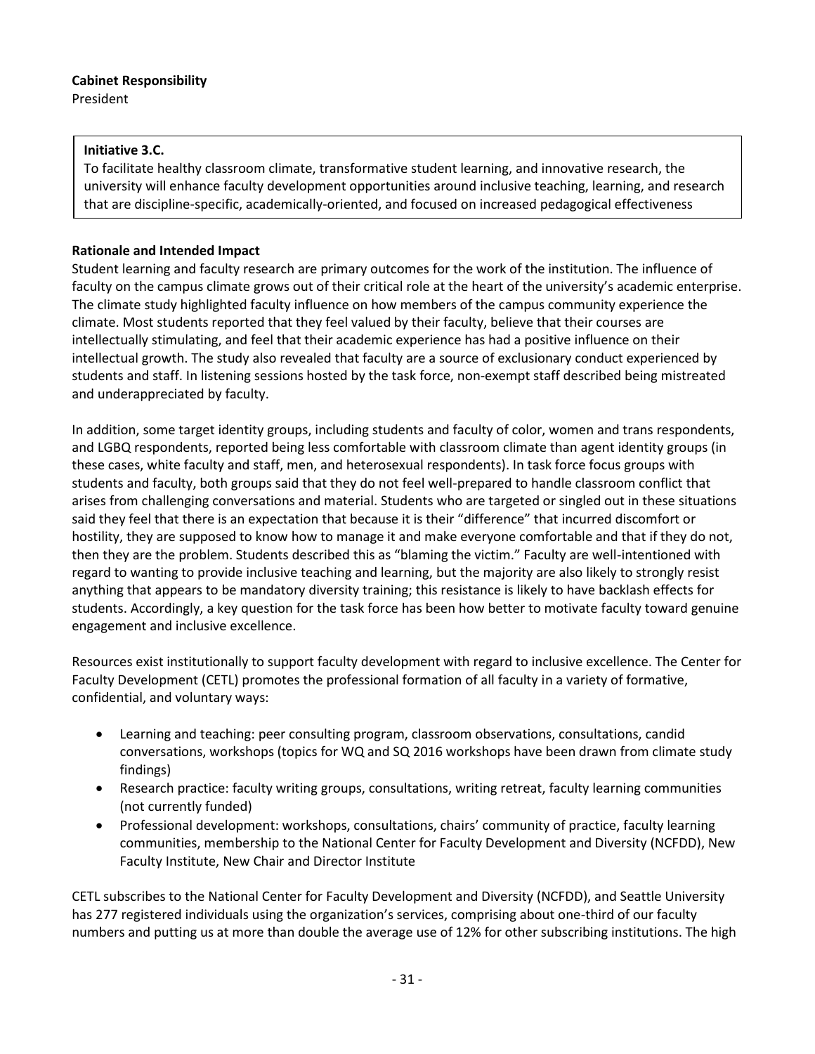**Cabinet Responsibility**
President

**Initiative 3.C.**
To facilitate healthy classroom climate, transformative student learning, and innovative research, the university will enhance faculty development opportunities around inclusive teaching, learning, and research that are discipline-specific, academically-oriented, and focused on increased pedagogical effectiveness

**Rationale and Intended Impact**

Student learning and faculty research are primary outcomes for the work of the institution. The influence of faculty on the campus climate grows out of their critical role at the heart of the university's academic enterprise. The climate study highlighted faculty influence on how members of the campus community experience the climate. Most students reported that they feel valued by their faculty, believe that their courses are intellectually stimulating, and feel that their academic experience has had a positive influence on their intellectual growth. The study also revealed that faculty are a source of exclusionary conduct experienced by students and staff. In listening sessions hosted by the task force, non-exempt staff described being mistreated and underappreciated by faculty.

In addition, some target identity groups, including students and faculty of color, women and trans respondents, and LGBQ respondents, reported being less comfortable with classroom climate than agent identity groups (in these cases, white faculty and staff, men, and heterosexual respondents). In task force focus groups with students and faculty, both groups said that they do not feel well-prepared to handle classroom conflict that arises from challenging conversations and material. Students who are targeted or singled out in these situations said they feel that there is an expectation that because it is their "difference" that incurred discomfort or hostility, they are supposed to know how to manage it and make everyone comfortable and that if they do not, then they are the problem. Students described this as "blaming the victim." Faculty are well-intentioned with regard to wanting to provide inclusive teaching and learning, but the majority are also likely to strongly resist anything that appears to be mandatory diversity training; this resistance is likely to have backlash effects for students. Accordingly, a key question for the task force has been how better to motivate faculty toward genuine engagement and inclusive excellence.

Resources exist institutionally to support faculty development with regard to inclusive excellence. The Center for Faculty Development (CETL) promotes the professional formation of all faculty in a variety of formative, confidential, and voluntary ways:

- Learning and teaching: peer consulting program, classroom observations, consultations, candid conversations, workshops (topics for WQ and SQ 2016 workshops have been drawn from climate study findings)
- Research practice: faculty writing groups, consultations, writing retreat, faculty learning communities (not currently funded)
- Professional development: workshops, consultations, chairs' community of practice, faculty learning communities, membership to the National Center for Faculty Development and Diversity (NCFDD), New Faculty Institute, New Chair and Director Institute

CETL subscribes to the National Center for Faculty Development and Diversity (NCFDD), and Seattle University has 277 registered individuals using the organization's services, comprising about one-third of our faculty numbers and putting us at more than double the average use of 12% for other subscribing institutions. The high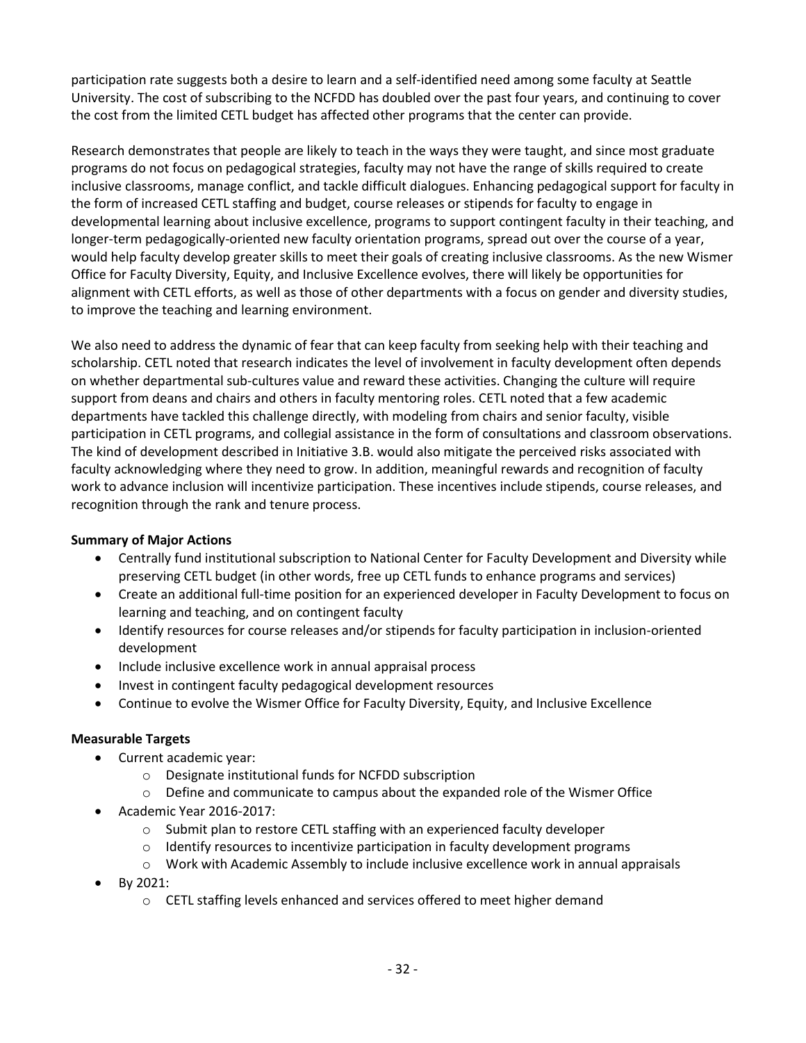participation rate suggests both a desire to learn and a self-identified need among some faculty at Seattle University. The cost of subscribing to the NCFDD has doubled over the past four years, and continuing to cover the cost from the limited CETL budget has affected other programs that the center can provide.

Research demonstrates that people are likely to teach in the ways they were taught, and since most graduate programs do not focus on pedagogical strategies, faculty may not have the range of skills required to create inclusive classrooms, manage conflict, and tackle difficult dialogues. Enhancing pedagogical support for faculty in the form of increased CETL staffing and budget, course releases or stipends for faculty to engage in developmental learning about inclusive excellence, programs to support contingent faculty in their teaching, and longer-term pedagogically-oriented new faculty orientation programs, spread out over the course of a year, would help faculty develop greater skills to meet their goals of creating inclusive classrooms. As the new Wismer Office for Faculty Diversity, Equity, and Inclusive Excellence evolves, there will likely be opportunities for alignment with CETL efforts, as well as those of other departments with a focus on gender and diversity studies, to improve the teaching and learning environment.

We also need to address the dynamic of fear that can keep faculty from seeking help with their teaching and scholarship. CETL noted that research indicates the level of involvement in faculty development often depends on whether departmental sub-cultures value and reward these activities. Changing the culture will require support from deans and chairs and others in faculty mentoring roles. CETL noted that a few academic departments have tackled this challenge directly, with modeling from chairs and senior faculty, visible participation in CETL programs, and collegial assistance in the form of consultations and classroom observations. The kind of development described in Initiative 3.B. would also mitigate the perceived risks associated with faculty acknowledging where they need to grow. In addition, meaningful rewards and recognition of faculty work to advance inclusion will incentivize participation. These incentives include stipends, course releases, and recognition through the rank and tenure process.

**Summary of Major Actions**

- Centrally fund institutional subscription to National Center for Faculty Development and Diversity while preserving CETL budget (in other words, free up CETL funds to enhance programs and services)
- Create an additional full-time position for an experienced developer in Faculty Development to focus on learning and teaching, and on contingent faculty
- Identify resources for course releases and/or stipends for faculty participation in inclusion-oriented development
- Include inclusive excellence work in annual appraisal process
- Invest in contingent faculty pedagogical development resources
- Continue to evolve the Wismer Office for Faculty Diversity, Equity, and Inclusive Excellence

**Measurable Targets**

- Current academic year:
  - Designate institutional funds for NCFDD subscription
  - Define and communicate to campus about the expanded role of the Wismer Office
- Academic Year 2016-2017:
  - Submit plan to restore CETL staffing with an experienced faculty developer
  - Identify resources to incentivize participation in faculty development programs
  - Work with Academic Assembly to include inclusive excellence work in annual appraisals
- By 2021:
  - CETL staffing levels enhanced and services offered to meet higher demand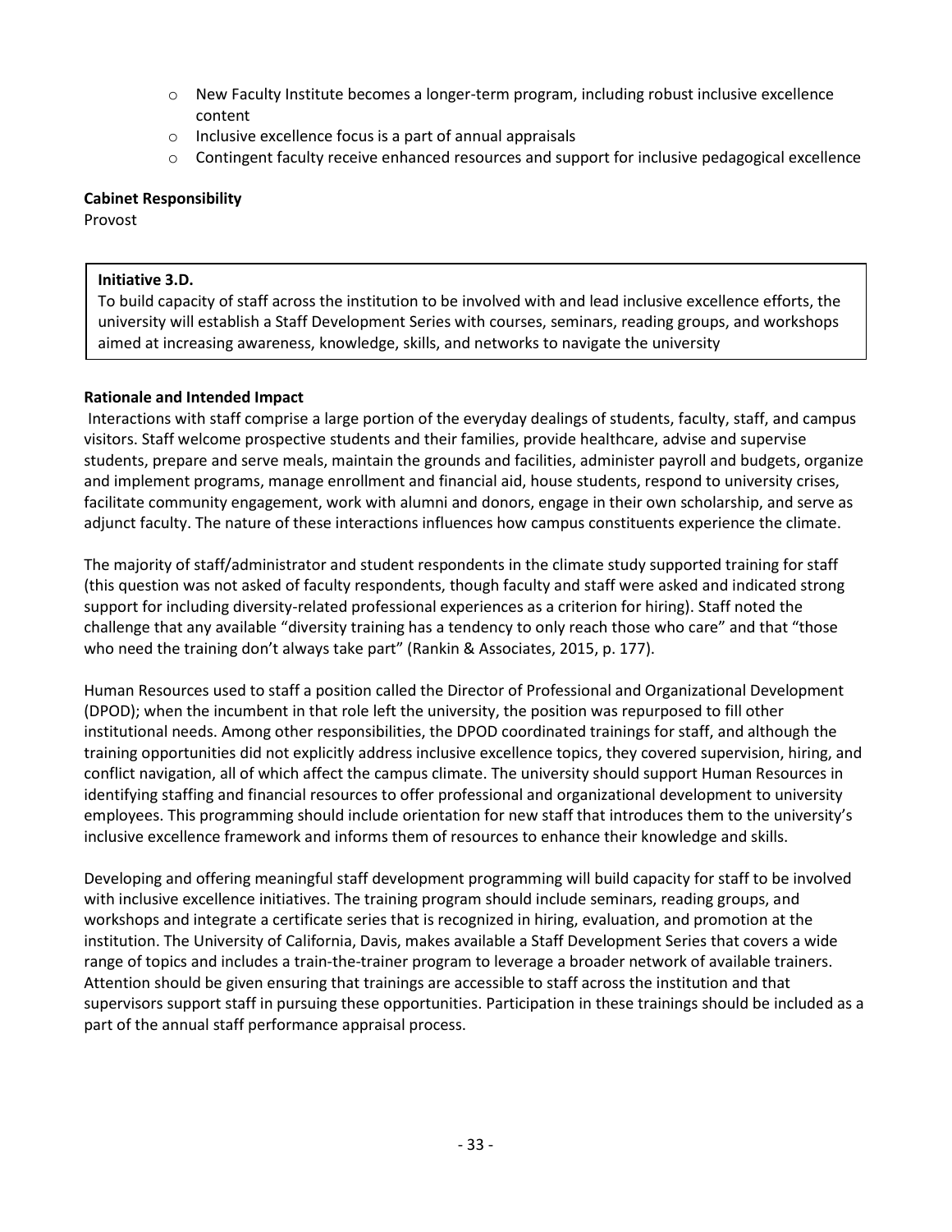- New Faculty Institute becomes a longer-term program, including robust inclusive excellence content
- Inclusive excellence focus is a part of annual appraisals
- Contingent faculty receive enhanced resources and support for inclusive pedagogical excellence

**Cabinet Responsibility**

Provost

> **Initiative 3.D.**
>
> To build capacity of staff across the institution to be involved with and lead inclusive excellence efforts, the university will establish a Staff Development Series with courses, seminars, reading groups, and workshops aimed at increasing awareness, knowledge, skills, and networks to navigate the university

**Rationale and Intended Impact**

Interactions with staff comprise a large portion of the everyday dealings of students, faculty, staff, and campus visitors. Staff welcome prospective students and their families, provide healthcare, advise and supervise students, prepare and serve meals, maintain the grounds and facilities, administer payroll and budgets, organize and implement programs, manage enrollment and financial aid, house students, respond to university crises, facilitate community engagement, work with alumni and donors, engage in their own scholarship, and serve as adjunct faculty. The nature of these interactions influences how campus constituents experience the climate.

The majority of staff/administrator and student respondents in the climate study supported training for staff (this question was not asked of faculty respondents, though faculty and staff were asked and indicated strong support for including diversity-related professional experiences as a criterion for hiring). Staff noted the challenge that any available "diversity training has a tendency to only reach those who care" and that "those who need the training don't always take part" (Rankin & Associates, 2015, p. 177).

Human Resources used to staff a position called the Director of Professional and Organizational Development (DPOD); when the incumbent in that role left the university, the position was repurposed to fill other institutional needs. Among other responsibilities, the DPOD coordinated trainings for staff, and although the training opportunities did not explicitly address inclusive excellence topics, they covered supervision, hiring, and conflict navigation, all of which affect the campus climate. The university should support Human Resources in identifying staffing and financial resources to offer professional and organizational development to university employees. This programming should include orientation for new staff that introduces them to the university's inclusive excellence framework and informs them of resources to enhance their knowledge and skills.

Developing and offering meaningful staff development programming will build capacity for staff to be involved with inclusive excellence initiatives. The training program should include seminars, reading groups, and workshops and integrate a certificate series that is recognized in hiring, evaluation, and promotion at the institution. The University of California, Davis, makes available a Staff Development Series that covers a wide range of topics and includes a train-the-trainer program to leverage a broader network of available trainers. Attention should be given ensuring that trainings are accessible to staff across the institution and that supervisors support staff in pursuing these opportunities. Participation in these trainings should be included as a part of the annual staff performance appraisal process.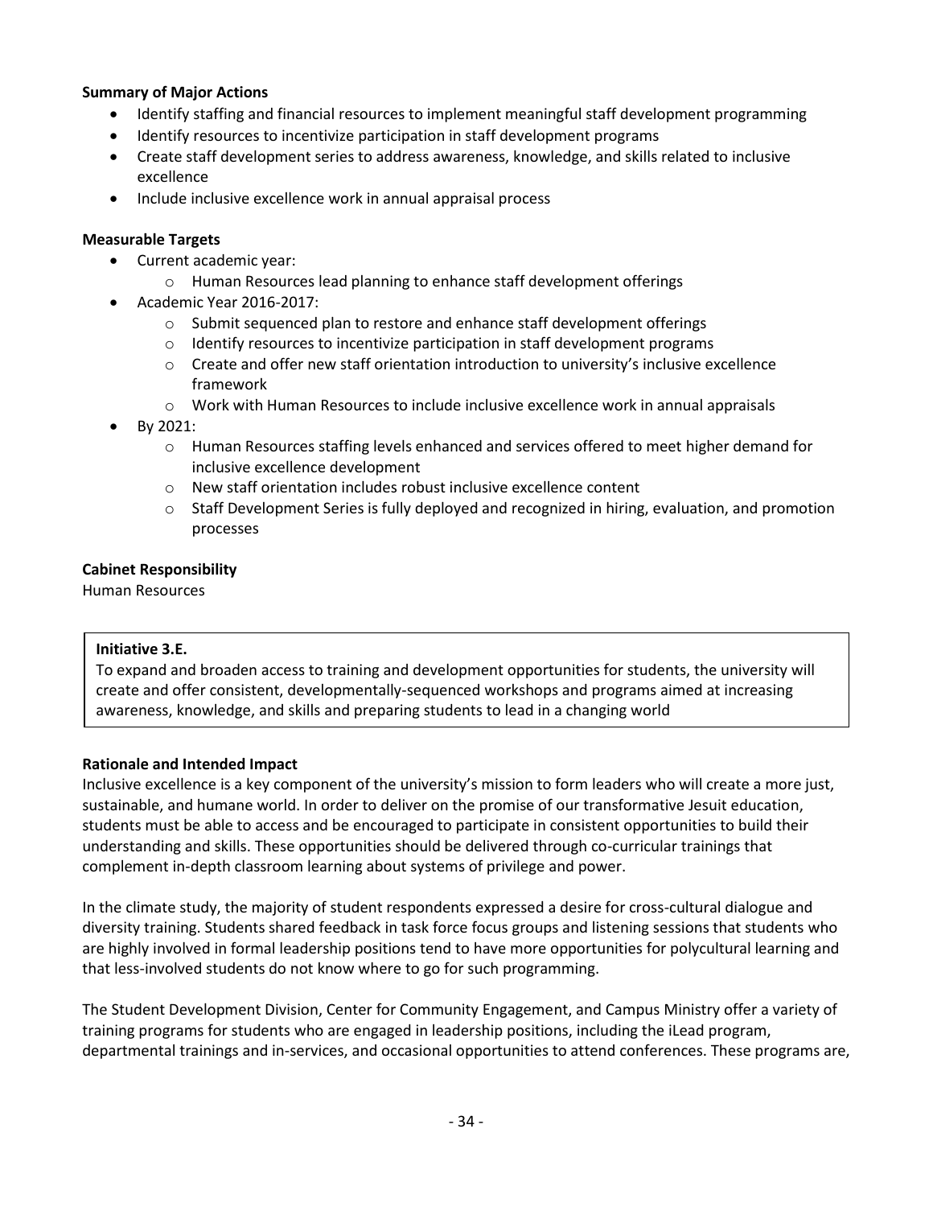**Summary of Major Actions**

- Identify staffing and financial resources to implement meaningful staff development programming
- Identify resources to incentivize participation in staff development programs
- Create staff development series to address awareness, knowledge, and skills related to inclusive excellence
- Include inclusive excellence work in annual appraisal process

**Measurable Targets**

- Current academic year:
  - Human Resources lead planning to enhance staff development offerings
- Academic Year 2016-2017:
  - Submit sequenced plan to restore and enhance staff development offerings
  - Identify resources to incentivize participation in staff development programs
  - Create and offer new staff orientation introduction to university's inclusive excellence framework
  - Work with Human Resources to include inclusive excellence work in annual appraisals
- By 2021:
  - Human Resources staffing levels enhanced and services offered to meet higher demand for inclusive excellence development
  - New staff orientation includes robust inclusive excellence content
  - Staff Development Series is fully deployed and recognized in hiring, evaluation, and promotion processes

**Cabinet Responsibility**

Human Resources

**Initiative 3.E.**

To expand and broaden access to training and development opportunities for students, the university will create and offer consistent, developmentally-sequenced workshops and programs aimed at increasing awareness, knowledge, and skills and preparing students to lead in a changing world

**Rationale and Intended Impact**

Inclusive excellence is a key component of the university's mission to form leaders who will create a more just, sustainable, and humane world. In order to deliver on the promise of our transformative Jesuit education, students must be able to access and be encouraged to participate in consistent opportunities to build their understanding and skills. These opportunities should be delivered through co-curricular trainings that complement in-depth classroom learning about systems of privilege and power.

In the climate study, the majority of student respondents expressed a desire for cross-cultural dialogue and diversity training. Students shared feedback in task force focus groups and listening sessions that students who are highly involved in formal leadership positions tend to have more opportunities for polycultural learning and that less-involved students do not know where to go for such programming.

The Student Development Division, Center for Community Engagement, and Campus Ministry offer a variety of training programs for students who are engaged in leadership positions, including the iLead program, departmental trainings and in-services, and occasional opportunities to attend conferences. These programs are,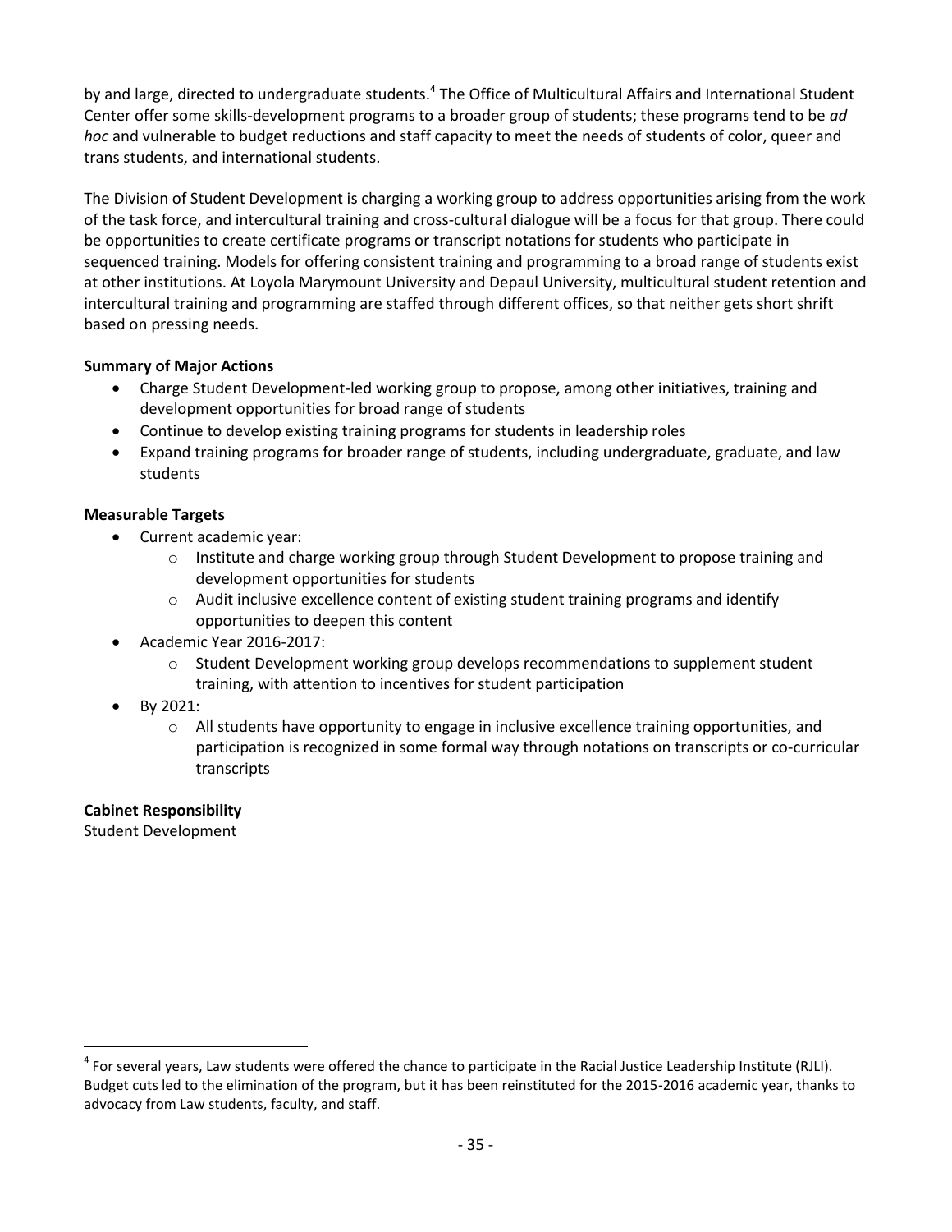by and large, directed to undergraduate students.[4] The Office of Multicultural Affairs and International Student Center offer some skills-development programs to a broader group of students; these programs tend to be *ad hoc* and vulnerable to budget reductions and staff capacity to meet the needs of students of color, queer and trans students, and international students.

The Division of Student Development is charging a working group to address opportunities arising from the work of the task force, and intercultural training and cross-cultural dialogue will be a focus for that group. There could be opportunities to create certificate programs or transcript notations for students who participate in sequenced training. Models for offering consistent training and programming to a broad range of students exist at other institutions. At Loyola Marymount University and Depaul University, multicultural student retention and intercultural training and programming are staffed through different offices, so that neither gets short shrift based on pressing needs.

**Summary of Major Actions**

- Charge Student Development-led working group to propose, among other initiatives, training and development opportunities for broad range of students
- Continue to develop existing training programs for students in leadership roles
- Expand training programs for broader range of students, including undergraduate, graduate, and law students

**Measurable Targets**

- Current academic year:
  - Institute and charge working group through Student Development to propose training and development opportunities for students
  - Audit inclusive excellence content of existing student training programs and identify opportunities to deepen this content
- Academic Year 2016-2017:
  - Student Development working group develops recommendations to supplement student training, with attention to incentives for student participation
- By 2021:
  - All students have opportunity to engage in inclusive excellence training opportunities, and participation is recognized in some formal way through notations on transcripts or co-curricular transcripts

**Cabinet Responsibility**

Student Development

[4] For several years, Law students were offered the chance to participate in the Racial Justice Leadership Institute (RJLI). Budget cuts led to the elimination of the program, but it has been reinstituted for the 2015-2016 academic year, thanks to advocacy from Law students, faculty, and staff.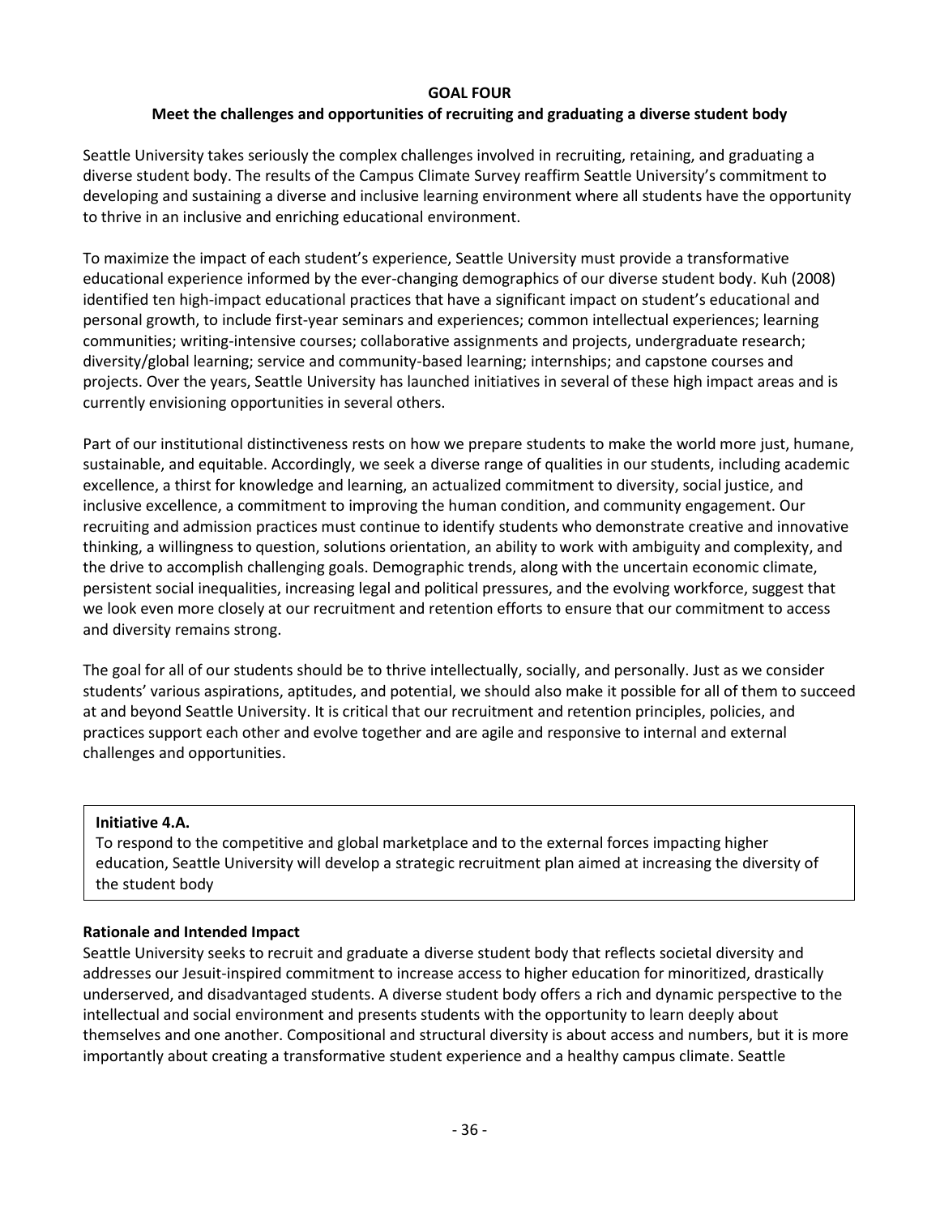## GOAL FOUR

### Meet the challenges and opportunities of recruiting and graduating a diverse student body

Seattle University takes seriously the complex challenges involved in recruiting, retaining, and graduating a diverse student body. The results of the Campus Climate Survey reaffirm Seattle University's commitment to developing and sustaining a diverse and inclusive learning environment where all students have the opportunity to thrive in an inclusive and enriching educational environment.

To maximize the impact of each student's experience, Seattle University must provide a transformative educational experience informed by the ever-changing demographics of our diverse student body. Kuh (2008) identified ten high-impact educational practices that have a significant impact on student's educational and personal growth, to include first-year seminars and experiences; common intellectual experiences; learning communities; writing-intensive courses; collaborative assignments and projects, undergraduate research; diversity/global learning; service and community-based learning; internships; and capstone courses and projects. Over the years, Seattle University has launched initiatives in several of these high impact areas and is currently envisioning opportunities in several others.

Part of our institutional distinctiveness rests on how we prepare students to make the world more just, humane, sustainable, and equitable. Accordingly, we seek a diverse range of qualities in our students, including academic excellence, a thirst for knowledge and learning, an actualized commitment to diversity, social justice, and inclusive excellence, a commitment to improving the human condition, and community engagement. Our recruiting and admission practices must continue to identify students who demonstrate creative and innovative thinking, a willingness to question, solutions orientation, an ability to work with ambiguity and complexity, and the drive to accomplish challenging goals. Demographic trends, along with the uncertain economic climate, persistent social inequalities, increasing legal and political pressures, and the evolving workforce, suggest that we look even more closely at our recruitment and retention efforts to ensure that our commitment to access and diversity remains strong.

The goal for all of our students should be to thrive intellectually, socially, and personally. Just as we consider students' various aspirations, aptitudes, and potential, we should also make it possible for all of them to succeed at and beyond Seattle University. It is critical that our recruitment and retention principles, policies, and practices support each other and evolve together and are agile and responsive to internal and external challenges and opportunities.

**Initiative 4.A.**
To respond to the competitive and global marketplace and to the external forces impacting higher education, Seattle University will develop a strategic recruitment plan aimed at increasing the diversity of the student body

**Rationale and Intended Impact**
Seattle University seeks to recruit and graduate a diverse student body that reflects societal diversity and addresses our Jesuit-inspired commitment to increase access to higher education for minoritized, drastically underserved, and disadvantaged students. A diverse student body offers a rich and dynamic perspective to the intellectual and social environment and presents students with the opportunity to learn deeply about themselves and one another. Compositional and structural diversity is about access and numbers, but it is more importantly about creating a transformative student experience and a healthy campus climate. Seattle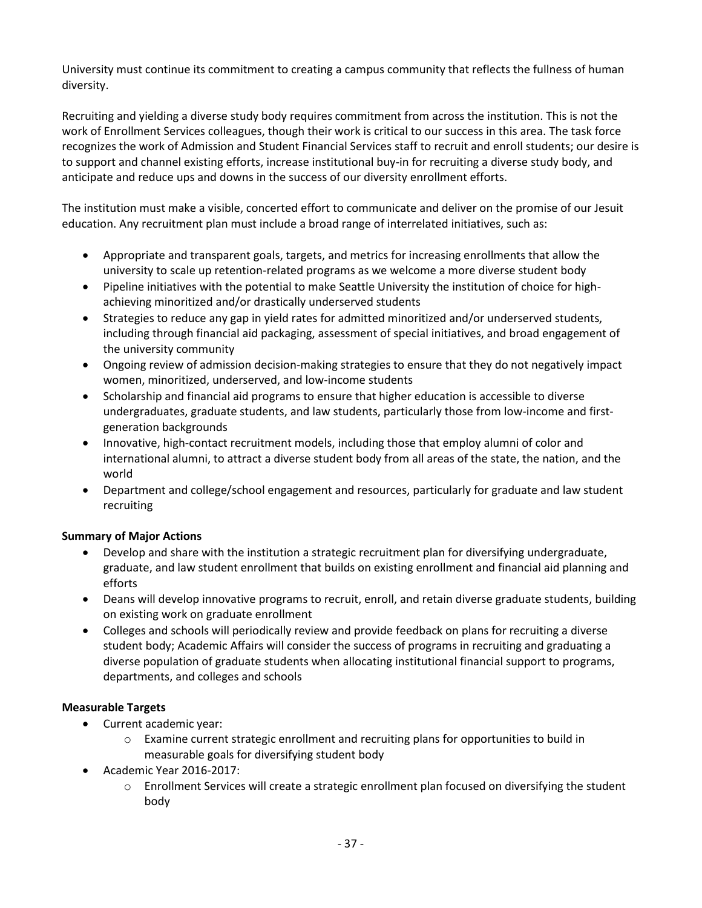University must continue its commitment to creating a campus community that reflects the fullness of human diversity.

Recruiting and yielding a diverse study body requires commitment from across the institution. This is not the work of Enrollment Services colleagues, though their work is critical to our success in this area. The task force recognizes the work of Admission and Student Financial Services staff to recruit and enroll students; our desire is to support and channel existing efforts, increase institutional buy-in for recruiting a diverse study body, and anticipate and reduce ups and downs in the success of our diversity enrollment efforts.

The institution must make a visible, concerted effort to communicate and deliver on the promise of our Jesuit education. Any recruitment plan must include a broad range of interrelated initiatives, such as:

- Appropriate and transparent goals, targets, and metrics for increasing enrollments that allow the university to scale up retention-related programs as we welcome a more diverse student body
- Pipeline initiatives with the potential to make Seattle University the institution of choice for high-achieving minoritized and/or drastically underserved students
- Strategies to reduce any gap in yield rates for admitted minoritized and/or underserved students, including through financial aid packaging, assessment of special initiatives, and broad engagement of the university community
- Ongoing review of admission decision-making strategies to ensure that they do not negatively impact women, minoritized, underserved, and low-income students
- Scholarship and financial aid programs to ensure that higher education is accessible to diverse undergraduates, graduate students, and law students, particularly those from low-income and first-generation backgrounds
- Innovative, high-contact recruitment models, including those that employ alumni of color and international alumni, to attract a diverse student body from all areas of the state, the nation, and the world
- Department and college/school engagement and resources, particularly for graduate and law student recruiting

**Summary of Major Actions**

- Develop and share with the institution a strategic recruitment plan for diversifying undergraduate, graduate, and law student enrollment that builds on existing enrollment and financial aid planning and efforts
- Deans will develop innovative programs to recruit, enroll, and retain diverse graduate students, building on existing work on graduate enrollment
- Colleges and schools will periodically review and provide feedback on plans for recruiting a diverse student body; Academic Affairs will consider the success of programs in recruiting and graduating a diverse population of graduate students when allocating institutional financial support to programs, departments, and colleges and schools

**Measurable Targets**

- Current academic year:
  - Examine current strategic enrollment and recruiting plans for opportunities to build in measurable goals for diversifying student body
- Academic Year 2016-2017:
  - Enrollment Services will create a strategic enrollment plan focused on diversifying the student body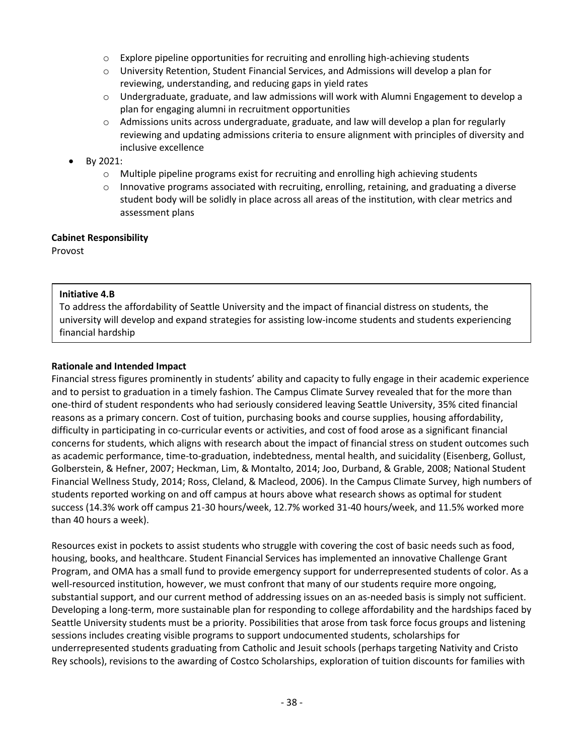- Explore pipeline opportunities for recruiting and enrolling high-achieving students
  - University Retention, Student Financial Services, and Admissions will develop a plan for reviewing, understanding, and reducing gaps in yield rates
  - Undergraduate, graduate, and law admissions will work with Alumni Engagement to develop a plan for engaging alumni in recruitment opportunities
  - Admissions units across undergraduate, graduate, and law will develop a plan for regularly reviewing and updating admissions criteria to ensure alignment with principles of diversity and inclusive excellence
- By 2021:
  - Multiple pipeline programs exist for recruiting and enrolling high achieving students
  - Innovative programs associated with recruiting, enrolling, retaining, and graduating a diverse student body will be solidly in place across all areas of the institution, with clear metrics and assessment plans

**Cabinet Responsibility**
Provost

**Initiative 4.B**
To address the affordability of Seattle University and the impact of financial distress on students, the university will develop and expand strategies for assisting low-income students and students experiencing financial hardship

**Rationale and Intended Impact**
Financial stress figures prominently in students' ability and capacity to fully engage in their academic experience and to persist to graduation in a timely fashion. The Campus Climate Survey revealed that for the more than one-third of student respondents who had seriously considered leaving Seattle University, 35% cited financial reasons as a primary concern. Cost of tuition, purchasing books and course supplies, housing affordability, difficulty in participating in co-curricular events or activities, and cost of food arose as a significant financial concerns for students, which aligns with research about the impact of financial stress on student outcomes such as academic performance, time-to-graduation, indebtedness, mental health, and suicidality (Eisenberg, Gollust, Golberstein, & Hefner, 2007; Heckman, Lim, & Montalto, 2014; Joo, Durband, & Grable, 2008; National Student Financial Wellness Study, 2014; Ross, Cleland, & Macleod, 2006). In the Campus Climate Survey, high numbers of students reported working on and off campus at hours above what research shows as optimal for student success (14.3% work off campus 21-30 hours/week, 12.7% worked 31-40 hours/week, and 11.5% worked more than 40 hours a week).

Resources exist in pockets to assist students who struggle with covering the cost of basic needs such as food, housing, books, and healthcare. Student Financial Services has implemented an innovative Challenge Grant Program, and OMA has a small fund to provide emergency support for underrepresented students of color. As a well-resourced institution, however, we must confront that many of our students require more ongoing, substantial support, and our current method of addressing issues on an as-needed basis is simply not sufficient. Developing a long-term, more sustainable plan for responding to college affordability and the hardships faced by Seattle University students must be a priority. Possibilities that arose from task force focus groups and listening sessions includes creating visible programs to support undocumented students, scholarships for underrepresented students graduating from Catholic and Jesuit schools (perhaps targeting Nativity and Cristo Rey schools), revisions to the awarding of Costco Scholarships, exploration of tuition discounts for families with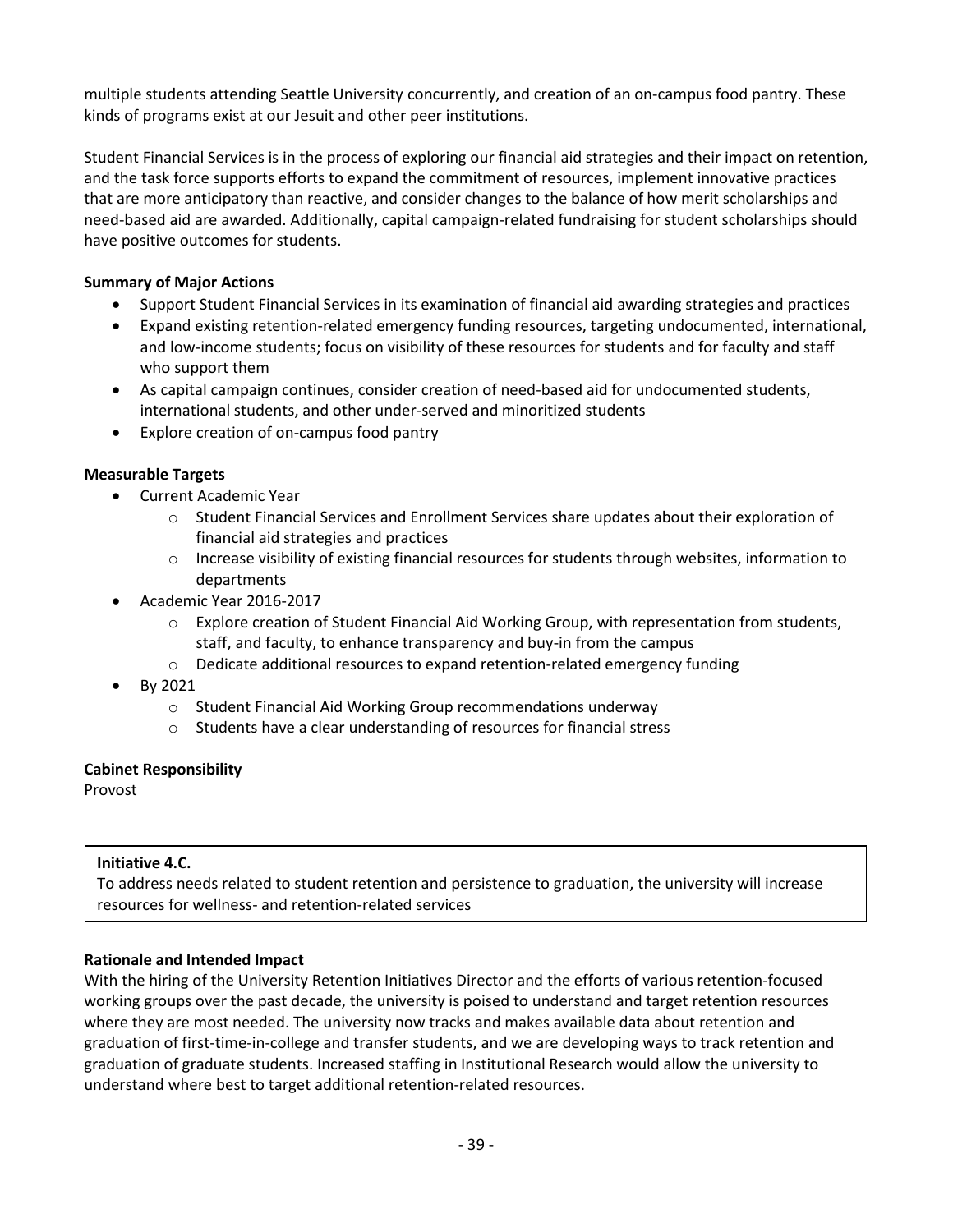multiple students attending Seattle University concurrently, and creation of an on-campus food pantry. These kinds of programs exist at our Jesuit and other peer institutions.

Student Financial Services is in the process of exploring our financial aid strategies and their impact on retention, and the task force supports efforts to expand the commitment of resources, implement innovative practices that are more anticipatory than reactive, and consider changes to the balance of how merit scholarships and need-based aid are awarded. Additionally, capital campaign-related fundraising for student scholarships should have positive outcomes for students.

**Summary of Major Actions**

- Support Student Financial Services in its examination of financial aid awarding strategies and practices
- Expand existing retention-related emergency funding resources, targeting undocumented, international, and low-income students; focus on visibility of these resources for students and for faculty and staff who support them
- As capital campaign continues, consider creation of need-based aid for undocumented students, international students, and other under-served and minoritized students
- Explore creation of on-campus food pantry

**Measurable Targets**

- Current Academic Year
    - Student Financial Services and Enrollment Services share updates about their exploration of financial aid strategies and practices
    - Increase visibility of existing financial resources for students through websites, information to departments
- Academic Year 2016-2017
    - Explore creation of Student Financial Aid Working Group, with representation from students, staff, and faculty, to enhance transparency and buy-in from the campus
    - Dedicate additional resources to expand retention-related emergency funding
- By 2021
    - Student Financial Aid Working Group recommendations underway
    - Students have a clear understanding of resources for financial stress

**Cabinet Responsibility**

Provost

**Initiative 4.C.**

To address needs related to student retention and persistence to graduation, the university will increase resources for wellness- and retention-related services

**Rationale and Intended Impact**

With the hiring of the University Retention Initiatives Director and the efforts of various retention-focused working groups over the past decade, the university is poised to understand and target retention resources where they are most needed. The university now tracks and makes available data about retention and graduation of first-time-in-college and transfer students, and we are developing ways to track retention and graduation of graduate students. Increased staffing in Institutional Research would allow the university to understand where best to target additional retention-related resources.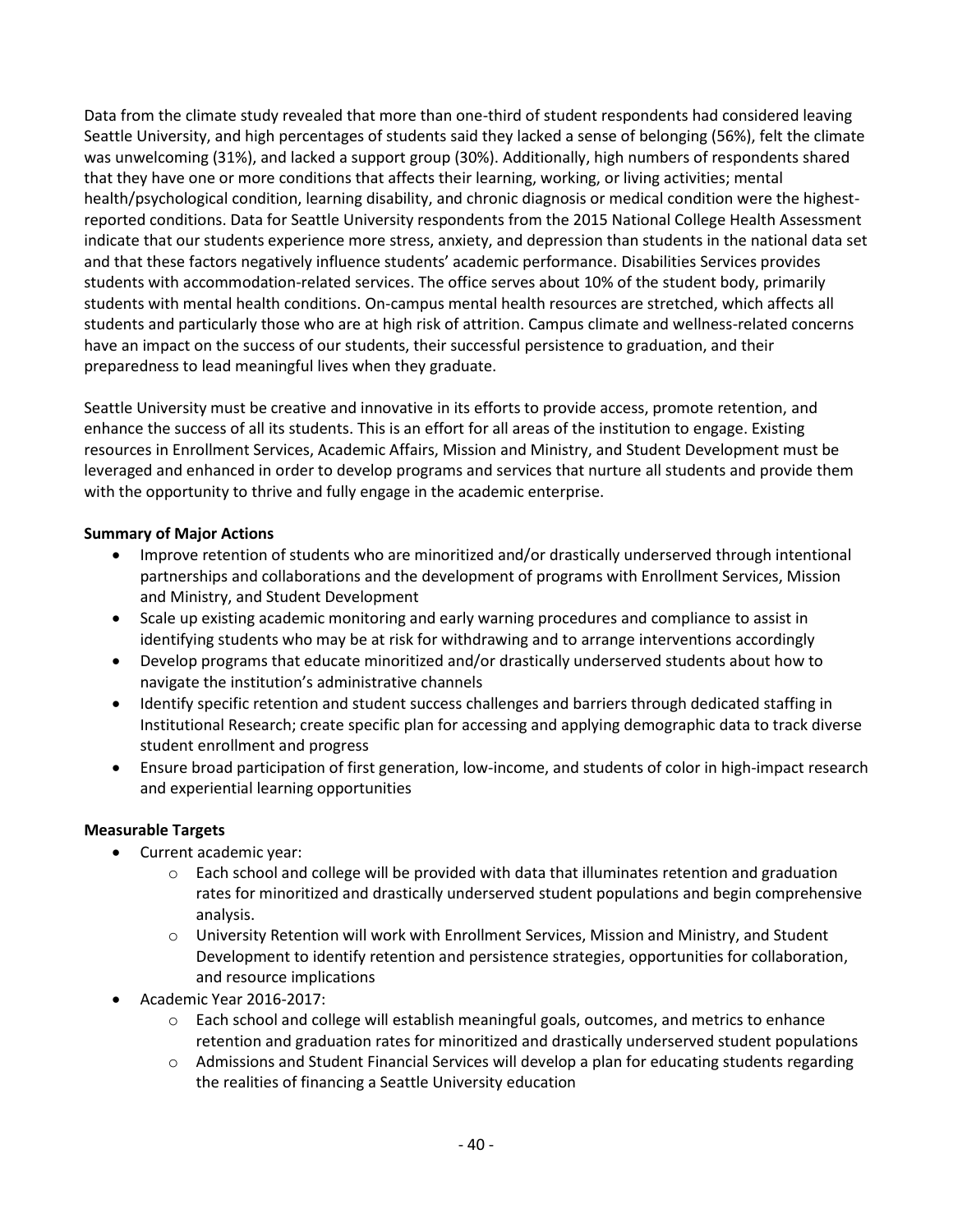Data from the climate study revealed that more than one-third of student respondents had considered leaving Seattle University, and high percentages of students said they lacked a sense of belonging (56%), felt the climate was unwelcoming (31%), and lacked a support group (30%). Additionally, high numbers of respondents shared that they have one or more conditions that affects their learning, working, or living activities; mental health/psychological condition, learning disability, and chronic diagnosis or medical condition were the highest-reported conditions. Data for Seattle University respondents from the 2015 National College Health Assessment indicate that our students experience more stress, anxiety, and depression than students in the national data set and that these factors negatively influence students' academic performance. Disabilities Services provides students with accommodation-related services. The office serves about 10% of the student body, primarily students with mental health conditions. On-campus mental health resources are stretched, which affects all students and particularly those who are at high risk of attrition. Campus climate and wellness-related concerns have an impact on the success of our students, their successful persistence to graduation, and their preparedness to lead meaningful lives when they graduate.

Seattle University must be creative and innovative in its efforts to provide access, promote retention, and enhance the success of all its students. This is an effort for all areas of the institution to engage. Existing resources in Enrollment Services, Academic Affairs, Mission and Ministry, and Student Development must be leveraged and enhanced in order to develop programs and services that nurture all students and provide them with the opportunity to thrive and fully engage in the academic enterprise.

**Summary of Major Actions**

- Improve retention of students who are minoritized and/or drastically underserved through intentional partnerships and collaborations and the development of programs with Enrollment Services, Mission and Ministry, and Student Development
- Scale up existing academic monitoring and early warning procedures and compliance to assist in identifying students who may be at risk for withdrawing and to arrange interventions accordingly
- Develop programs that educate minoritized and/or drastically underserved students about how to navigate the institution's administrative channels
- Identify specific retention and student success challenges and barriers through dedicated staffing in Institutional Research; create specific plan for accessing and applying demographic data to track diverse student enrollment and progress
- Ensure broad participation of first generation, low-income, and students of color in high-impact research and experiential learning opportunities

**Measurable Targets**

- Current academic year:
  - Each school and college will be provided with data that illuminates retention and graduation rates for minoritized and drastically underserved student populations and begin comprehensive analysis.
  - University Retention will work with Enrollment Services, Mission and Ministry, and Student Development to identify retention and persistence strategies, opportunities for collaboration, and resource implications
- Academic Year 2016-2017:
  - Each school and college will establish meaningful goals, outcomes, and metrics to enhance retention and graduation rates for minoritized and drastically underserved student populations
  - Admissions and Student Financial Services will develop a plan for educating students regarding the realities of financing a Seattle University education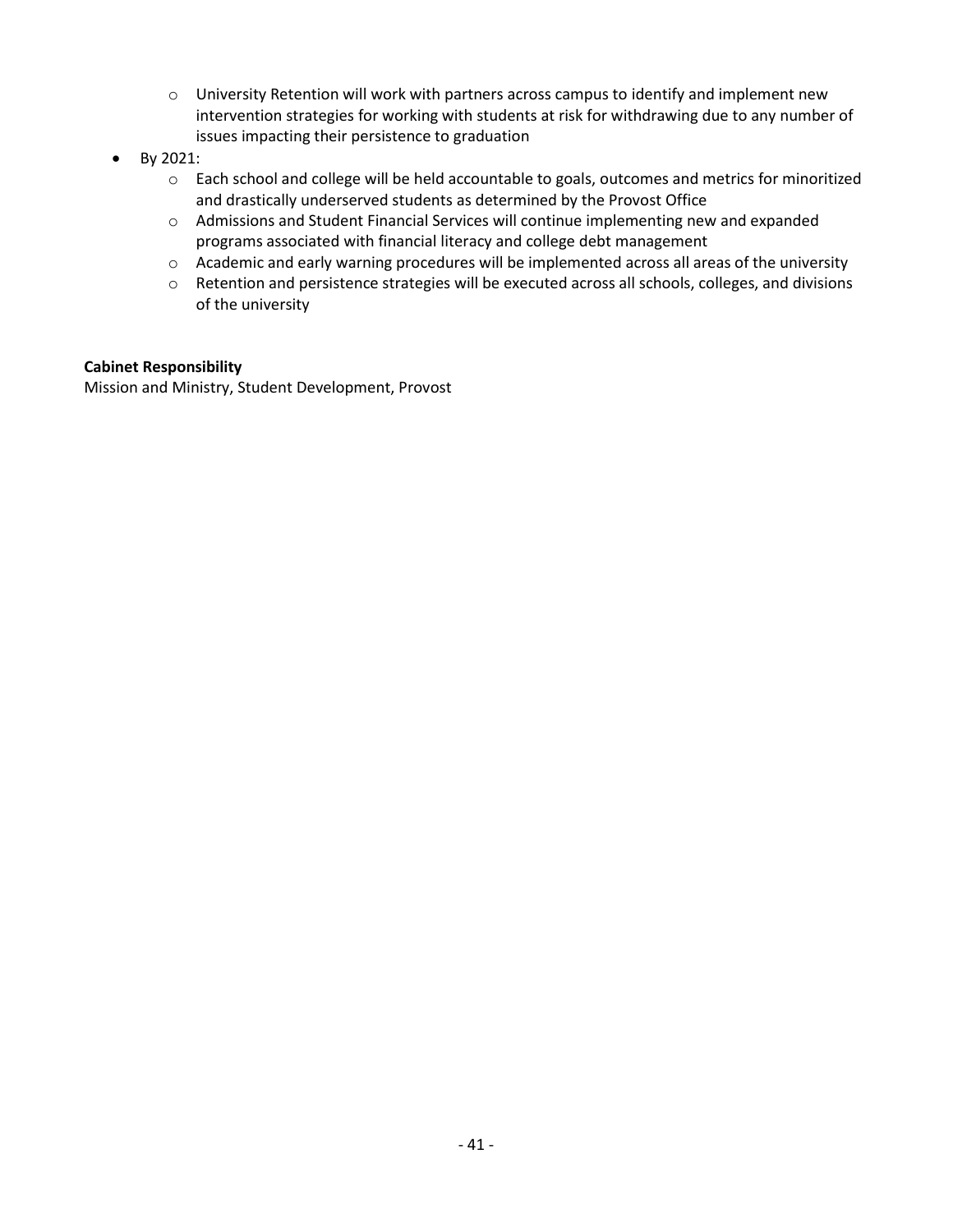- University Retention will work with partners across campus to identify and implement new intervention strategies for working with students at risk for withdrawing due to any number of issues impacting their persistence to graduation
- By 2021:
  - Each school and college will be held accountable to goals, outcomes and metrics for minoritized and drastically underserved students as determined by the Provost Office
  - Admissions and Student Financial Services will continue implementing new and expanded programs associated with financial literacy and college debt management
  - Academic and early warning procedures will be implemented across all areas of the university
  - Retention and persistence strategies will be executed across all schools, colleges, and divisions of the university

**Cabinet Responsibility**
Mission and Ministry, Student Development, Provost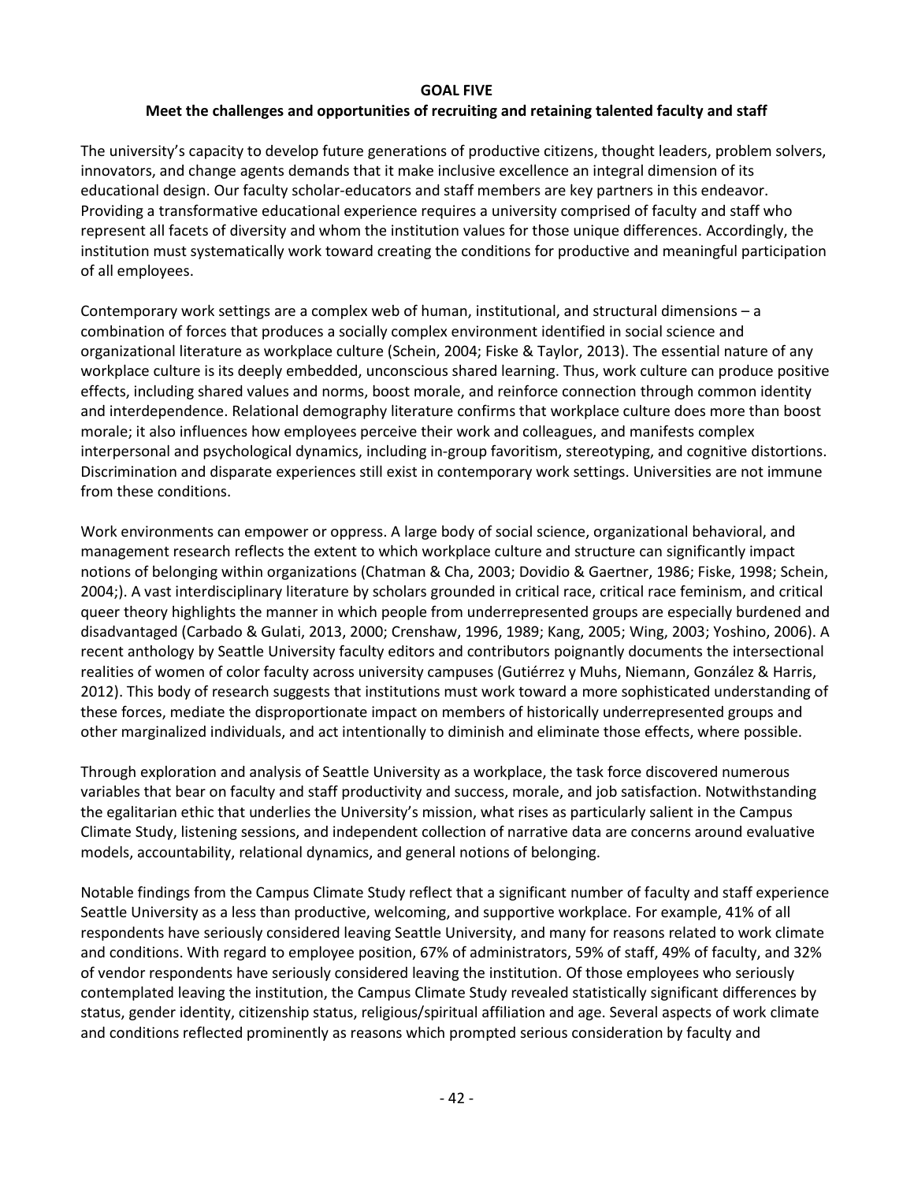## GOAL FIVE

### Meet the challenges and opportunities of recruiting and retaining talented faculty and staff

The university's capacity to develop future generations of productive citizens, thought leaders, problem solvers, innovators, and change agents demands that it make inclusive excellence an integral dimension of its educational design. Our faculty scholar-educators and staff members are key partners in this endeavor. Providing a transformative educational experience requires a university comprised of faculty and staff who represent all facets of diversity and whom the institution values for those unique differences. Accordingly, the institution must systematically work toward creating the conditions for productive and meaningful participation of all employees.

Contemporary work settings are a complex web of human, institutional, and structural dimensions – a combination of forces that produces a socially complex environment identified in social science and organizational literature as workplace culture (Schein, 2004; Fiske & Taylor, 2013). The essential nature of any workplace culture is its deeply embedded, unconscious shared learning. Thus, work culture can produce positive effects, including shared values and norms, boost morale, and reinforce connection through common identity and interdependence. Relational demography literature confirms that workplace culture does more than boost morale; it also influences how employees perceive their work and colleagues, and manifests complex interpersonal and psychological dynamics, including in-group favoritism, stereotyping, and cognitive distortions. Discrimination and disparate experiences still exist in contemporary work settings. Universities are not immune from these conditions.

Work environments can empower or oppress. A large body of social science, organizational behavioral, and management research reflects the extent to which workplace culture and structure can significantly impact notions of belonging within organizations (Chatman & Cha, 2003; Dovidio & Gaertner, 1986; Fiske, 1998; Schein, 2004;). A vast interdisciplinary literature by scholars grounded in critical race, critical race feminism, and critical queer theory highlights the manner in which people from underrepresented groups are especially burdened and disadvantaged (Carbado & Gulati, 2013, 2000; Crenshaw, 1996, 1989; Kang, 2005; Wing, 2003; Yoshino, 2006). A recent anthology by Seattle University faculty editors and contributors poignantly documents the intersectional realities of women of color faculty across university campuses (Gutiérrez y Muhs, Niemann, González & Harris, 2012). This body of research suggests that institutions must work toward a more sophisticated understanding of these forces, mediate the disproportionate impact on members of historically underrepresented groups and other marginalized individuals, and act intentionally to diminish and eliminate those effects, where possible.

Through exploration and analysis of Seattle University as a workplace, the task force discovered numerous variables that bear on faculty and staff productivity and success, morale, and job satisfaction. Notwithstanding the egalitarian ethic that underlies the University's mission, what rises as particularly salient in the Campus Climate Study, listening sessions, and independent collection of narrative data are concerns around evaluative models, accountability, relational dynamics, and general notions of belonging.

Notable findings from the Campus Climate Study reflect that a significant number of faculty and staff experience Seattle University as a less than productive, welcoming, and supportive workplace. For example, 41% of all respondents have seriously considered leaving Seattle University, and many for reasons related to work climate and conditions. With regard to employee position, 67% of administrators, 59% of staff, 49% of faculty, and 32% of vendor respondents have seriously considered leaving the institution. Of those employees who seriously contemplated leaving the institution, the Campus Climate Study revealed statistically significant differences by status, gender identity, citizenship status, religious/spiritual affiliation and age. Several aspects of work climate and conditions reflected prominently as reasons which prompted serious consideration by faculty and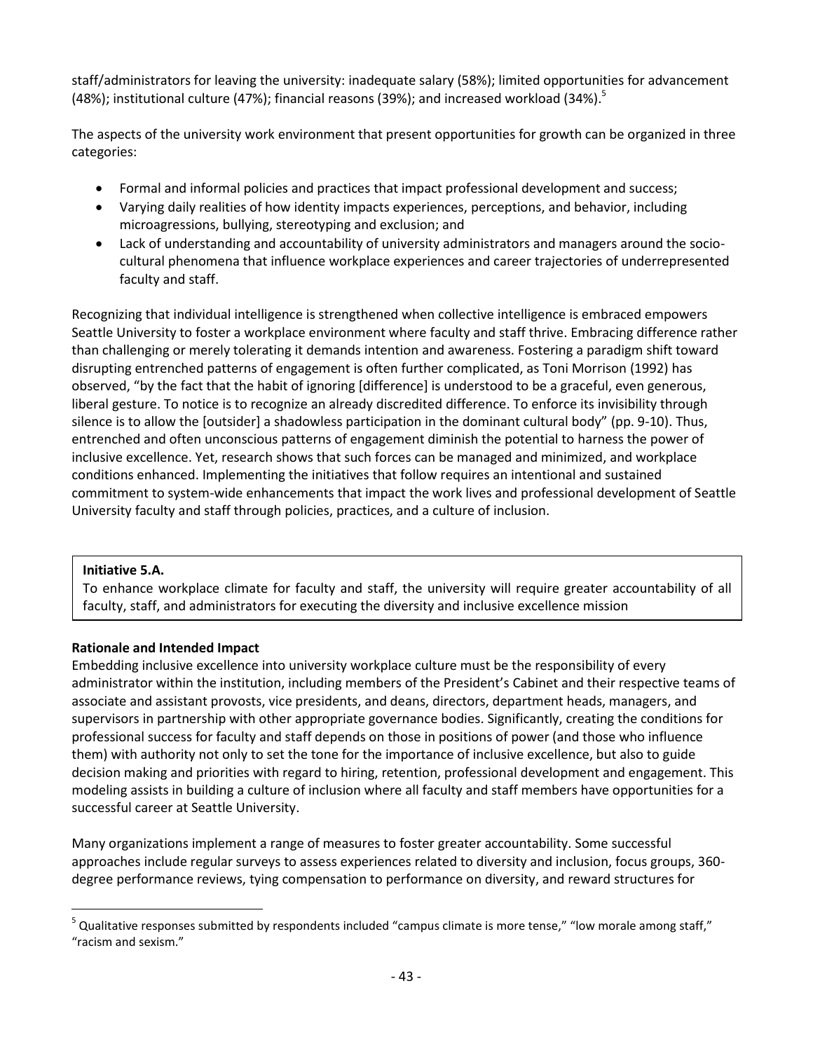staff/administrators for leaving the university: inadequate salary (58%); limited opportunities for advancement (48%); institutional culture (47%); financial reasons (39%); and increased workload (34%).[5]

The aspects of the university work environment that present opportunities for growth can be organized in three categories:

- Formal and informal policies and practices that impact professional development and success;
- Varying daily realities of how identity impacts experiences, perceptions, and behavior, including microagressions, bullying, stereotyping and exclusion; and
- Lack of understanding and accountability of university administrators and managers around the socio-cultural phenomena that influence workplace experiences and career trajectories of underrepresented faculty and staff.

Recognizing that individual intelligence is strengthened when collective intelligence is embraced empowers Seattle University to foster a workplace environment where faculty and staff thrive. Embracing difference rather than challenging or merely tolerating it demands intention and awareness. Fostering a paradigm shift toward disrupting entrenched patterns of engagement is often further complicated, as Toni Morrison (1992) has observed, "by the fact that the habit of ignoring [difference] is understood to be a graceful, even generous, liberal gesture. To notice is to recognize an already discredited difference. To enforce its invisibility through silence is to allow the [outsider] a shadowless participation in the dominant cultural body" (pp. 9-10). Thus, entrenched and often unconscious patterns of engagement diminish the potential to harness the power of inclusive excellence. Yet, research shows that such forces can be managed and minimized, and workplace conditions enhanced. Implementing the initiatives that follow requires an intentional and sustained commitment to system-wide enhancements that impact the work lives and professional development of Seattle University faculty and staff through policies, practices, and a culture of inclusion.

**Initiative 5.A.**

To enhance workplace climate for faculty and staff, the university will require greater accountability of all faculty, staff, and administrators for executing the diversity and inclusive excellence mission

**Rationale and Intended Impact**

Embedding inclusive excellence into university workplace culture must be the responsibility of every administrator within the institution, including members of the President's Cabinet and their respective teams of associate and assistant provosts, vice presidents, and deans, directors, department heads, managers, and supervisors in partnership with other appropriate governance bodies. Significantly, creating the conditions for professional success for faculty and staff depends on those in positions of power (and those who influence them) with authority not only to set the tone for the importance of inclusive excellence, but also to guide decision making and priorities with regard to hiring, retention, professional development and engagement. This modeling assists in building a culture of inclusion where all faculty and staff members have opportunities for a successful career at Seattle University.

Many organizations implement a range of measures to foster greater accountability. Some successful approaches include regular surveys to assess experiences related to diversity and inclusion, focus groups, 360-degree performance reviews, tying compensation to performance on diversity, and reward structures for

[5] Qualitative responses submitted by respondents included "campus climate is more tense," "low morale among staff," "racism and sexism."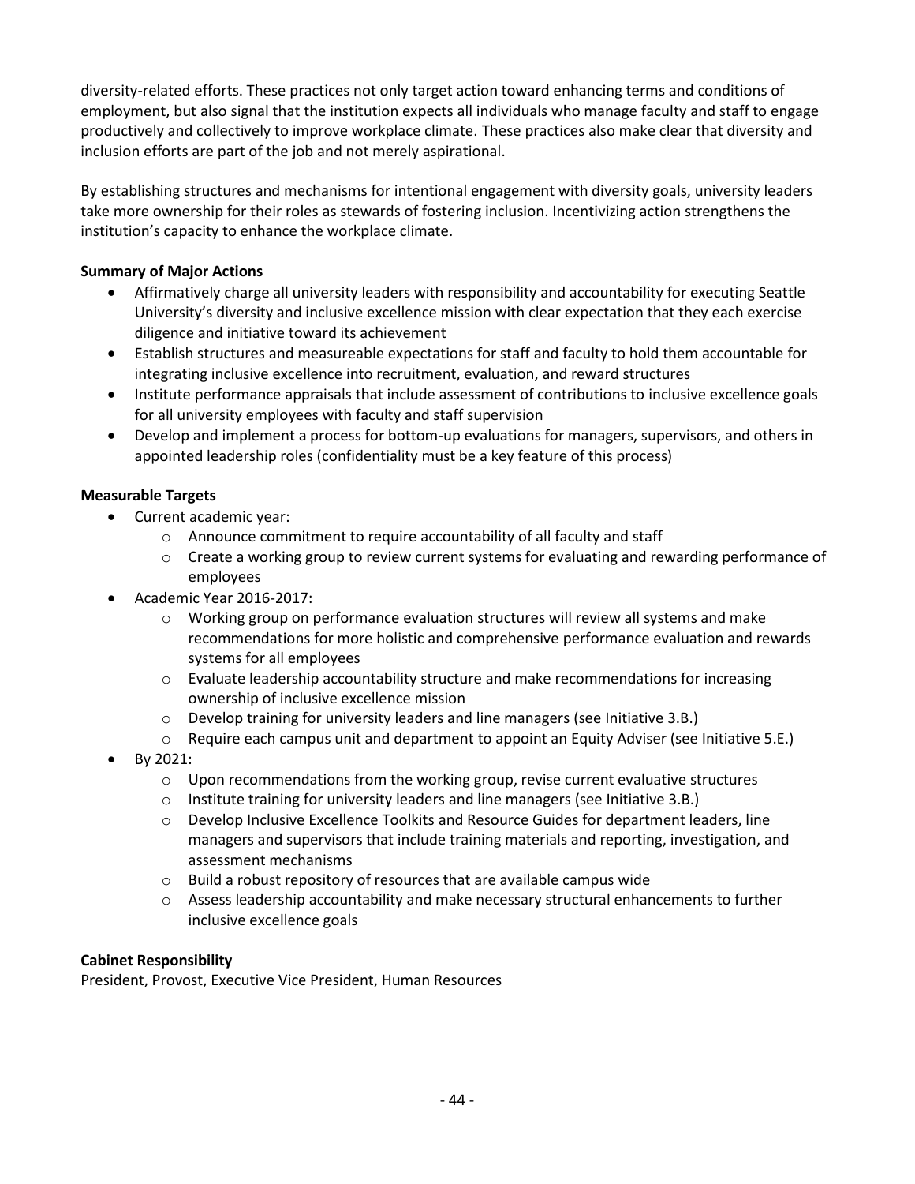diversity-related efforts. These practices not only target action toward enhancing terms and conditions of employment, but also signal that the institution expects all individuals who manage faculty and staff to engage productively and collectively to improve workplace climate. These practices also make clear that diversity and inclusion efforts are part of the job and not merely aspirational.

By establishing structures and mechanisms for intentional engagement with diversity goals, university leaders take more ownership for their roles as stewards of fostering inclusion. Incentivizing action strengthens the institution's capacity to enhance the workplace climate.

**Summary of Major Actions**

- Affirmatively charge all university leaders with responsibility and accountability for executing Seattle University's diversity and inclusive excellence mission with clear expectation that they each exercise diligence and initiative toward its achievement
- Establish structures and measureable expectations for staff and faculty to hold them accountable for integrating inclusive excellence into recruitment, evaluation, and reward structures
- Institute performance appraisals that include assessment of contributions to inclusive excellence goals for all university employees with faculty and staff supervision
- Develop and implement a process for bottom-up evaluations for managers, supervisors, and others in appointed leadership roles (confidentiality must be a key feature of this process)

**Measurable Targets**

- Current academic year:
  - Announce commitment to require accountability of all faculty and staff
  - Create a working group to review current systems for evaluating and rewarding performance of employees
- Academic Year 2016-2017:
  - Working group on performance evaluation structures will review all systems and make recommendations for more holistic and comprehensive performance evaluation and rewards systems for all employees
  - Evaluate leadership accountability structure and make recommendations for increasing ownership of inclusive excellence mission
  - Develop training for university leaders and line managers (see Initiative 3.B.)
  - Require each campus unit and department to appoint an Equity Adviser (see Initiative 5.E.)
- By 2021:
  - Upon recommendations from the working group, revise current evaluative structures
  - Institute training for university leaders and line managers (see Initiative 3.B.)
  - Develop Inclusive Excellence Toolkits and Resource Guides for department leaders, line managers and supervisors that include training materials and reporting, investigation, and assessment mechanisms
  - Build a robust repository of resources that are available campus wide
  - Assess leadership accountability and make necessary structural enhancements to further inclusive excellence goals

**Cabinet Responsibility**

President, Provost, Executive Vice President, Human Resources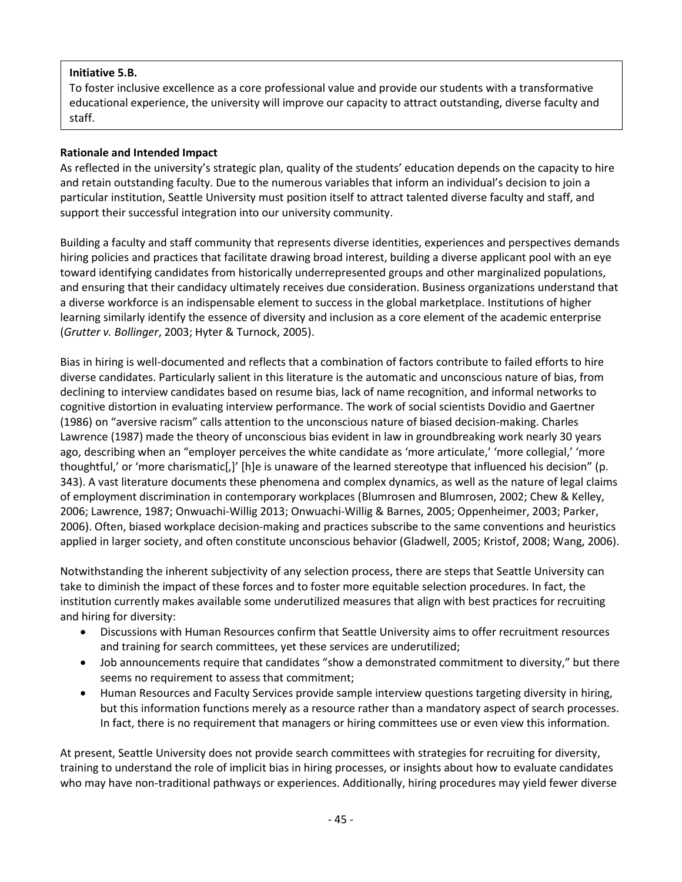**Initiative 5.B.**
To foster inclusive excellence as a core professional value and provide our students with a transformative educational experience, the university will improve our capacity to attract outstanding, diverse faculty and staff.

**Rationale and Intended Impact**

As reflected in the university's strategic plan, quality of the students' education depends on the capacity to hire and retain outstanding faculty. Due to the numerous variables that inform an individual's decision to join a particular institution, Seattle University must position itself to attract talented diverse faculty and staff, and support their successful integration into our university community.

Building a faculty and staff community that represents diverse identities, experiences and perspectives demands hiring policies and practices that facilitate drawing broad interest, building a diverse applicant pool with an eye toward identifying candidates from historically underrepresented groups and other marginalized populations, and ensuring that their candidacy ultimately receives due consideration. Business organizations understand that a diverse workforce is an indispensable element to success in the global marketplace. Institutions of higher learning similarly identify the essence of diversity and inclusion as a core element of the academic enterprise (*Grutter v. Bollinger*, 2003; Hyter & Turnock, 2005).

Bias in hiring is well-documented and reflects that a combination of factors contribute to failed efforts to hire diverse candidates. Particularly salient in this literature is the automatic and unconscious nature of bias, from declining to interview candidates based on resume bias, lack of name recognition, and informal networks to cognitive distortion in evaluating interview performance. The work of social scientists Dovidio and Gaertner (1986) on "aversive racism" calls attention to the unconscious nature of biased decision-making. Charles Lawrence (1987) made the theory of unconscious bias evident in law in groundbreaking work nearly 30 years ago, describing when an "employer perceives the white candidate as 'more articulate,' 'more collegial,' 'more thoughtful,' or 'more charismatic[,]' [h]e is unaware of the learned stereotype that influenced his decision" (p. 343). A vast literature documents these phenomena and complex dynamics, as well as the nature of legal claims of employment discrimination in contemporary workplaces (Blumrosen and Blumrosen, 2002; Chew & Kelley, 2006; Lawrence, 1987; Onwuachi-Willig 2013; Onwuachi-Willig & Barnes, 2005; Oppenheimer, 2003; Parker, 2006). Often, biased workplace decision-making and practices subscribe to the same conventions and heuristics applied in larger society, and often constitute unconscious behavior (Gladwell, 2005; Kristof, 2008; Wang, 2006).

Notwithstanding the inherent subjectivity of any selection process, there are steps that Seattle University can take to diminish the impact of these forces and to foster more equitable selection procedures. In fact, the institution currently makes available some underutilized measures that align with best practices for recruiting and hiring for diversity:

- Discussions with Human Resources confirm that Seattle University aims to offer recruitment resources and training for search committees, yet these services are underutilized;
- Job announcements require that candidates "show a demonstrated commitment to diversity," but there seems no requirement to assess that commitment;
- Human Resources and Faculty Services provide sample interview questions targeting diversity in hiring, but this information functions merely as a resource rather than a mandatory aspect of search processes. In fact, there is no requirement that managers or hiring committees use or even view this information.

At present, Seattle University does not provide search committees with strategies for recruiting for diversity, training to understand the role of implicit bias in hiring processes, or insights about how to evaluate candidates who may have non-traditional pathways or experiences. Additionally, hiring procedures may yield fewer diverse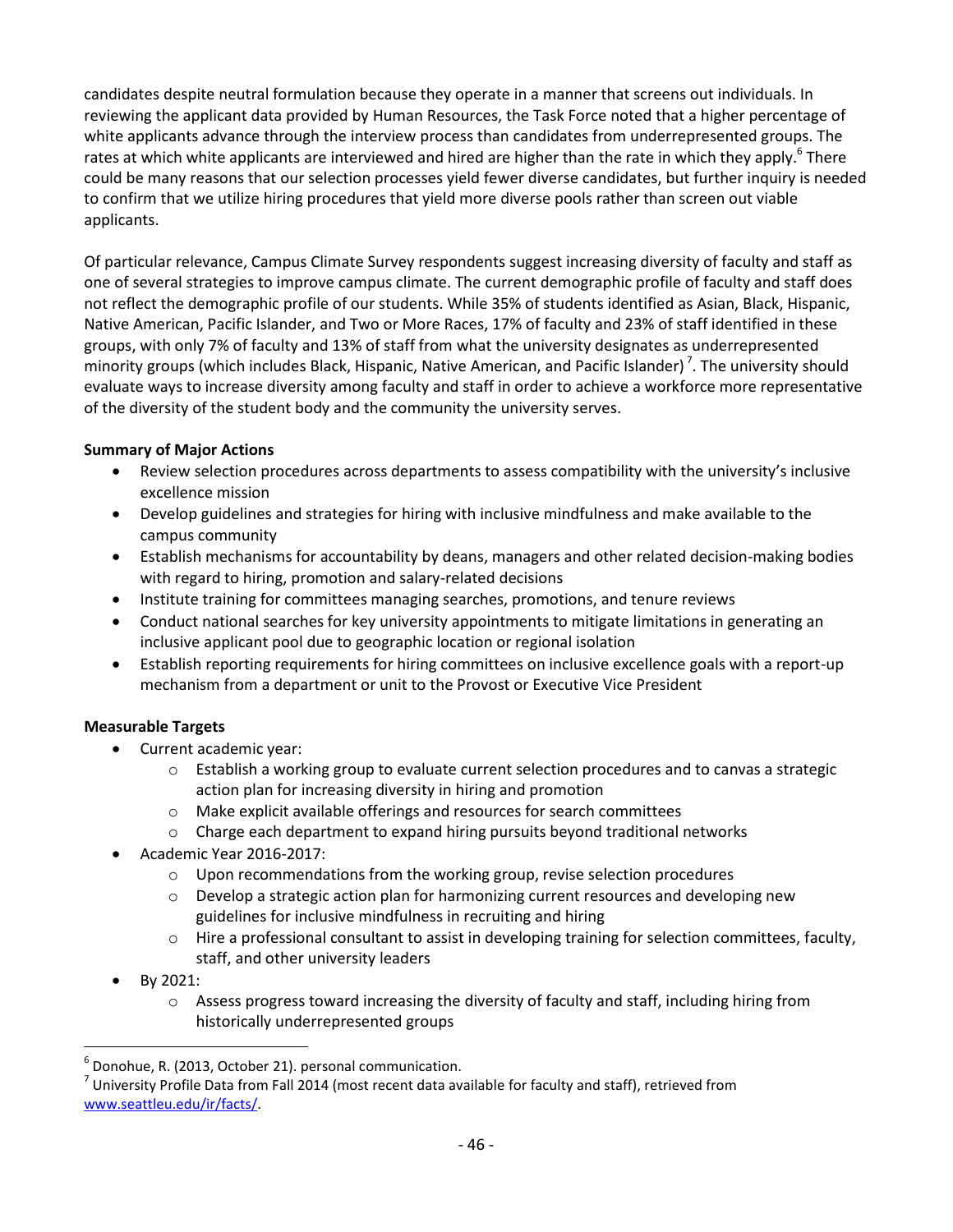candidates despite neutral formulation because they operate in a manner that screens out individuals. In reviewing the applicant data provided by Human Resources, the Task Force noted that a higher percentage of white applicants advance through the interview process than candidates from underrepresented groups. The rates at which white applicants are interviewed and hired are higher than the rate in which they apply.[6] There could be many reasons that our selection processes yield fewer diverse candidates, but further inquiry is needed to confirm that we utilize hiring procedures that yield more diverse pools rather than screen out viable applicants.

Of particular relevance, Campus Climate Survey respondents suggest increasing diversity of faculty and staff as one of several strategies to improve campus climate. The current demographic profile of faculty and staff does not reflect the demographic profile of our students. While 35% of students identified as Asian, Black, Hispanic, Native American, Pacific Islander, and Two or More Races, 17% of faculty and 23% of staff identified in these groups, with only 7% of faculty and 13% of staff from what the university designates as underrepresented minority groups (which includes Black, Hispanic, Native American, and Pacific Islander)[7]. The university should evaluate ways to increase diversity among faculty and staff in order to achieve a workforce more representative of the diversity of the student body and the community the university serves.

**Summary of Major Actions**

- Review selection procedures across departments to assess compatibility with the university's inclusive excellence mission
- Develop guidelines and strategies for hiring with inclusive mindfulness and make available to the campus community
- Establish mechanisms for accountability by deans, managers and other related decision-making bodies with regard to hiring, promotion and salary-related decisions
- Institute training for committees managing searches, promotions, and tenure reviews
- Conduct national searches for key university appointments to mitigate limitations in generating an inclusive applicant pool due to geographic location or regional isolation
- Establish reporting requirements for hiring committees on inclusive excellence goals with a report-up mechanism from a department or unit to the Provost or Executive Vice President

**Measurable Targets**

- Current academic year:
  - Establish a working group to evaluate current selection procedures and to canvas a strategic action plan for increasing diversity in hiring and promotion
  - Make explicit available offerings and resources for search committees
  - Charge each department to expand hiring pursuits beyond traditional networks
- Academic Year 2016-2017:
  - Upon recommendations from the working group, revise selection procedures
  - Develop a strategic action plan for harmonizing current resources and developing new guidelines for inclusive mindfulness in recruiting and hiring
  - Hire a professional consultant to assist in developing training for selection committees, faculty, staff, and other university leaders
- By 2021:
  - Assess progress toward increasing the diversity of faculty and staff, including hiring from historically underrepresented groups

---

[6] Donohue, R. (2013, October 21). personal communication.

[7] University Profile Data from Fall 2014 (most recent data available for faculty and staff), retrieved from www.seattleu.edu/ir/facts/.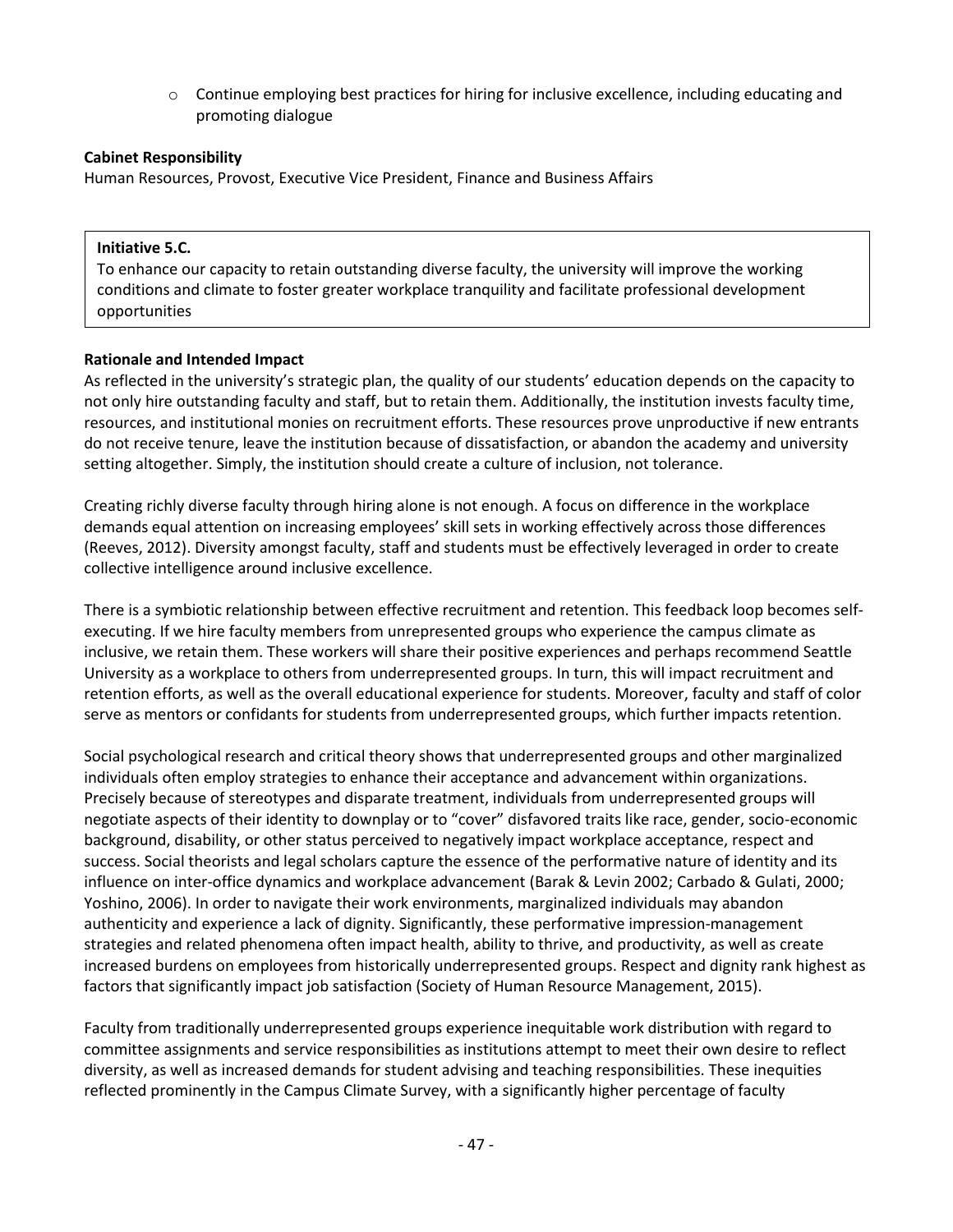- Continue employing best practices for hiring for inclusive excellence, including educating and promoting dialogue

**Cabinet Responsibility**
Human Resources, Provost, Executive Vice President, Finance and Business Affairs

> **Initiative 5.C.**
> To enhance our capacity to retain outstanding diverse faculty, the university will improve the working conditions and climate to foster greater workplace tranquility and facilitate professional development opportunities

**Rationale and Intended Impact**
As reflected in the university's strategic plan, the quality of our students' education depends on the capacity to not only hire outstanding faculty and staff, but to retain them. Additionally, the institution invests faculty time, resources, and institutional monies on recruitment efforts. These resources prove unproductive if new entrants do not receive tenure, leave the institution because of dissatisfaction, or abandon the academy and university setting altogether. Simply, the institution should create a culture of inclusion, not tolerance.

Creating richly diverse faculty through hiring alone is not enough. A focus on difference in the workplace demands equal attention on increasing employees' skill sets in working effectively across those differences (Reeves, 2012). Diversity amongst faculty, staff and students must be effectively leveraged in order to create collective intelligence around inclusive excellence.

There is a symbiotic relationship between effective recruitment and retention. This feedback loop becomes self-executing. If we hire faculty members from unrepresented groups who experience the campus climate as inclusive, we retain them. These workers will share their positive experiences and perhaps recommend Seattle University as a workplace to others from underrepresented groups. In turn, this will impact recruitment and retention efforts, as well as the overall educational experience for students. Moreover, faculty and staff of color serve as mentors or confidants for students from underrepresented groups, which further impacts retention.

Social psychological research and critical theory shows that underrepresented groups and other marginalized individuals often employ strategies to enhance their acceptance and advancement within organizations. Precisely because of stereotypes and disparate treatment, individuals from underrepresented groups will negotiate aspects of their identity to downplay or to "cover" disfavored traits like race, gender, socio-economic background, disability, or other status perceived to negatively impact workplace acceptance, respect and success. Social theorists and legal scholars capture the essence of the performative nature of identity and its influence on inter-office dynamics and workplace advancement (Barak & Levin 2002; Carbado & Gulati, 2000; Yoshino, 2006). In order to navigate their work environments, marginalized individuals may abandon authenticity and experience a lack of dignity. Significantly, these performative impression-management strategies and related phenomena often impact health, ability to thrive, and productivity, as well as create increased burdens on employees from historically underrepresented groups. Respect and dignity rank highest as factors that significantly impact job satisfaction (Society of Human Resource Management, 2015).

Faculty from traditionally underrepresented groups experience inequitable work distribution with regard to committee assignments and service responsibilities as institutions attempt to meet their own desire to reflect diversity, as well as increased demands for student advising and teaching responsibilities. These inequities reflected prominently in the Campus Climate Survey, with a significantly higher percentage of faculty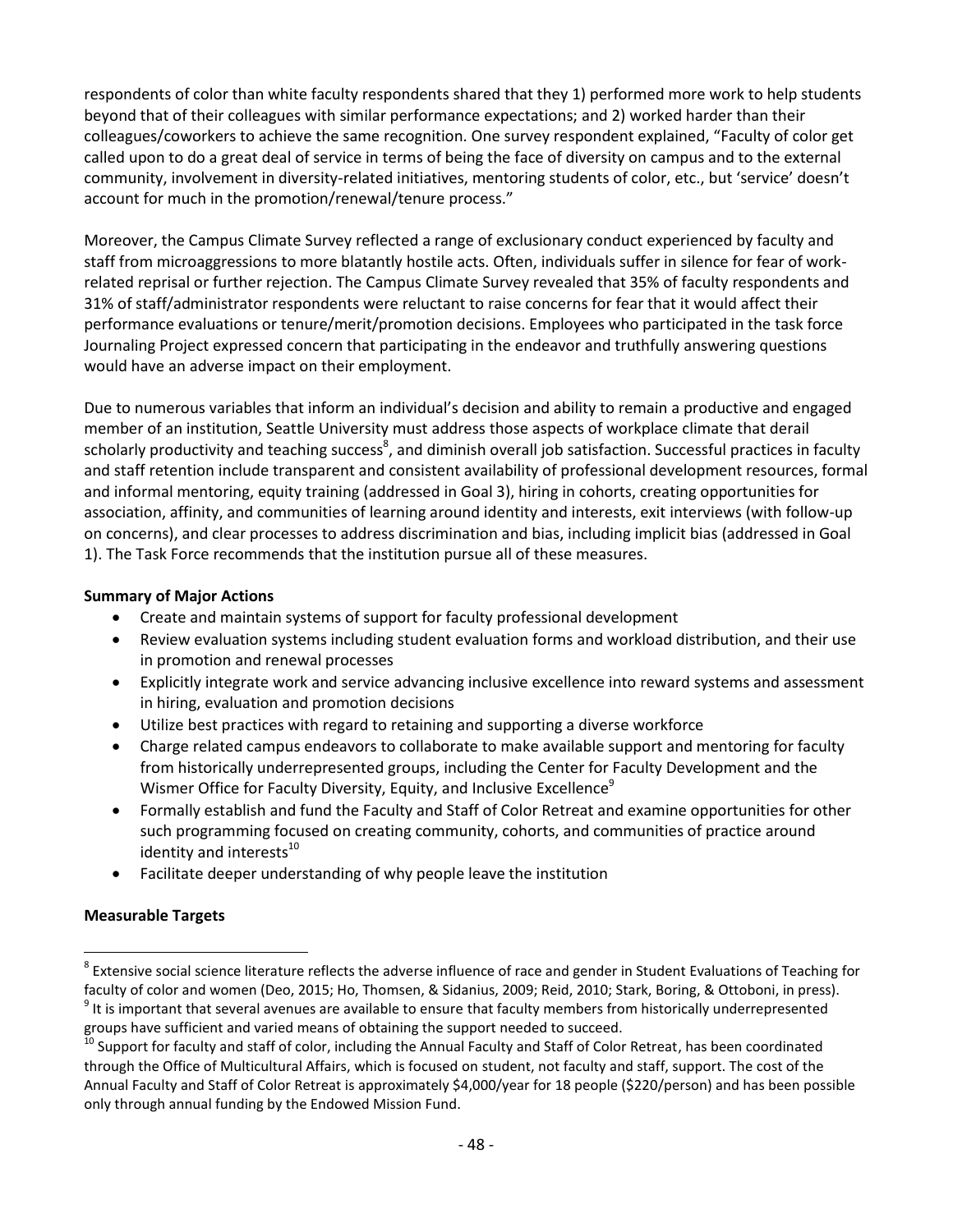respondents of color than white faculty respondents shared that they 1) performed more work to help students beyond that of their colleagues with similar performance expectations; and 2) worked harder than their colleagues/coworkers to achieve the same recognition. One survey respondent explained, "Faculty of color get called upon to do a great deal of service in terms of being the face of diversity on campus and to the external community, involvement in diversity-related initiatives, mentoring students of color, etc., but 'service' doesn't account for much in the promotion/renewal/tenure process."

Moreover, the Campus Climate Survey reflected a range of exclusionary conduct experienced by faculty and staff from microaggressions to more blatantly hostile acts. Often, individuals suffer in silence for fear of work-related reprisal or further rejection. The Campus Climate Survey revealed that 35% of faculty respondents and 31% of staff/administrator respondents were reluctant to raise concerns for fear that it would affect their performance evaluations or tenure/merit/promotion decisions. Employees who participated in the task force Journaling Project expressed concern that participating in the endeavor and truthfully answering questions would have an adverse impact on their employment.

Due to numerous variables that inform an individual's decision and ability to remain a productive and engaged member of an institution, Seattle University must address those aspects of workplace climate that derail scholarly productivity and teaching success[8], and diminish overall job satisfaction. Successful practices in faculty and staff retention include transparent and consistent availability of professional development resources, formal and informal mentoring, equity training (addressed in Goal 3), hiring in cohorts, creating opportunities for association, affinity, and communities of learning around identity and interests, exit interviews (with follow-up on concerns), and clear processes to address discrimination and bias, including implicit bias (addressed in Goal 1). The Task Force recommends that the institution pursue all of these measures.

**Summary of Major Actions**

- Create and maintain systems of support for faculty professional development
- Review evaluation systems including student evaluation forms and workload distribution, and their use in promotion and renewal processes
- Explicitly integrate work and service advancing inclusive excellence into reward systems and assessment in hiring, evaluation and promotion decisions
- Utilize best practices with regard to retaining and supporting a diverse workforce
- Charge related campus endeavors to collaborate to make available support and mentoring for faculty from historically underrepresented groups, including the Center for Faculty Development and the Wismer Office for Faculty Diversity, Equity, and Inclusive Excellence[9]
- Formally establish and fund the Faculty and Staff of Color Retreat and examine opportunities for other such programming focused on creating community, cohorts, and communities of practice around identity and interests[10]
- Facilitate deeper understanding of why people leave the institution

**Measurable Targets**

[8] Extensive social science literature reflects the adverse influence of race and gender in Student Evaluations of Teaching for faculty of color and women (Deo, 2015; Ho, Thomsen, & Sidanius, 2009; Reid, 2010; Stark, Boring, & Ottoboni, in press).

[9] It is important that several avenues are available to ensure that faculty members from historically underrepresented groups have sufficient and varied means of obtaining the support needed to succeed.

[10] Support for faculty and staff of color, including the Annual Faculty and Staff of Color Retreat, has been coordinated through the Office of Multicultural Affairs, which is focused on student, not faculty and staff, support. The cost of the Annual Faculty and Staff of Color Retreat is approximately $4,000/year for 18 people ($220/person) and has been possible only through annual funding by the Endowed Mission Fund.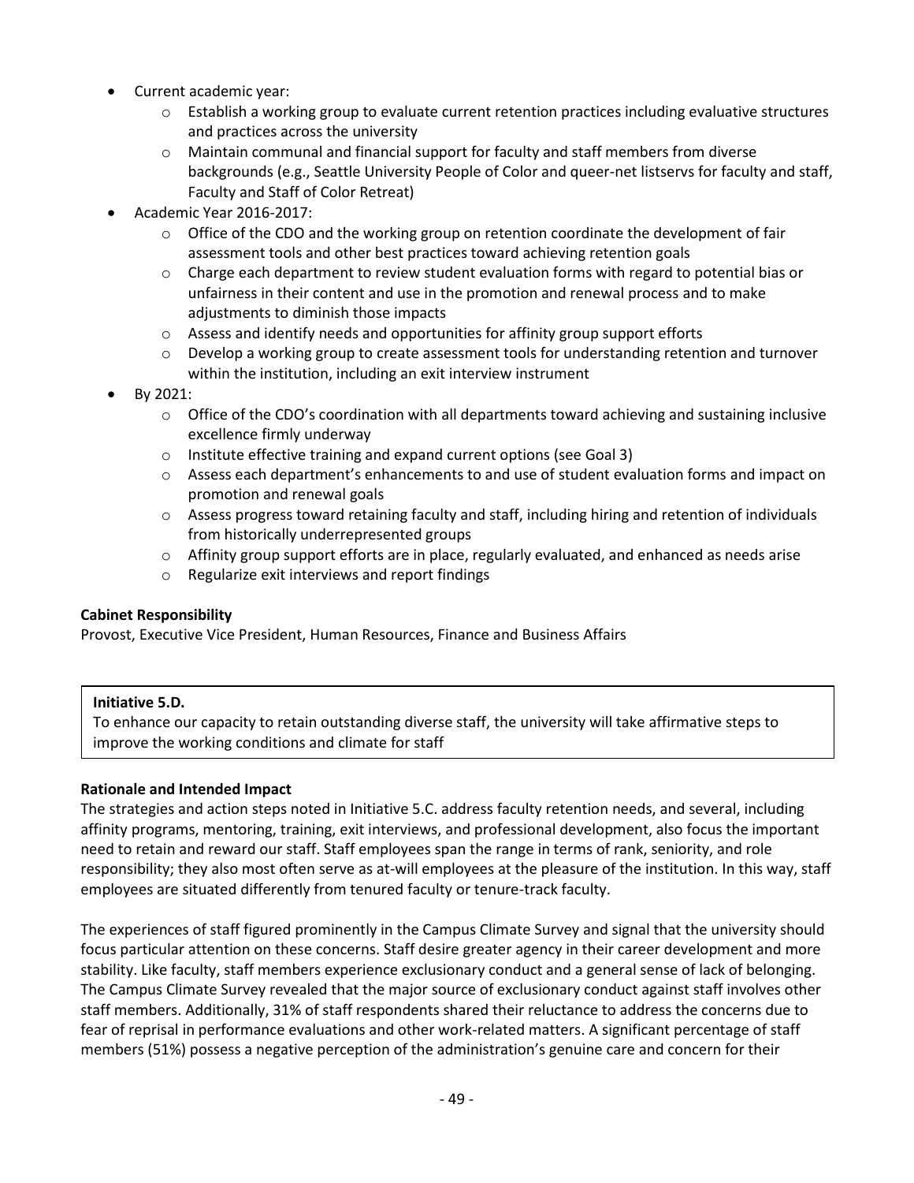- Current academic year:
  - Establish a working group to evaluate current retention practices including evaluative structures and practices across the university
  - Maintain communal and financial support for faculty and staff members from diverse backgrounds (e.g., Seattle University People of Color and queer-net listservs for faculty and staff, Faculty and Staff of Color Retreat)
- Academic Year 2016-2017:
  - Office of the CDO and the working group on retention coordinate the development of fair assessment tools and other best practices toward achieving retention goals
  - Charge each department to review student evaluation forms with regard to potential bias or unfairness in their content and use in the promotion and renewal process and to make adjustments to diminish those impacts
  - Assess and identify needs and opportunities for affinity group support efforts
  - Develop a working group to create assessment tools for understanding retention and turnover within the institution, including an exit interview instrument
- By 2021:
  - Office of the CDO's coordination with all departments toward achieving and sustaining inclusive excellence firmly underway
  - Institute effective training and expand current options (see Goal 3)
  - Assess each department's enhancements to and use of student evaluation forms and impact on promotion and renewal goals
  - Assess progress toward retaining faculty and staff, including hiring and retention of individuals from historically underrepresented groups
  - Affinity group support efforts are in place, regularly evaluated, and enhanced as needs arise
  - Regularize exit interviews and report findings

**Cabinet Responsibility**

Provost, Executive Vice President, Human Resources, Finance and Business Affairs

**Initiative 5.D.**

To enhance our capacity to retain outstanding diverse staff, the university will take affirmative steps to improve the working conditions and climate for staff

**Rationale and Intended Impact**

The strategies and action steps noted in Initiative 5.C. address faculty retention needs, and several, including affinity programs, mentoring, training, exit interviews, and professional development, also focus the important need to retain and reward our staff. Staff employees span the range in terms of rank, seniority, and role responsibility; they also most often serve as at-will employees at the pleasure of the institution. In this way, staff employees are situated differently from tenured faculty or tenure-track faculty.

The experiences of staff figured prominently in the Campus Climate Survey and signal that the university should focus particular attention on these concerns. Staff desire greater agency in their career development and more stability. Like faculty, staff members experience exclusionary conduct and a general sense of lack of belonging. The Campus Climate Survey revealed that the major source of exclusionary conduct against staff involves other staff members. Additionally, 31% of staff respondents shared their reluctance to address the concerns due to fear of reprisal in performance evaluations and other work-related matters. A significant percentage of staff members (51%) possess a negative perception of the administration's genuine care and concern for their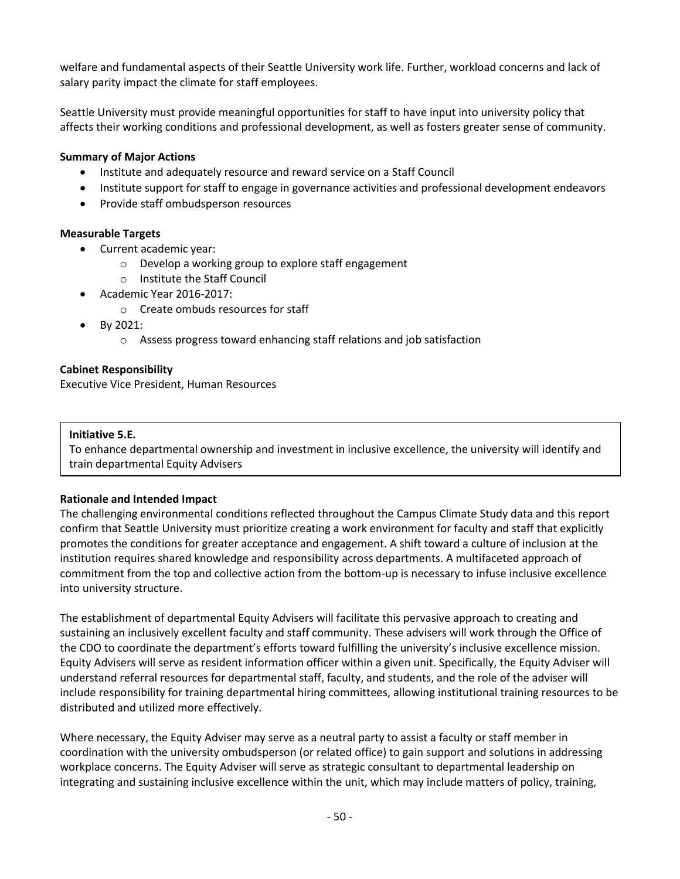welfare and fundamental aspects of their Seattle University work life. Further, workload concerns and lack of salary parity impact the climate for staff employees.

Seattle University must provide meaningful opportunities for staff to have input into university policy that affects their working conditions and professional development, as well as fosters greater sense of community.

**Summary of Major Actions**

- Institute and adequately resource and reward service on a Staff Council
- Institute support for staff to engage in governance activities and professional development endeavors
- Provide staff ombudsperson resources

**Measurable Targets**

- Current academic year:
  - Develop a working group to explore staff engagement
  - Institute the Staff Council
- Academic Year 2016-2017:
  - Create ombuds resources for staff
- By 2021:
  - Assess progress toward enhancing staff relations and job satisfaction

**Cabinet Responsibility**

Executive Vice President, Human Resources

**Initiative 5.E.**

To enhance departmental ownership and investment in inclusive excellence, the university will identify and train departmental Equity Advisers

**Rationale and Intended Impact**

The challenging environmental conditions reflected throughout the Campus Climate Study data and this report confirm that Seattle University must prioritize creating a work environment for faculty and staff that explicitly promotes the conditions for greater acceptance and engagement. A shift toward a culture of inclusion at the institution requires shared knowledge and responsibility across departments. A multifaceted approach of commitment from the top and collective action from the bottom-up is necessary to infuse inclusive excellence into university structure.

The establishment of departmental Equity Advisers will facilitate this pervasive approach to creating and sustaining an inclusively excellent faculty and staff community. These advisers will work through the Office of the CDO to coordinate the department's efforts toward fulfilling the university's inclusive excellence mission. Equity Advisers will serve as resident information officer within a given unit. Specifically, the Equity Adviser will understand referral resources for departmental staff, faculty, and students, and the role of the adviser will include responsibility for training departmental hiring committees, allowing institutional training resources to be distributed and utilized more effectively.

Where necessary, the Equity Adviser may serve as a neutral party to assist a faculty or staff member in coordination with the university ombudsperson (or related office) to gain support and solutions in addressing workplace concerns. The Equity Adviser will serve as strategic consultant to departmental leadership on integrating and sustaining inclusive excellence within the unit, which may include matters of policy, training,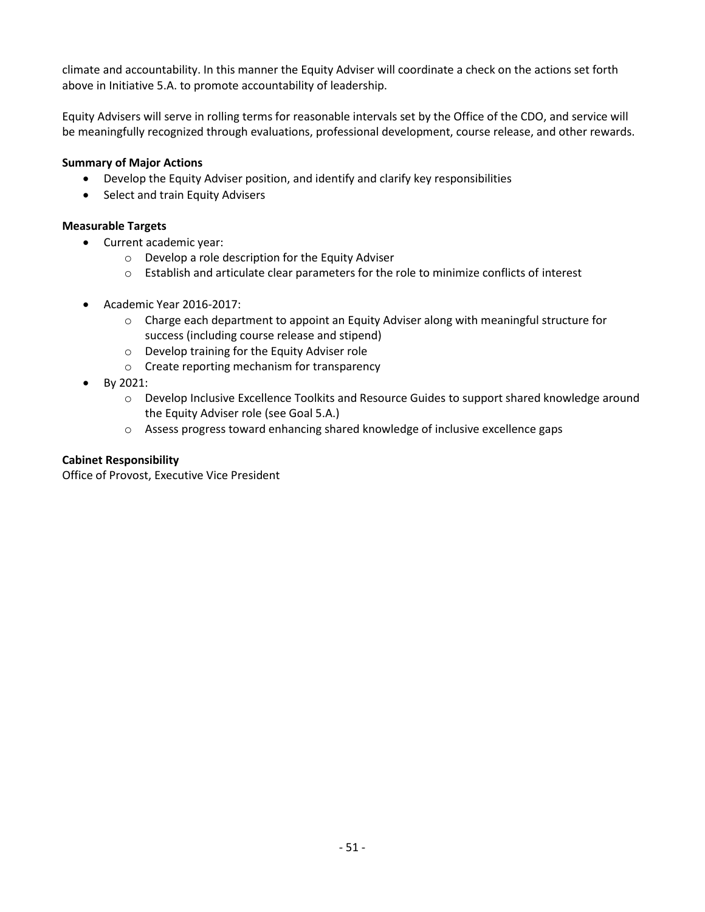climate and accountability. In this manner the Equity Adviser will coordinate a check on the actions set forth above in Initiative 5.A. to promote accountability of leadership.

Equity Advisers will serve in rolling terms for reasonable intervals set by the Office of the CDO, and service will be meaningfully recognized through evaluations, professional development, course release, and other rewards.

**Summary of Major Actions**

- Develop the Equity Adviser position, and identify and clarify key responsibilities
- Select and train Equity Advisers

**Measurable Targets**

- Current academic year:
  - Develop a role description for the Equity Adviser
  - Establish and articulate clear parameters for the role to minimize conflicts of interest
- Academic Year 2016-2017:
  - Charge each department to appoint an Equity Adviser along with meaningful structure for success (including course release and stipend)
  - Develop training for the Equity Adviser role
  - Create reporting mechanism for transparency
- By 2021:
  - Develop Inclusive Excellence Toolkits and Resource Guides to support shared knowledge around the Equity Adviser role (see Goal 5.A.)
  - Assess progress toward enhancing shared knowledge of inclusive excellence gaps

**Cabinet Responsibility**

Office of Provost, Executive Vice President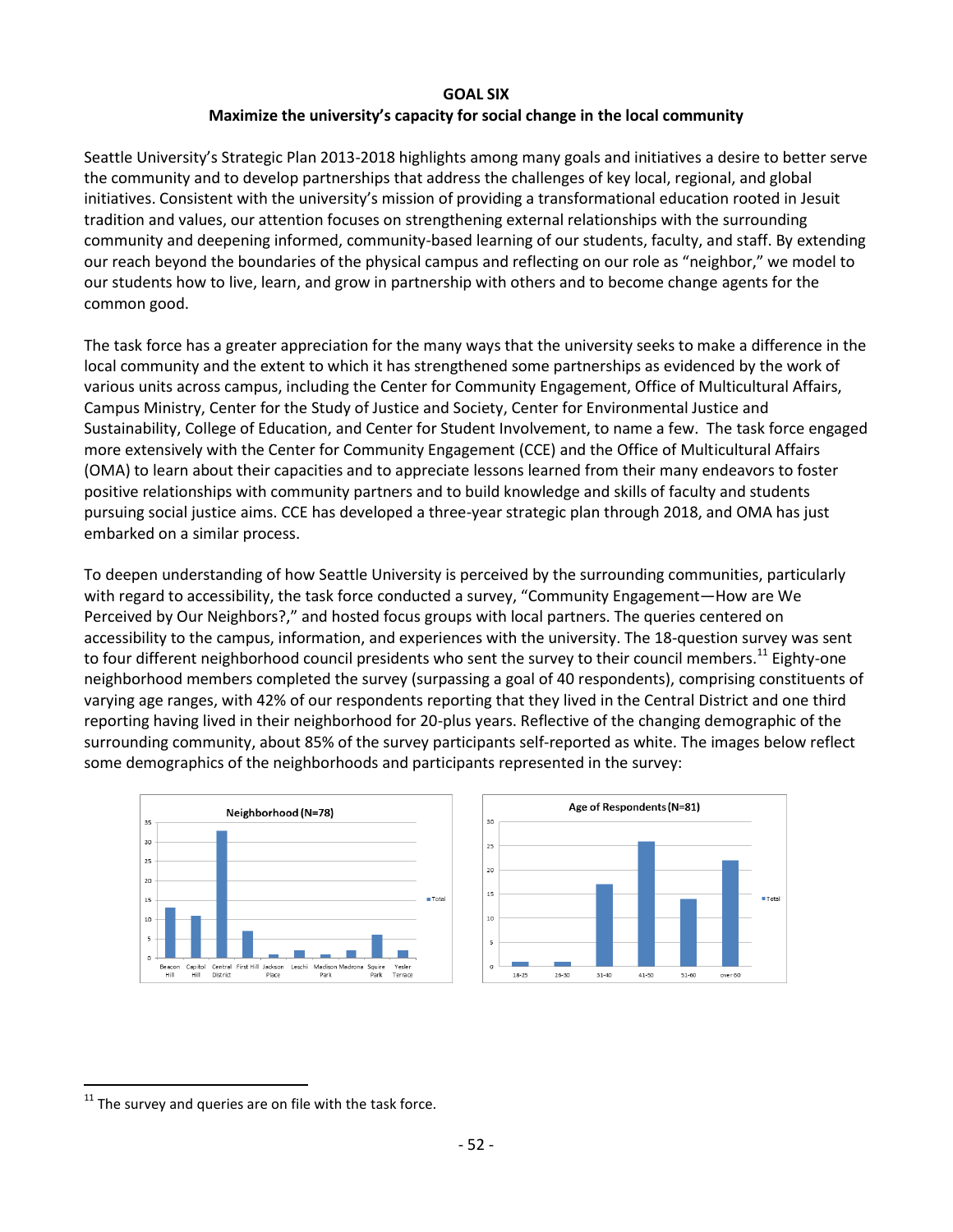**GOAL SIX**

**Maximize the university's capacity for social change in the local community**

Seattle University's Strategic Plan 2013-2018 highlights among many goals and initiatives a desire to better serve the community and to develop partnerships that address the challenges of key local, regional, and global initiatives. Consistent with the university's mission of providing a transformational education rooted in Jesuit tradition and values, our attention focuses on strengthening external relationships with the surrounding community and deepening informed, community-based learning of our students, faculty, and staff. By extending our reach beyond the boundaries of the physical campus and reflecting on our role as "neighbor," we model to our students how to live, learn, and grow in partnership with others and to become change agents for the common good.

The task force has a greater appreciation for the many ways that the university seeks to make a difference in the local community and the extent to which it has strengthened some partnerships as evidenced by the work of various units across campus, including the Center for Community Engagement, Office of Multicultural Affairs, Campus Ministry, Center for the Study of Justice and Society, Center for Environmental Justice and Sustainability, College of Education, and Center for Student Involvement, to name a few. The task force engaged more extensively with the Center for Community Engagement (CCE) and the Office of Multicultural Affairs (OMA) to learn about their capacities and to appreciate lessons learned from their many endeavors to foster positive relationships with community partners and to build knowledge and skills of faculty and students pursuing social justice aims. CCE has developed a three-year strategic plan through 2018, and OMA has just embarked on a similar process.

To deepen understanding of how Seattle University is perceived by the surrounding communities, particularly with regard to accessibility, the task force conducted a survey, "Community Engagement—How are We Perceived by Our Neighbors?," and hosted focus groups with local partners. The queries centered on accessibility to the campus, information, and experiences with the university. The 18-question survey was sent to four different neighborhood council presidents who sent the survey to their council members.[11] Eighty-one neighborhood members completed the survey (surpassing a goal of 40 respondents), comprising constituents of varying age ranges, with 42% of our respondents reporting that they lived in the Central District and one third reporting having lived in their neighborhood for 20-plus years. Reflective of the changing demographic of the surrounding community, about 85% of the survey participants self-reported as white. The images below reflect some demographics of the neighborhoods and participants represented in the survey:

**Neighborhood (N=78)**

| Neighborhood | Total |
|---|---|
| Beacon Hill | 13 |
| Capitol Hill | 11 |
| Central District | 33 |
| First Hill | 7 |
| Jackson Place | 1 |
| Leschi | 2 |
| Madison Park | 1 |
| Madrona | 2 |
| Squire Park | 6 |
| Yesler Terrace | 2 |

**Age of Respondents (N=81)**

| Age | Total |
|---|---|
| 18-25 | 1 |
| 26-30 | 1 |
| 31-40 | 17 |
| 41-50 | 26 |
| 51-60 | 14 |
| over 60 | 22 |

[11] The survey and queries are on file with the task force.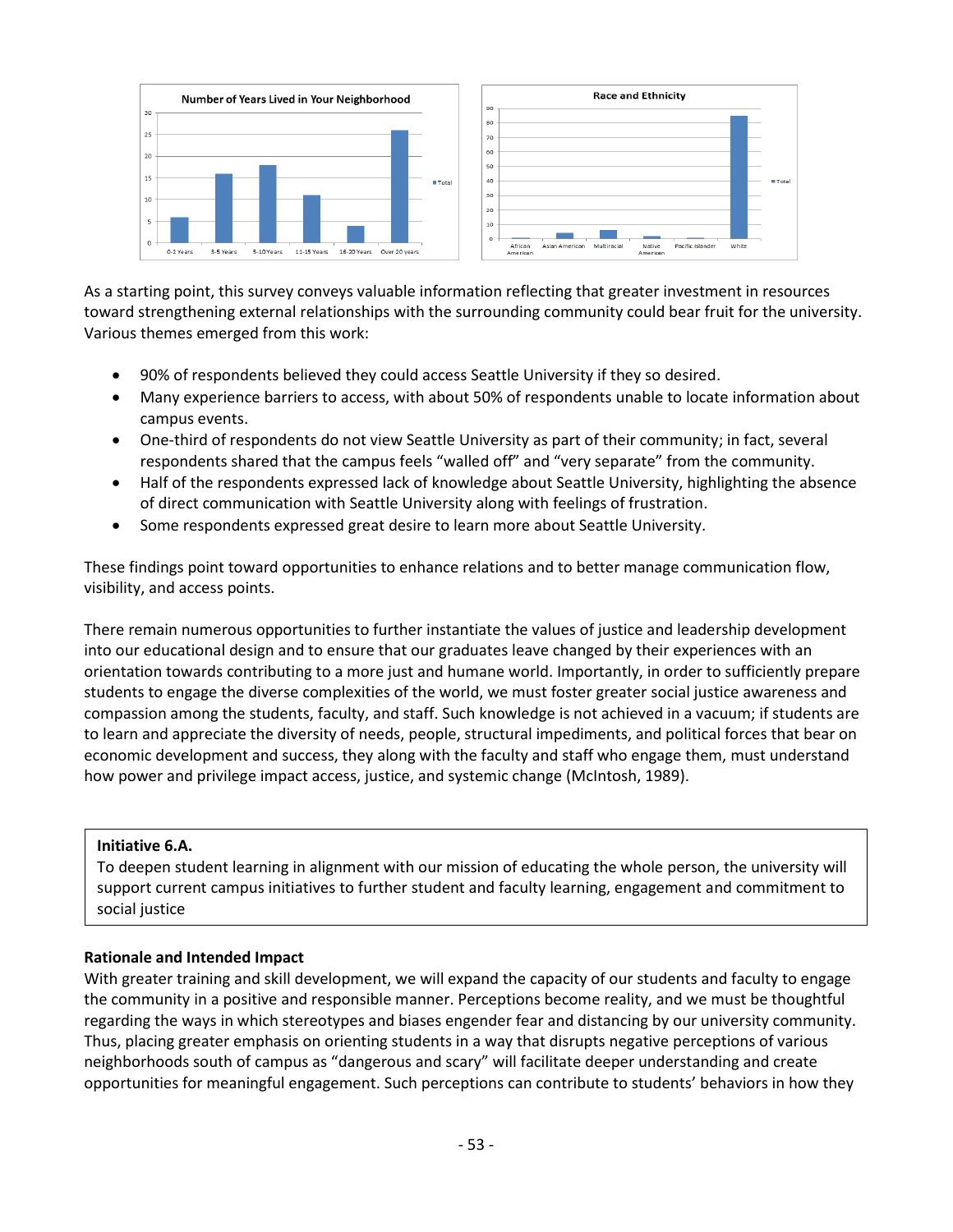**Number of Years Lived in Your Neighborhood**

**Race and Ethnicity**

As a starting point, this survey conveys valuable information reflecting that greater investment in resources toward strengthening external relationships with the surrounding community could bear fruit for the university. Various themes emerged from this work:

- 90% of respondents believed they could access Seattle University if they so desired.
- Many experience barriers to access, with about 50% of respondents unable to locate information about campus events.
- One-third of respondents do not view Seattle University as part of their community; in fact, several respondents shared that the campus feels "walled off" and "very separate" from the community.
- Half of the respondents expressed lack of knowledge about Seattle University, highlighting the absence of direct communication with Seattle University along with feelings of frustration.
- Some respondents expressed great desire to learn more about Seattle University.

These findings point toward opportunities to enhance relations and to better manage communication flow, visibility, and access points.

There remain numerous opportunities to further instantiate the values of justice and leadership development into our educational design and to ensure that our graduates leave changed by their experiences with an orientation towards contributing to a more just and humane world. Importantly, in order to sufficiently prepare students to engage the diverse complexities of the world, we must foster greater social justice awareness and compassion among the students, faculty, and staff. Such knowledge is not achieved in a vacuum; if students are to learn and appreciate the diversity of needs, people, structural impediments, and political forces that bear on economic development and success, they along with the faculty and staff who engage them, must understand how power and privilege impact access, justice, and systemic change (McIntosh, 1989).

**Initiative 6.A.**
To deepen student learning in alignment with our mission of educating the whole person, the university will support current campus initiatives to further student and faculty learning, engagement and commitment to social justice

**Rationale and Intended Impact**

With greater training and skill development, we will expand the capacity of our students and faculty to engage the community in a positive and responsible manner. Perceptions become reality, and we must be thoughtful regarding the ways in which stereotypes and biases engender fear and distancing by our university community. Thus, placing greater emphasis on orienting students in a way that disrupts negative perceptions of various neighborhoods south of campus as "dangerous and scary" will facilitate deeper understanding and create opportunities for meaningful engagement. Such perceptions can contribute to students' behaviors in how they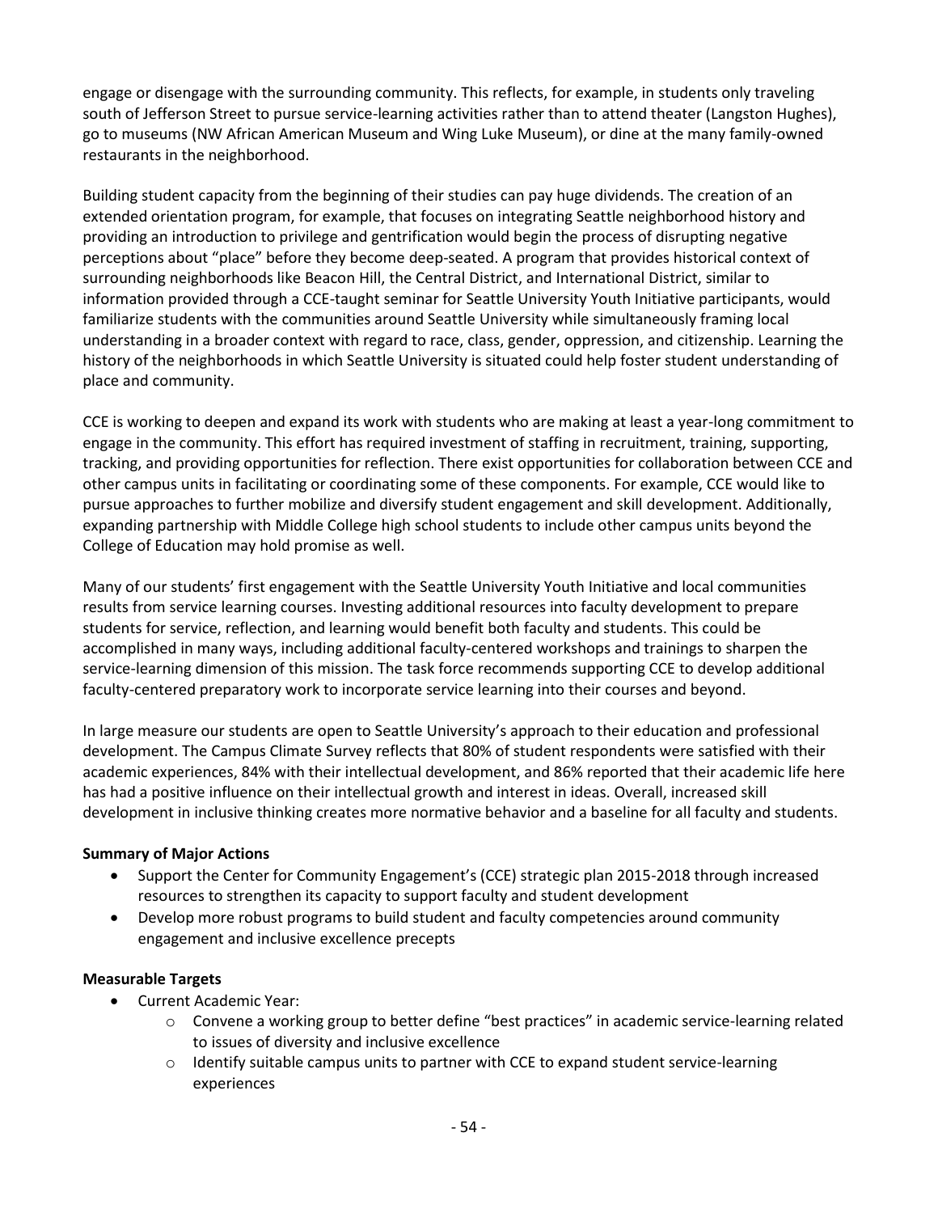engage or disengage with the surrounding community. This reflects, for example, in students only traveling south of Jefferson Street to pursue service-learning activities rather than to attend theater (Langston Hughes), go to museums (NW African American Museum and Wing Luke Museum), or dine at the many family-owned restaurants in the neighborhood.

Building student capacity from the beginning of their studies can pay huge dividends. The creation of an extended orientation program, for example, that focuses on integrating Seattle neighborhood history and providing an introduction to privilege and gentrification would begin the process of disrupting negative perceptions about "place" before they become deep-seated. A program that provides historical context of surrounding neighborhoods like Beacon Hill, the Central District, and International District, similar to information provided through a CCE-taught seminar for Seattle University Youth Initiative participants, would familiarize students with the communities around Seattle University while simultaneously framing local understanding in a broader context with regard to race, class, gender, oppression, and citizenship. Learning the history of the neighborhoods in which Seattle University is situated could help foster student understanding of place and community.

CCE is working to deepen and expand its work with students who are making at least a year-long commitment to engage in the community. This effort has required investment of staffing in recruitment, training, supporting, tracking, and providing opportunities for reflection. There exist opportunities for collaboration between CCE and other campus units in facilitating or coordinating some of these components. For example, CCE would like to pursue approaches to further mobilize and diversify student engagement and skill development. Additionally, expanding partnership with Middle College high school students to include other campus units beyond the College of Education may hold promise as well.

Many of our students' first engagement with the Seattle University Youth Initiative and local communities results from service learning courses. Investing additional resources into faculty development to prepare students for service, reflection, and learning would benefit both faculty and students. This could be accomplished in many ways, including additional faculty-centered workshops and trainings to sharpen the service-learning dimension of this mission. The task force recommends supporting CCE to develop additional faculty-centered preparatory work to incorporate service learning into their courses and beyond.

In large measure our students are open to Seattle University's approach to their education and professional development. The Campus Climate Survey reflects that 80% of student respondents were satisfied with their academic experiences, 84% with their intellectual development, and 86% reported that their academic life here has had a positive influence on their intellectual growth and interest in ideas. Overall, increased skill development in inclusive thinking creates more normative behavior and a baseline for all faculty and students.

**Summary of Major Actions**

- Support the Center for Community Engagement's (CCE) strategic plan 2015-2018 through increased resources to strengthen its capacity to support faculty and student development
- Develop more robust programs to build student and faculty competencies around community engagement and inclusive excellence precepts

**Measurable Targets**

- Current Academic Year:
  - Convene a working group to better define "best practices" in academic service-learning related to issues of diversity and inclusive excellence
  - Identify suitable campus units to partner with CCE to expand student service-learning experiences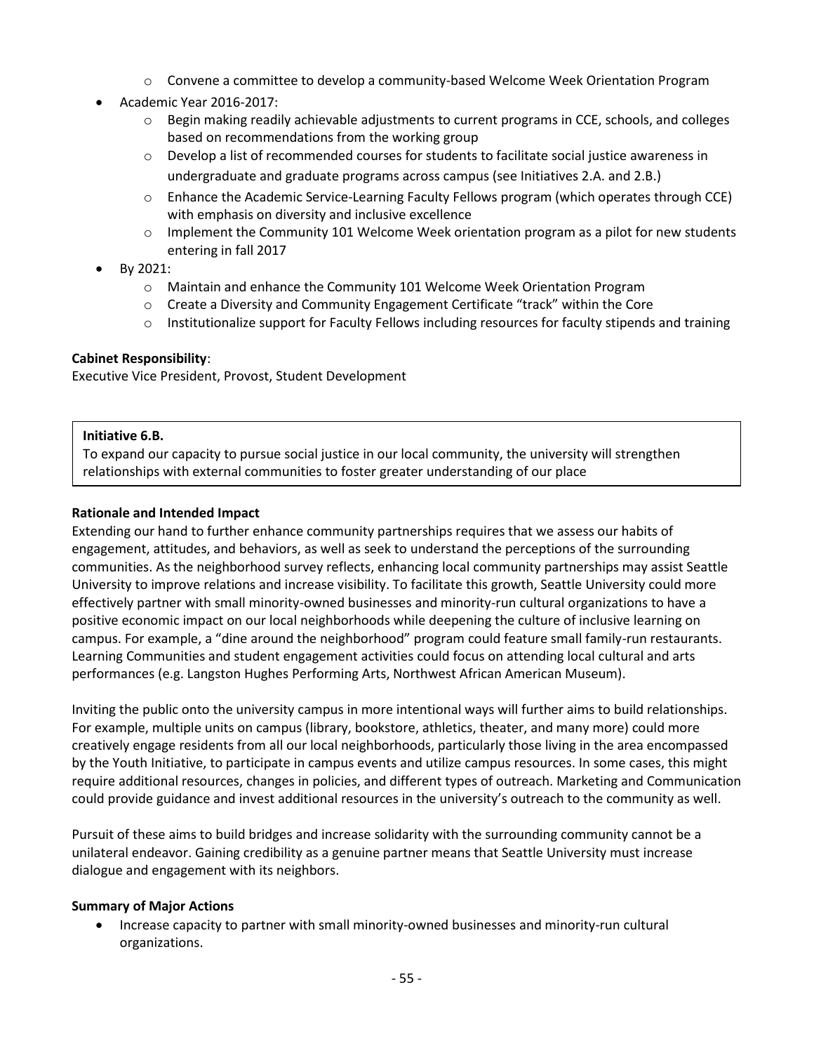- Convene a committee to develop a community-based Welcome Week Orientation Program
- Academic Year 2016-2017:
  - Begin making readily achievable adjustments to current programs in CCE, schools, and colleges based on recommendations from the working group
  - Develop a list of recommended courses for students to facilitate social justice awareness in undergraduate and graduate programs across campus (see Initiatives 2.A. and 2.B.)
  - Enhance the Academic Service-Learning Faculty Fellows program (which operates through CCE) with emphasis on diversity and inclusive excellence
  - Implement the Community 101 Welcome Week orientation program as a pilot for new students entering in fall 2017
- By 2021:
  - Maintain and enhance the Community 101 Welcome Week Orientation Program
  - Create a Diversity and Community Engagement Certificate "track" within the Core
  - Institutionalize support for Faculty Fellows including resources for faculty stipends and training

**Cabinet Responsibility**:
Executive Vice President, Provost, Student Development

**Initiative 6.B.**
To expand our capacity to pursue social justice in our local community, the university will strengthen relationships with external communities to foster greater understanding of our place

**Rationale and Intended Impact**
Extending our hand to further enhance community partnerships requires that we assess our habits of engagement, attitudes, and behaviors, as well as seek to understand the perceptions of the surrounding communities. As the neighborhood survey reflects, enhancing local community partnerships may assist Seattle University to improve relations and increase visibility. To facilitate this growth, Seattle University could more effectively partner with small minority-owned businesses and minority-run cultural organizations to have a positive economic impact on our local neighborhoods while deepening the culture of inclusive learning on campus. For example, a "dine around the neighborhood" program could feature small family-run restaurants. Learning Communities and student engagement activities could focus on attending local cultural and arts performances (e.g. Langston Hughes Performing Arts, Northwest African American Museum).

Inviting the public onto the university campus in more intentional ways will further aims to build relationships. For example, multiple units on campus (library, bookstore, athletics, theater, and many more) could more creatively engage residents from all our local neighborhoods, particularly those living in the area encompassed by the Youth Initiative, to participate in campus events and utilize campus resources. In some cases, this might require additional resources, changes in policies, and different types of outreach. Marketing and Communication could provide guidance and invest additional resources in the university's outreach to the community as well.

Pursuit of these aims to build bridges and increase solidarity with the surrounding community cannot be a unilateral endeavor. Gaining credibility as a genuine partner means that Seattle University must increase dialogue and engagement with its neighbors.

**Summary of Major Actions**
- Increase capacity to partner with small minority-owned businesses and minority-run cultural organizations.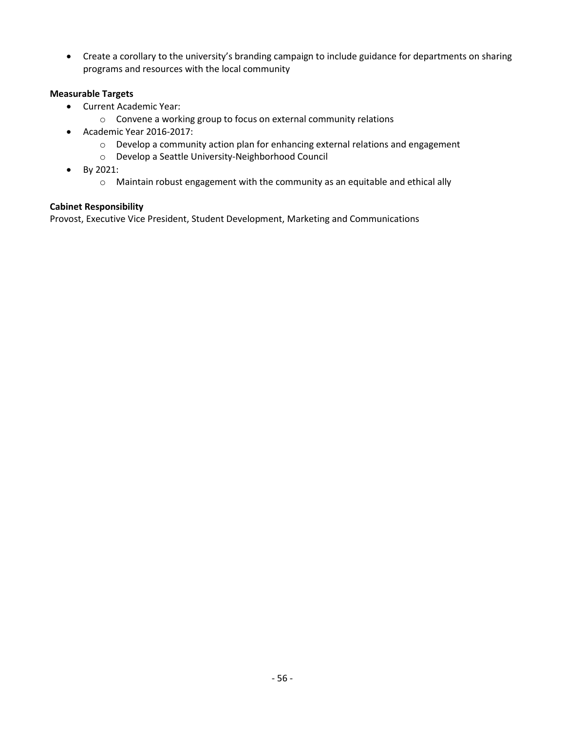- Create a corollary to the university's branding campaign to include guidance for departments on sharing programs and resources with the local community

**Measurable Targets**

- Current Academic Year:
  - Convene a working group to focus on external community relations
- Academic Year 2016-2017:
  - Develop a community action plan for enhancing external relations and engagement
  - Develop a Seattle University-Neighborhood Council
- By 2021:
  - Maintain robust engagement with the community as an equitable and ethical ally

**Cabinet Responsibility**

Provost, Executive Vice President, Student Development, Marketing and Communications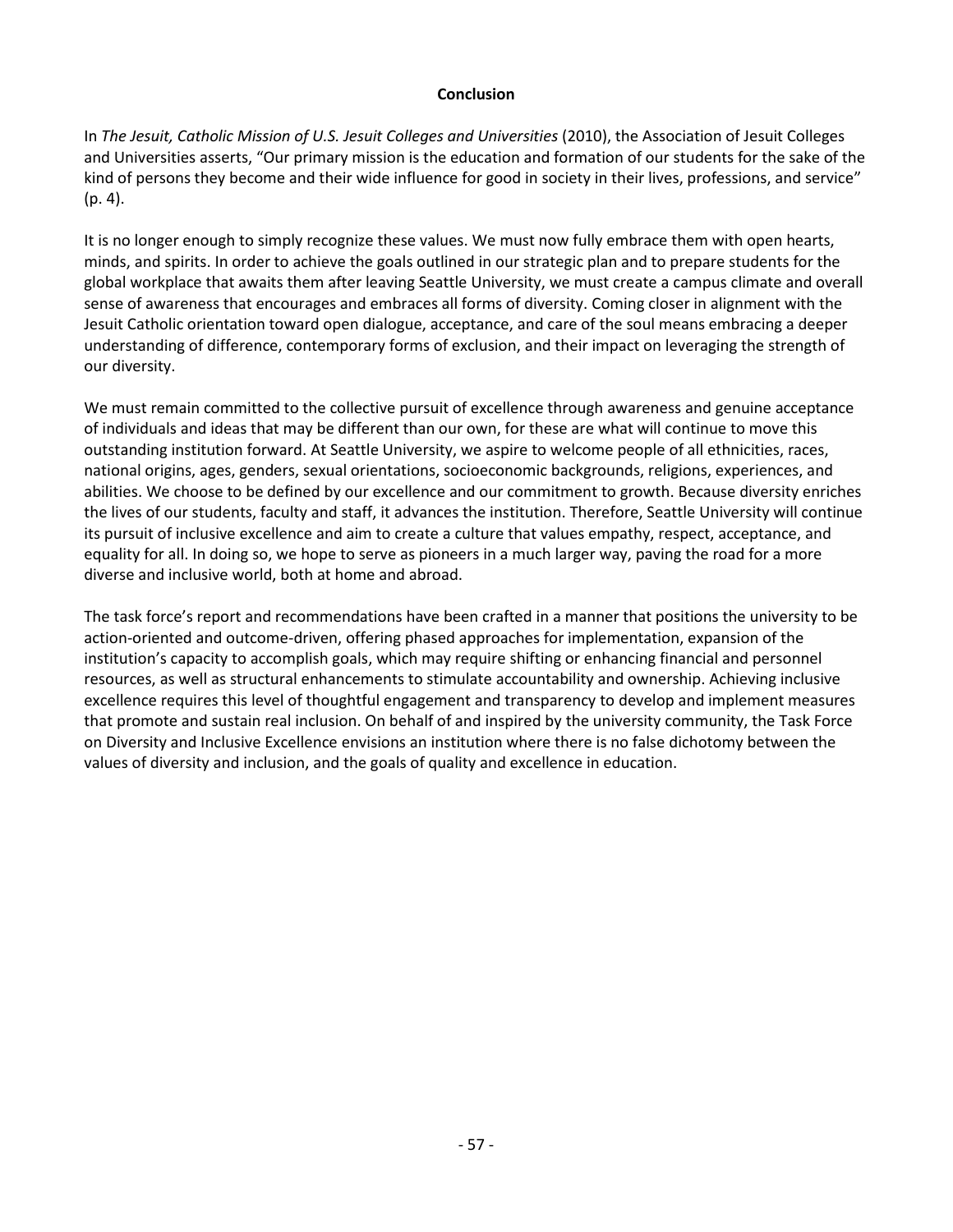## Conclusion

In *The Jesuit, Catholic Mission of U.S. Jesuit Colleges and Universities* (2010), the Association of Jesuit Colleges and Universities asserts, "Our primary mission is the education and formation of our students for the sake of the kind of persons they become and their wide influence for good in society in their lives, professions, and service" (p. 4).

It is no longer enough to simply recognize these values. We must now fully embrace them with open hearts, minds, and spirits. In order to achieve the goals outlined in our strategic plan and to prepare students for the global workplace that awaits them after leaving Seattle University, we must create a campus climate and overall sense of awareness that encourages and embraces all forms of diversity. Coming closer in alignment with the Jesuit Catholic orientation toward open dialogue, acceptance, and care of the soul means embracing a deeper understanding of difference, contemporary forms of exclusion, and their impact on leveraging the strength of our diversity.

We must remain committed to the collective pursuit of excellence through awareness and genuine acceptance of individuals and ideas that may be different than our own, for these are what will continue to move this outstanding institution forward. At Seattle University, we aspire to welcome people of all ethnicities, races, national origins, ages, genders, sexual orientations, socioeconomic backgrounds, religions, experiences, and abilities. We choose to be defined by our excellence and our commitment to growth. Because diversity enriches the lives of our students, faculty and staff, it advances the institution. Therefore, Seattle University will continue its pursuit of inclusive excellence and aim to create a culture that values empathy, respect, acceptance, and equality for all. In doing so, we hope to serve as pioneers in a much larger way, paving the road for a more diverse and inclusive world, both at home and abroad.

The task force's report and recommendations have been crafted in a manner that positions the university to be action-oriented and outcome-driven, offering phased approaches for implementation, expansion of the institution's capacity to accomplish goals, which may require shifting or enhancing financial and personnel resources, as well as structural enhancements to stimulate accountability and ownership. Achieving inclusive excellence requires this level of thoughtful engagement and transparency to develop and implement measures that promote and sustain real inclusion. On behalf of and inspired by the university community, the Task Force on Diversity and Inclusive Excellence envisions an institution where there is no false dichotomy between the values of diversity and inclusion, and the goals of quality and excellence in education.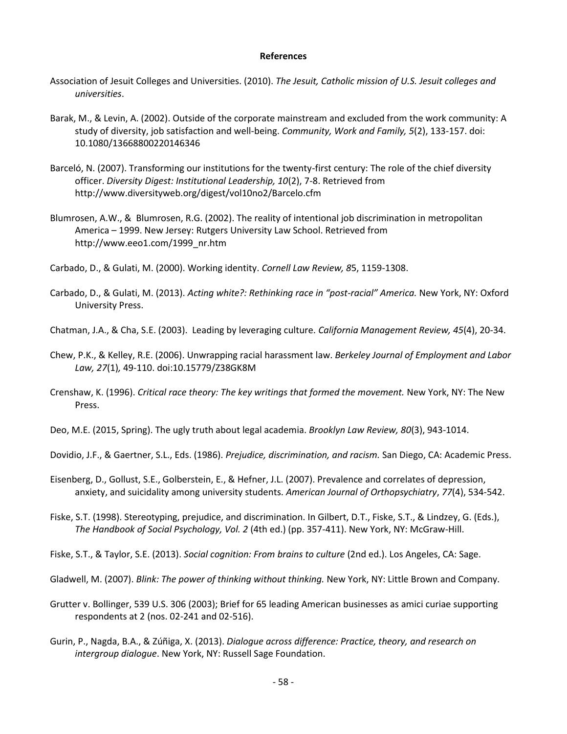## References

Association of Jesuit Colleges and Universities. (2010). *The Jesuit, Catholic mission of U.S. Jesuit colleges and universities*.

Barak, M., & Levin, A. (2002). Outside of the corporate mainstream and excluded from the work community: A study of diversity, job satisfaction and well-being. *Community, Work and Family, 5*(2), 133-157. doi: 10.1080/13668800220146346

Barceló, N. (2007). Transforming our institutions for the twenty-first century: The role of the chief diversity officer. *Diversity Digest: Institutional Leadership, 10*(2), 7-8. Retrieved from http://www.diversityweb.org/digest/vol10no2/Barcelo.cfm

Blumrosen, A.W., & Blumrosen, R.G. (2002). The reality of intentional job discrimination in metropolitan America – 1999. New Jersey: Rutgers University Law School. Retrieved from http://www.eeo1.com/1999_nr.htm

Carbado, D., & Gulati, M. (2000). Working identity. *Cornell Law Review, 8*5, 1159-1308.

Carbado, D., & Gulati, M. (2013). *Acting white?: Rethinking race in "post-racial" America.* New York, NY: Oxford University Press.

Chatman, J.A., & Cha, S.E. (2003). Leading by leveraging culture. *California Management Review, 45*(4), 20-34.

Chew, P.K., & Kelley, R.E. (2006). Unwrapping racial harassment law. *Berkeley Journal of Employment and Labor Law, 27*(1)*,* 49-110. doi:10.15779/Z38GK8M

Crenshaw, K. (1996). *Critical race theory: The key writings that formed the movement.* New York, NY: The New Press.

Deo, M.E. (2015, Spring). The ugly truth about legal academia. *Brooklyn Law Review, 80*(3), 943-1014.

Dovidio, J.F., & Gaertner, S.L., Eds. (1986). *Prejudice, discrimination, and racism.* San Diego, CA: Academic Press.

Eisenberg, D., Gollust, S.E., Golberstein, E., & Hefner, J.L. (2007). Prevalence and correlates of depression, anxiety, and suicidality among university students. *American Journal of Orthopsychiatry*, *77*(4), 534-542.

Fiske, S.T. (1998). Stereotyping, prejudice, and discrimination. In Gilbert, D.T., Fiske, S.T., & Lindzey, G. (Eds.), *The Handbook of Social Psychology, Vol. 2* (4th ed.) (pp. 357-411). New York, NY: McGraw-Hill.

Fiske, S.T., & Taylor, S.E. (2013). *Social cognition: From brains to culture* (2nd ed.). Los Angeles, CA: Sage.

Gladwell, M. (2007). *Blink: The power of thinking without thinking.* New York, NY: Little Brown and Company.

Grutter v. Bollinger, 539 U.S. 306 (2003); Brief for 65 leading American businesses as amici curiae supporting respondents at 2 (nos. 02-241 and 02-516).

Gurin, P., Nagda, B.A., & Zúñiga, X. (2013). *Dialogue across difference: Practice, theory, and research on intergroup dialogue*. New York, NY: Russell Sage Foundation.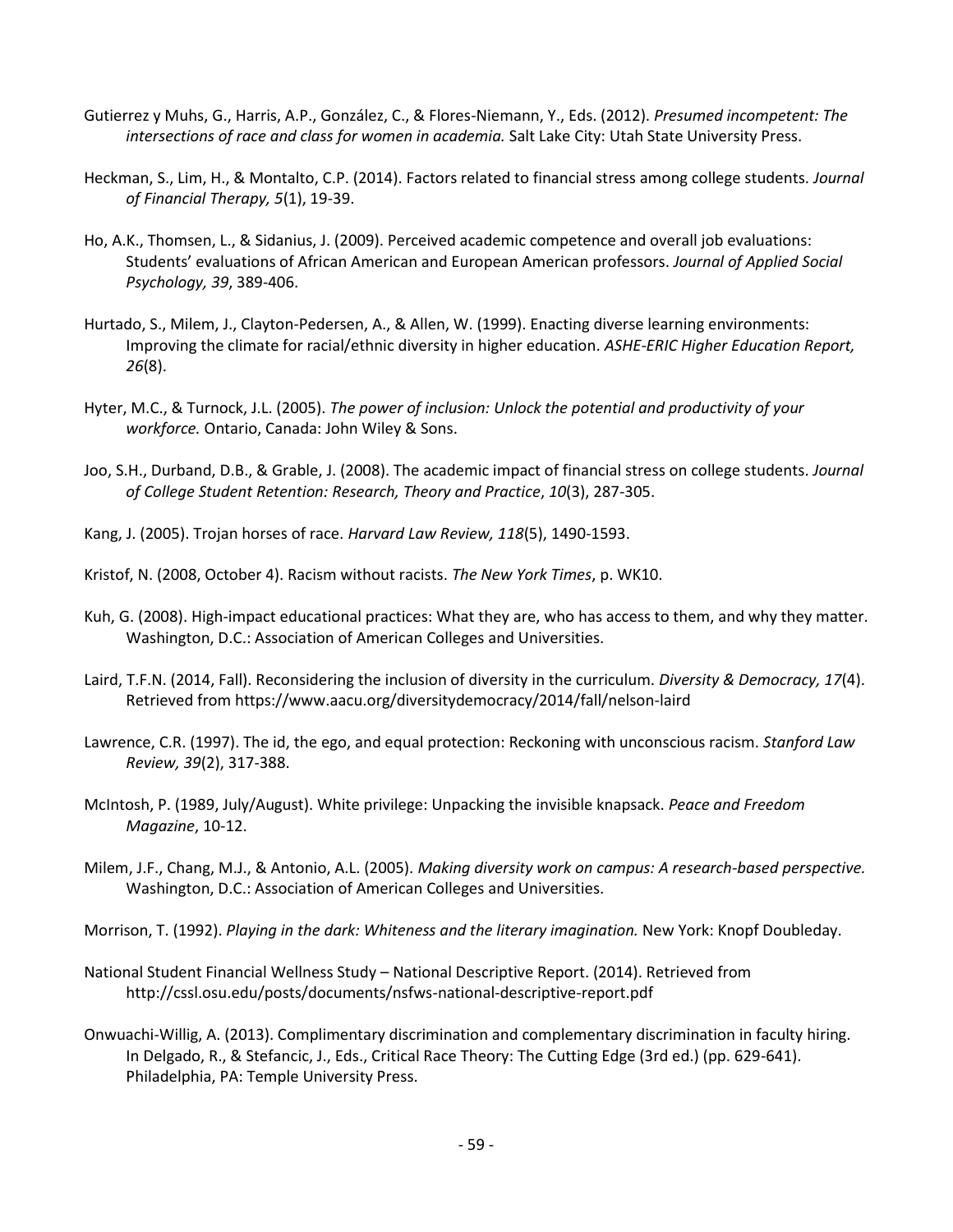Gutierrez y Muhs, G., Harris, A.P., González, C., & Flores-Niemann, Y., Eds. (2012). *Presumed incompetent: The intersections of race and class for women in academia.* Salt Lake City: Utah State University Press.

Heckman, S., Lim, H., & Montalto, C.P. (2014). Factors related to financial stress among college students. *Journal of Financial Therapy, 5*(1), 19-39.

Ho, A.K., Thomsen, L., & Sidanius, J. (2009). Perceived academic competence and overall job evaluations: Students' evaluations of African American and European American professors. *Journal of Applied Social Psychology, 39*, 389-406.

Hurtado, S., Milem, J., Clayton-Pedersen, A., & Allen, W. (1999). Enacting diverse learning environments: Improving the climate for racial/ethnic diversity in higher education. *ASHE-ERIC Higher Education Report, 26*(8).

Hyter, M.C., & Turnock, J.L. (2005). *The power of inclusion: Unlock the potential and productivity of your workforce.* Ontario, Canada: John Wiley & Sons.

Joo, S.H., Durband, D.B., & Grable, J. (2008). The academic impact of financial stress on college students. *Journal of College Student Retention: Research, Theory and Practice*, *10*(3), 287-305.

Kang, J. (2005). Trojan horses of race. *Harvard Law Review, 118*(5), 1490-1593.

Kristof, N. (2008, October 4). Racism without racists. *The New York Times*, p. WK10.

Kuh, G. (2008). High-impact educational practices: What they are, who has access to them, and why they matter. Washington, D.C.: Association of American Colleges and Universities.

Laird, T.F.N. (2014, Fall). Reconsidering the inclusion of diversity in the curriculum. *Diversity & Democracy, 17*(4). Retrieved from https://www.aacu.org/diversitydemocracy/2014/fall/nelson-laird

Lawrence, C.R. (1997). The id, the ego, and equal protection: Reckoning with unconscious racism. *Stanford Law Review, 39*(2), 317-388.

McIntosh, P. (1989, July/August). White privilege: Unpacking the invisible knapsack. *Peace and Freedom Magazine*, 10-12.

Milem, J.F., Chang, M.J., & Antonio, A.L. (2005). *Making diversity work on campus: A research-based perspective.* Washington, D.C.: Association of American Colleges and Universities.

Morrison, T. (1992). *Playing in the dark: Whiteness and the literary imagination.* New York: Knopf Doubleday.

National Student Financial Wellness Study – National Descriptive Report. (2014). Retrieved from http://cssl.osu.edu/posts/documents/nsfws-national-descriptive-report.pdf

Onwuachi-Willig, A. (2013). Complimentary discrimination and complementary discrimination in faculty hiring. In Delgado, R., & Stefancic, J., Eds., Critical Race Theory: The Cutting Edge (3rd ed.) (pp. 629-641). Philadelphia, PA: Temple University Press.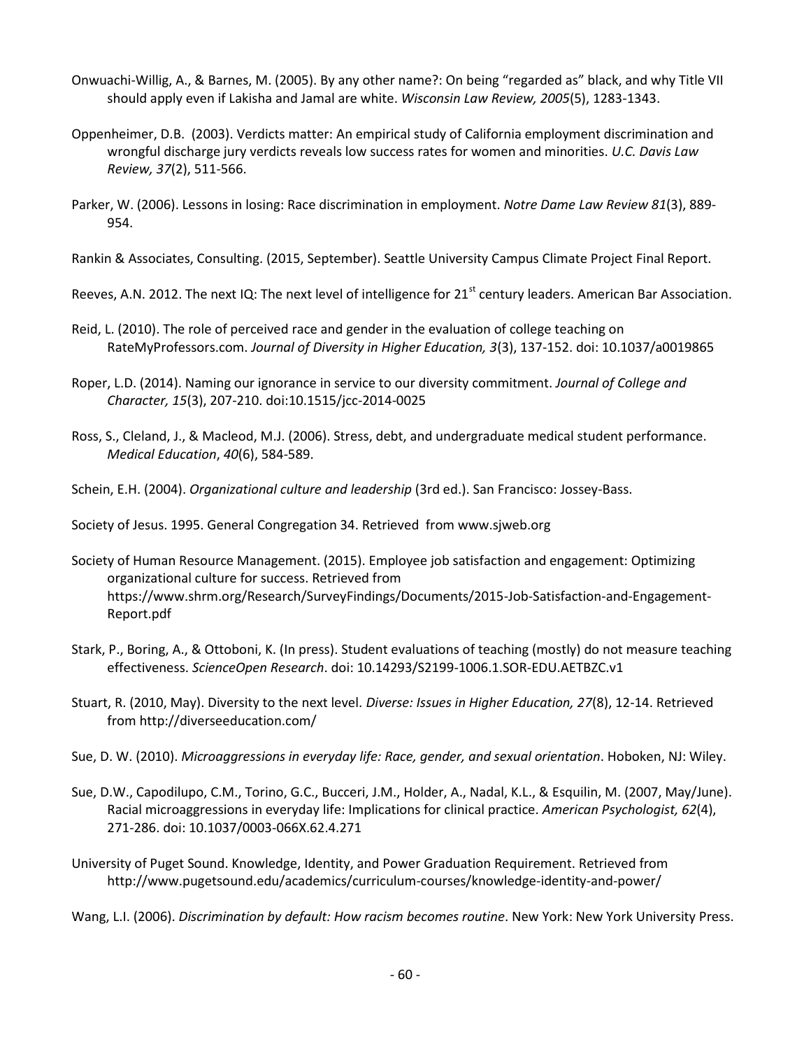Onwuachi-Willig, A., & Barnes, M. (2005). By any other name?: On being "regarded as" black, and why Title VII should apply even if Lakisha and Jamal are white. *Wisconsin Law Review, 2005*(5), 1283-1343.

Oppenheimer, D.B. (2003). Verdicts matter: An empirical study of California employment discrimination and wrongful discharge jury verdicts reveals low success rates for women and minorities. *U.C. Davis Law Review, 37*(2), 511-566.

Parker, W. (2006). Lessons in losing: Race discrimination in employment. *Notre Dame Law Review 81*(3), 889-954.

Rankin & Associates, Consulting. (2015, September). Seattle University Campus Climate Project Final Report.

Reeves, A.N. 2012. The next IQ: The next level of intelligence for 21st century leaders. American Bar Association.

Reid, L. (2010). The role of perceived race and gender in the evaluation of college teaching on RateMyProfessors.com. *Journal of Diversity in Higher Education, 3*(3), 137-152. doi: 10.1037/a0019865

Roper, L.D. (2014). Naming our ignorance in service to our diversity commitment. *Journal of College and Character, 15*(3), 207-210. doi:10.1515/jcc-2014-0025

Ross, S., Cleland, J., & Macleod, M.J. (2006). Stress, debt, and undergraduate medical student performance. *Medical Education*, *40*(6), 584-589.

Schein, E.H. (2004). *Organizational culture and leadership* (3rd ed.). San Francisco: Jossey-Bass.

Society of Jesus. 1995. General Congregation 34. Retrieved from www.sjweb.org

Society of Human Resource Management. (2015). Employee job satisfaction and engagement: Optimizing organizational culture for success. Retrieved from https://www.shrm.org/Research/SurveyFindings/Documents/2015-Job-Satisfaction-and-Engagement-Report.pdf

Stark, P., Boring, A., & Ottoboni, K. (In press). Student evaluations of teaching (mostly) do not measure teaching effectiveness. *ScienceOpen Research*. doi: 10.14293/S2199-1006.1.SOR-EDU.AETBZC.v1

Stuart, R. (2010, May). Diversity to the next level. *Diverse: Issues in Higher Education, 27*(8), 12-14. Retrieved from http://diverseeducation.com/

Sue, D. W. (2010). *Microaggressions in everyday life: Race, gender, and sexual orientation*. Hoboken, NJ: Wiley.

Sue, D.W., Capodilupo, C.M., Torino, G.C., Bucceri, J.M., Holder, A., Nadal, K.L., & Esquilin, M. (2007, May/June). Racial microaggressions in everyday life: Implications for clinical practice. *American Psychologist, 62*(4), 271-286. doi: 10.1037/0003-066X.62.4.271

University of Puget Sound. Knowledge, Identity, and Power Graduation Requirement. Retrieved from http://www.pugetsound.edu/academics/curriculum-courses/knowledge-identity-and-power/

Wang, L.I. (2006). *Discrimination by default: How racism becomes routine*. New York: New York University Press.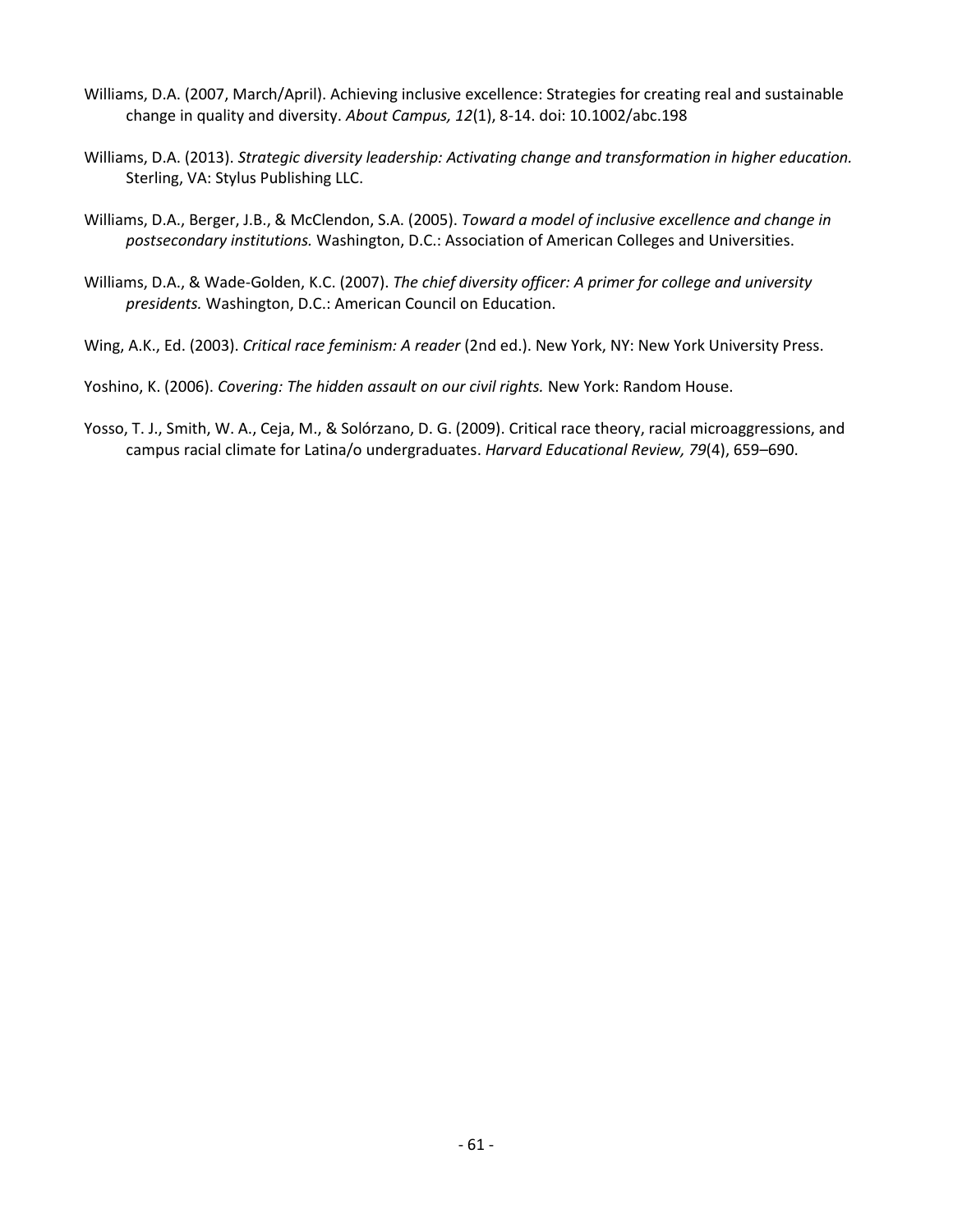Williams, D.A. (2007, March/April). Achieving inclusive excellence: Strategies for creating real and sustainable change in quality and diversity. *About Campus, 12*(1), 8-14. doi: 10.1002/abc.198

Williams, D.A. (2013). *Strategic diversity leadership: Activating change and transformation in higher education.* Sterling, VA: Stylus Publishing LLC.

Williams, D.A., Berger, J.B., & McClendon, S.A. (2005). *Toward a model of inclusive excellence and change in postsecondary institutions.* Washington, D.C.: Association of American Colleges and Universities.

Williams, D.A., & Wade-Golden, K.C. (2007). *The chief diversity officer: A primer for college and university presidents.* Washington, D.C.: American Council on Education.

Wing, A.K., Ed. (2003). *Critical race feminism: A reader* (2nd ed.). New York, NY: New York University Press.

Yoshino, K. (2006). *Covering: The hidden assault on our civil rights.* New York: Random House.

Yosso, T. J., Smith, W. A., Ceja, M., & Solórzano, D. G. (2009). Critical race theory, racial microaggressions, and campus racial climate for Latina/o undergraduates. *Harvard Educational Review, 79*(4), 659–690.